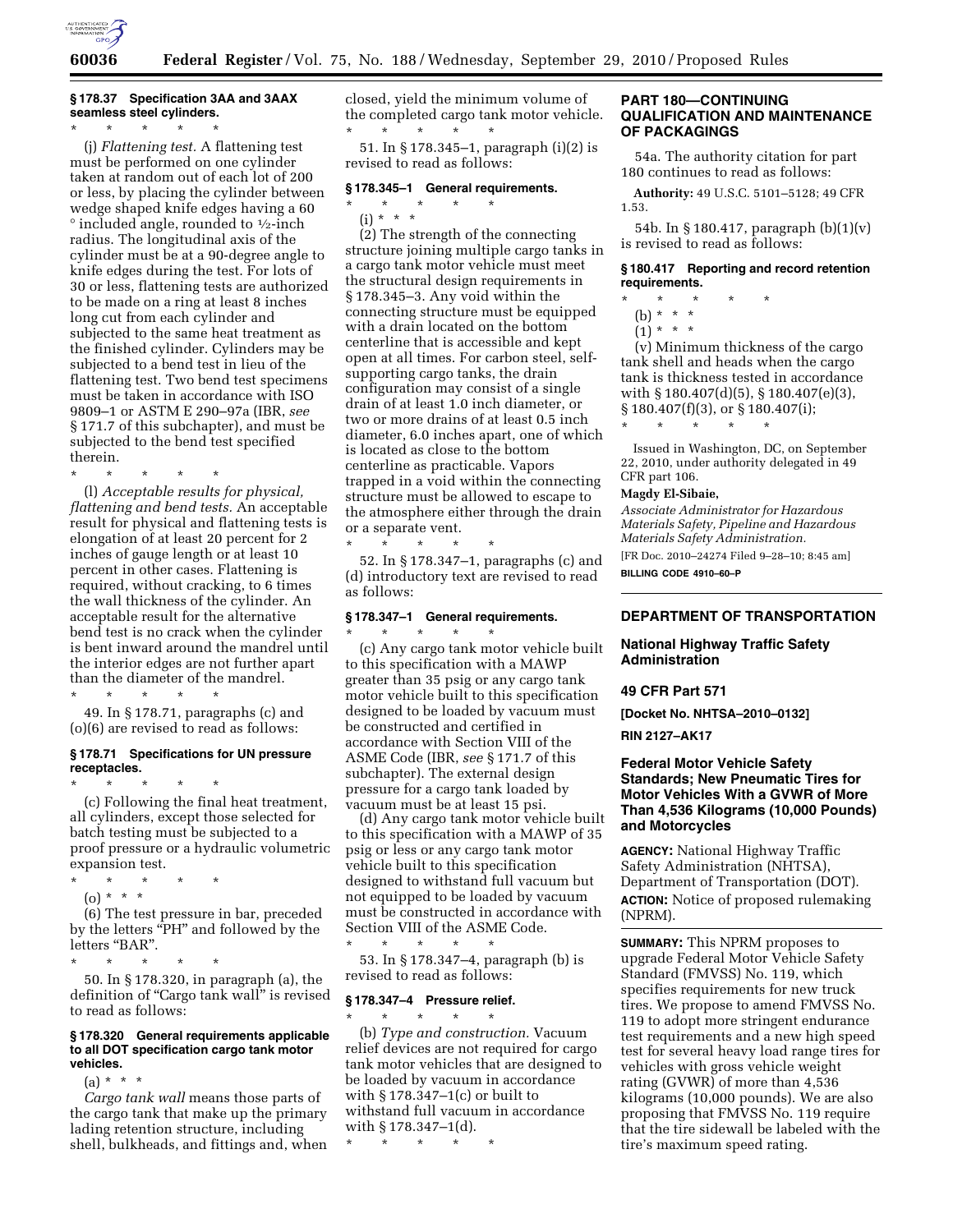### § 178.37 Specification 3AA and 3AAX seamless steel cylinders.

\* \* \* \* \*

(j) *Flattening test.* A flattening test must be performed on one cylinder taken at random out of each lot of 200 or less, by placing the cylinder between wedge shaped knife edges having a 60 ° included angle, rounded to ½-inch radius. The longitudinal axis of the cylinder must be at a 90-degree angle to knife edges during the test. For lots of 30 or less, flattening tests are authorized to be made on a ring at least 8 inches long cut from each cylinder and subjected to the same heat treatment as the finished cylinder. Cylinders may be subjected to a bend test in lieu of the flattening test. Two bend test specimens must be taken in accordance with ISO 9809–1 or ASTM E 290–97a (IBR, *see* § 171.7 of this subchapter), and must be subjected to the bend test specified therein.

\* \* \* \* \*

(l) *Acceptable results for physical, flattening and bend tests.* An acceptable result for physical and flattening tests is elongation of at least 20 percent for 2 inches of gauge length or at least 10 percent in other cases. Flattening is required, without cracking, to 6 times the wall thickness of the cylinder. An acceptable result for the alternative bend test is no crack when the cylinder is bent inward around the mandrel until the interior edges are not further apart than the diameter of the mandrel.

\* \* \* \* \*

49. In § 178.71, paragraphs (c) and (o)(6) are revised to read as follows:

### § 178.71 Specifications for UN pressure receptacles.

\* \* \* \* \*

(c) Following the final heat treatment, all cylinders, except those selected for batch testing must be subjected to a proof pressure or a hydraulic volumetric expansion test.

\* \* \* \* \*

(o) \* \* \*

(6) The test pressure in bar, preceded by the letters "PH" and followed by the letters "BAR".

\* \* \* \* \*

50. In § 178.320, in paragraph (a), the definition of "Cargo tank wall" is revised to read as follows:

### § 178.320 General requirements applicable to all DOT specification cargo tank motor vehicles.

(a) \* \* \*

*Cargo tank wall* means those parts of the cargo tank that make up the primary lading retention structure, including shell, bulkheads, and fittings and, when closed, yield the minimum volume of the completed cargo tank motor vehicle.

\* \* \* \* \*

51. In § 178.345–1, paragraph (i)(2) is revised to read as follows:

### § 178.345–1 General requirements.

\* \* \* \* \*

(i) \* \* \*

(2) The strength of the connecting structure joining multiple cargo tanks in a cargo tank motor vehicle must meet the structural design requirements in § 178.345–3. Any void within the connecting structure must be equipped with a drain located on the bottom centerline that is accessible and kept open at all times. For carbon steel, self-supporting cargo tanks, the drain configuration may consist of a single drain of at least 1.0 inch diameter, or two or more drains of at least 0.5 inch diameter, 6.0 inches apart, one of which is located as close to the bottom centerline as practicable. Vapors trapped in a void within the connecting structure must be allowed to escape to the atmosphere either through the drain or a separate vent.

\* \* \* \* \*

52. In § 178.347–1, paragraphs (c) and (d) introductory text are revised to read as follows:

### § 178.347–1 General requirements.

\* \* \* \* \*

(c) Any cargo tank motor vehicle built to this specification with a MAWP greater than 35 psig or any cargo tank motor vehicle built to this specification designed to be loaded by vacuum must be constructed and certified in accordance with Section VIII of the ASME Code (IBR, *see* § 171.7 of this subchapter). The external design pressure for a cargo tank loaded by vacuum must be at least 15 psi.

(d) Any cargo tank motor vehicle built to this specification with a MAWP of 35 psig or less or any cargo tank motor vehicle built to this specification designed to withstand full vacuum but not equipped to be loaded by vacuum must be constructed in accordance with Section VIII of the ASME Code.

\* \* \* \* \*

53. In § 178.347–4, paragraph (b) is revised to read as follows:

### § 178.347–4 Pressure relief.

\* \* \* \* \*

(b) *Type and construction.* Vacuum relief devices are not required for cargo tank motor vehicles that are designed to be loaded by vacuum in accordance with § 178.347–1(c) or built to withstand full vacuum in accordance with § 178.347–1(d).

\* \* \* \* \*

## PART 180—CONTINUING QUALIFICATION AND MAINTENANCE OF PACKAGINGS

54a. The authority citation for part 180 continues to read as follows:

**Authority:** 49 U.S.C. 5101–5128; 49 CFR 1.53.

54b. In § 180.417, paragraph (b)(1)(v) is revised to read as follows:

### § 180.417 Reporting and record retention requirements.

\* \* \* \* \*

(b) \* \* \*

(1) \* \* \*

(v) Minimum thickness of the cargo tank shell and heads when the cargo tank is thickness tested in accordance with § 180.407(d)(5), § 180.407(e)(3), § 180.407(f)(3), or § 180.407(i);

\* \* \* \* \*

Issued in Washington, DC, on September 22, 2010, under authority delegated in 49 CFR part 106.

**Magdy El-Sibaie,**

*Associate Administrator for Hazardous Materials Safety, Pipeline and Hazardous Materials Safety Administration.*

[FR Doc. 2010–24274 Filed 9–28–10; 8:45 am]

**BILLING CODE 4910–60–P**

---

## DEPARTMENT OF TRANSPORTATION

### National Highway Traffic Safety Administration

### 49 CFR Part 571

**[Docket No. NHTSA–2010–0132]**

**RIN 2127–AK17**

### Federal Motor Vehicle Safety Standards; New Pneumatic Tires for Motor Vehicles With a GVWR of More Than 4,536 Kilograms (10,000 Pounds) and Motorcycles

**AGENCY:** National Highway Traffic Safety Administration (NHTSA), Department of Transportation (DOT).

**ACTION:** Notice of proposed rulemaking (NPRM).

**SUMMARY:** This NPRM proposes to upgrade Federal Motor Vehicle Safety Standard (FMVSS) No. 119, which specifies requirements for new truck tires. We propose to amend FMVSS No. 119 to adopt more stringent endurance test requirements and a new high speed test for several heavy load range tires for vehicles with gross vehicle weight rating (GVWR) of more than 4,536 kilograms (10,000 pounds). We are also proposing that FMVSS No. 119 require that the tire sidewall be labeled with the tire's maximum speed rating.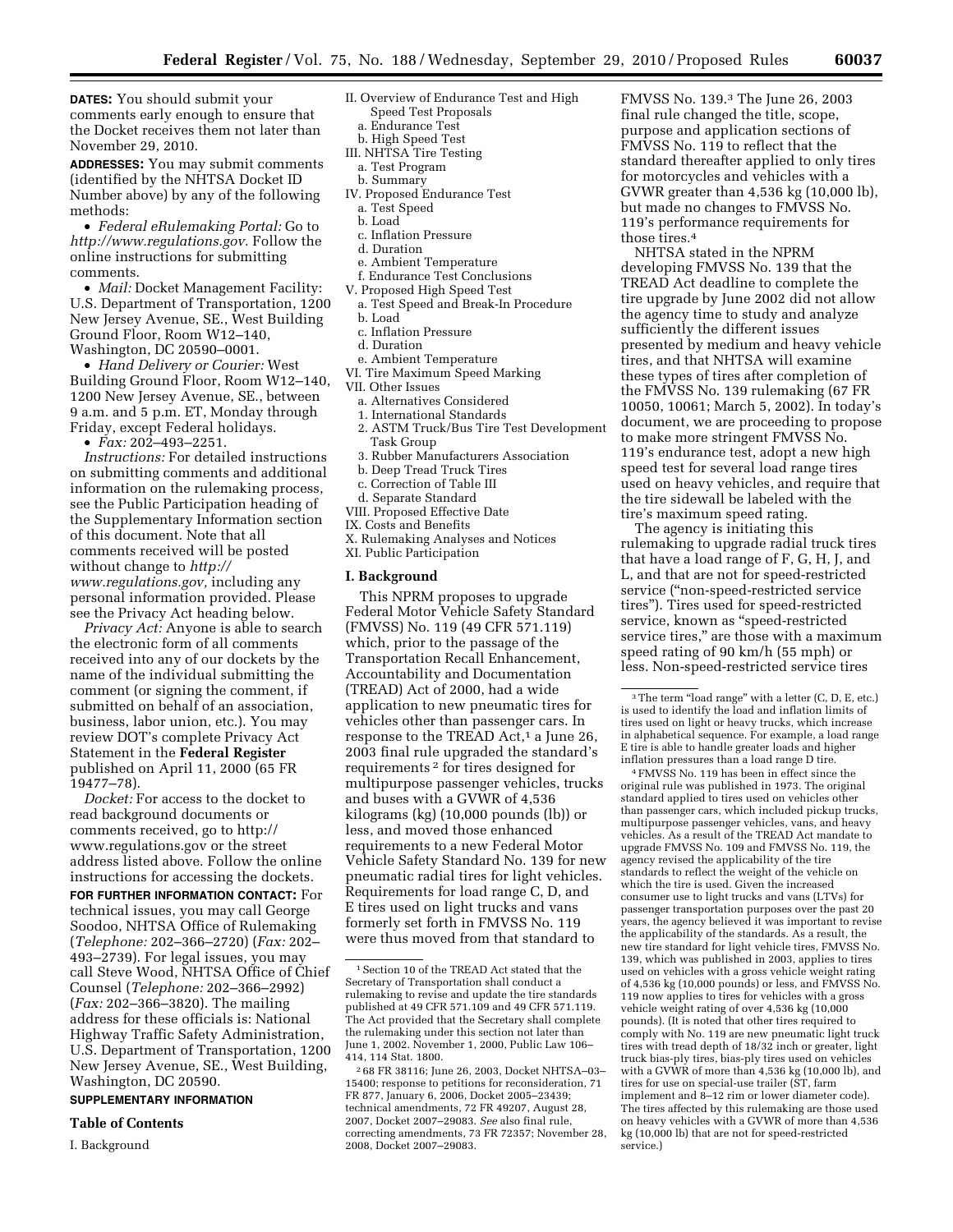**DATES:** You should submit your comments early enough to ensure that the Docket receives them not later than November 29, 2010.

**ADDRESSES:** You may submit comments (identified by the NHTSA Docket ID Number above) by any of the following methods:

- *Federal eRulemaking Portal:* Go to *http://www.regulations.gov.* Follow the online instructions for submitting comments.
- *Mail:* Docket Management Facility: U.S. Department of Transportation, 1200 New Jersey Avenue, SE., West Building Ground Floor, Room W12–140, Washington, DC 20590–0001.
- *Hand Delivery or Courier:* West Building Ground Floor, Room W12–140, 1200 New Jersey Avenue, SE., between 9 a.m. and 5 p.m. ET, Monday through Friday, except Federal holidays.
- *Fax:* 202–493–2251.

*Instructions:* For detailed instructions on submitting comments and additional information on the rulemaking process, see the Public Participation heading of the Supplementary Information section of this document. Note that all comments received will be posted without change to *http://www.regulations.gov,* including any personal information provided. Please see the Privacy Act heading below.

*Privacy Act:* Anyone is able to search the electronic form of all comments received into any of our dockets by the name of the individual submitting the comment (or signing the comment, if submitted on behalf of an association, business, labor union, etc.). You may review DOT's complete Privacy Act Statement in the **Federal Register** published on April 11, 2000 (65 FR 19477–78).

*Docket:* For access to the docket to read background documents or comments received, go to http://www.regulations.gov or the street address listed above. Follow the online instructions for accessing the dockets.

**FOR FURTHER INFORMATION CONTACT:** For technical issues, you may call George Soodoo, NHTSA Office of Rulemaking (*Telephone:* 202–366–2720) (*Fax:* 202–493–2739). For legal issues, you may call Steve Wood, NHTSA Office of Chief Counsel (*Telephone:* 202–366–2992) (*Fax:* 202–366–3820). The mailing address for these officials is: National Highway Traffic Safety Administration, U.S. Department of Transportation, 1200 New Jersey Avenue, SE., West Building, Washington, DC 20590.

**SUPPLEMENTARY INFORMATION**

**Table of Contents**

I. Background
II. Overview of Endurance Test and High Speed Test Proposals
  a. Endurance Test
  b. High Speed Test
III. NHTSA Tire Testing
  a. Test Program
  b. Summary
IV. Proposed Endurance Test
  a. Test Speed
  b. Load
  c. Inflation Pressure
  d. Duration
  e. Ambient Temperature
  f. Endurance Test Conclusions
V. Proposed High Speed Test
  a. Test Speed and Break-In Procedure
  b. Load
  c. Inflation Pressure
  d. Duration
  e. Ambient Temperature
VI. Tire Maximum Speed Marking
VII. Other Issues
  a. Alternatives Considered
  1. International Standards
  2. ASTM Truck/Bus Tire Test Development Task Group
  3. Rubber Manufacturers Association
  b. Deep Tread Truck Tires
  c. Correction of Table III
  d. Separate Standard
VIII. Proposed Effective Date
IX. Costs and Benefits
X. Rulemaking Analyses and Notices
XI. Public Participation

## I. Background

This NPRM proposes to upgrade Federal Motor Vehicle Safety Standard (FMVSS) No. 119 (49 CFR 571.119) which, prior to the passage of the Transportation Recall Enhancement, Accountability and Documentation (TREAD) Act of 2000, had a wide application to new pneumatic tires for vehicles other than passenger cars. In response to the TREAD Act,[1] a June 26, 2003 final rule upgraded the standard's requirements [2] for tires designed for multipurpose passenger vehicles, trucks and buses with a GVWR of 4,536 kilograms (kg) (10,000 pounds (lb)) or less, and moved those enhanced requirements to a new Federal Motor Vehicle Safety Standard No. 139 for new pneumatic radial tires for light vehicles. Requirements for load range C, D, and E tires used on light trucks and vans formerly set forth in FMVSS No. 119 were thus moved from that standard to FMVSS No. 139.[3] The June 26, 2003 final rule changed the title, scope, purpose and application sections of FMVSS No. 119 to reflect that the standard thereafter applied to only tires for motorcycles and vehicles with a GVWR greater than 4,536 kg (10,000 lb), but made no changes to FMVSS No. 119's performance requirements for those tires.[4]

NHTSA stated in the NPRM developing FMVSS No. 139 that the TREAD Act deadline to complete the tire upgrade by June 2002 did not allow the agency time to study and analyze sufficiently the different issues presented by medium and heavy vehicle tires, and that NHTSA will examine these types of tires after completion of the FMVSS No. 139 rulemaking (67 FR 10050, 10061; March 5, 2002). In today's document, we are proceeding to propose to make more stringent FMVSS No. 119's endurance test, adopt a new high speed test for several load range tires used on heavy vehicles, and require that the tire sidewall be labeled with the tire's maximum speed rating.

The agency is initiating this rulemaking to upgrade radial truck tires that have a load range of F, G, H, J, and L, and that are not for speed-restricted service ("non-speed-restricted service tires"). Tires used for speed-restricted service, known as "speed-restricted service tires," are those with a maximum speed rating of 90 km/h (55 mph) or less. Non-speed-restricted service tires

[1] Section 10 of the TREAD Act stated that the Secretary of Transportation shall conduct a rulemaking to revise and update the tire standards published at 49 CFR 571.109 and 49 CFR 571.119. The Act provided that the Secretary shall complete the rulemaking under this section not later than June 1, 2002. November 1, 2000, Public Law 106–414, 114 Stat. 1800.

[2] 68 FR 38116; June 26, 2003, Docket NHTSA–03–15400; response to petitions for reconsideration, 71 FR 877, January 6, 2006, Docket 2005–23439; technical amendments, 72 FR 49207, August 28, 2007, Docket 2007–29083. *See* also final rule, correcting amendments, 73 FR 72357; November 28, 2008, Docket 2007–29083.

[3] The term "load range" with a letter (C, D, E, etc.) is used to identify the load and inflation limits of tires used on light or heavy trucks, which increase in alphabetical sequence. For example, a load range E tire is able to handle greater loads and higher inflation pressures than a load range D tire.

[4] FMVSS No. 119 has been in effect since the original rule was published in 1973. The original standard applied to tires used on vehicles other than passenger cars, which included pickup trucks, multipurpose passenger vehicles, vans, and heavy vehicles. As a result of the TREAD Act mandate to upgrade FMVSS No. 109 and FMVSS No. 119, the agency revised the applicability of the tire standards to reflect the weight of the vehicle on which the tire is used. Given the increased consumer use to light trucks and vans (LTVs) for passenger transportation purposes over the past 20 years, the agency believed it was important to revise the applicability of the standards. As a result, the new tire standard for light vehicle tires, FMVSS No. 139, which was published in 2003, applies to tires used on vehicles with a gross vehicle weight rating of 4,536 kg (10,000 pounds) or less, and FMVSS No. 119 now applies to tires for vehicles with a gross vehicle weight rating of over 4,536 kg (10,000 pounds). (It is noted that other tires required to comply with No. 119 are new pneumatic light truck tires with tread depth of 18/32 inch or greater, light truck bias-ply tires, bias-ply tires used on vehicles with a GVWR of more than 4,536 kg (10,000 lb), and tires for use on special-use trailer (ST, farm implement and 8–12 rim or lower diameter code). The tires affected by this rulemaking are those used on heavy vehicles with a GVWR of more than 4,536 kg (10,000 lb) that are not for speed-restricted service.)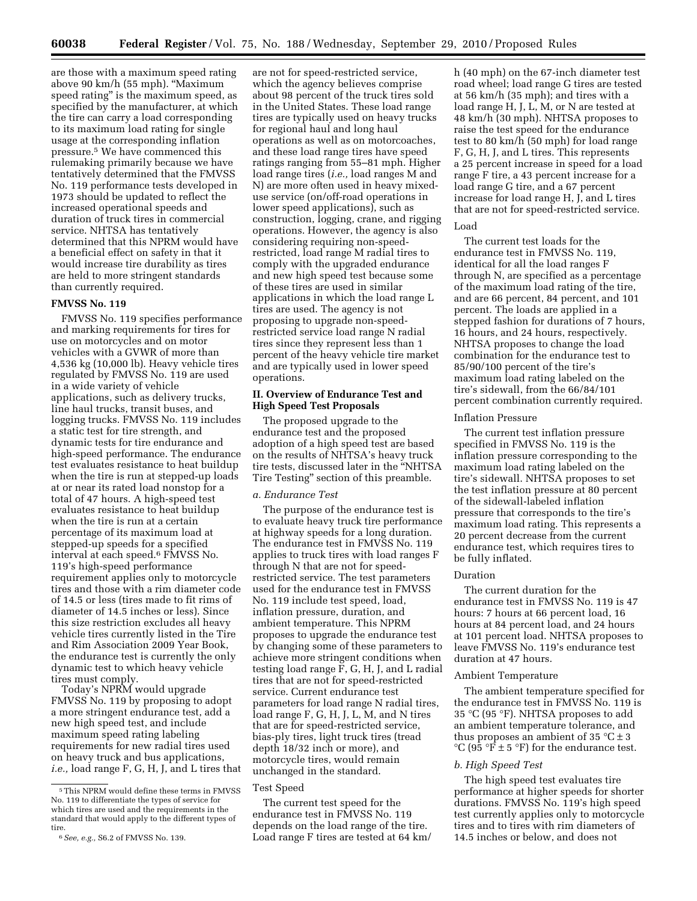are those with a maximum speed rating above 90 km/h (55 mph). "Maximum speed rating" is the maximum speed, as specified by the manufacturer, at which the tire can carry a load corresponding to its maximum load rating for single usage at the corresponding inflation pressure.[5] We have commenced this rulemaking primarily because we have tentatively determined that the FMVSS No. 119 performance tests developed in 1973 should be updated to reflect the increased operational speeds and duration of truck tires in commercial service. NHTSA has tentatively determined that this NPRM would have a beneficial effect on safety in that it would increase tire durability as tires are held to more stringent standards than currently required.

### FMVSS No. 119

FMVSS No. 119 specifies performance and marking requirements for tires for use on motorcycles and on motor vehicles with a GVWR of more than 4,536 kg (10,000 lb). Heavy vehicle tires regulated by FMVSS No. 119 are used in a wide variety of vehicle applications, such as delivery trucks, line haul trucks, transit buses, and logging trucks. FMVSS No. 119 includes a static test for tire strength, and dynamic tests for tire endurance and high-speed performance. The endurance test evaluates resistance to heat buildup when the tire is run at stepped-up loads at or near its rated load nonstop for a total of 47 hours. A high-speed test evaluates resistance to heat buildup when the tire is run at a certain percentage of its maximum load at stepped-up speeds for a specified interval at each speed.[6] FMVSS No. 119's high-speed performance requirement applies only to motorcycle tires and those with a rim diameter code of 14.5 or less (tires made to fit rims of diameter of 14.5 inches or less). Since this size restriction excludes all heavy vehicle tires currently listed in the Tire and Rim Association 2009 Year Book, the endurance test is currently the only dynamic test to which heavy vehicle tires must comply.

Today's NPRM would upgrade FMVSS No. 119 by proposing to adopt a more stringent endurance test, add a new high speed test, and include maximum speed rating labeling requirements for new radial tires used on heavy truck and bus applications, *i.e.,* load range F, G, H, J, and L tires that are not for speed-restricted service, which the agency believes comprise about 98 percent of the truck tires sold in the United States. These load range tires are typically used on heavy trucks for regional haul and long haul operations as well as on motorcoaches, and these load range tires have speed ratings ranging from 55–81 mph. Higher load range tires (*i.e.,* load ranges M and N) are more often used in heavy mixed-use service (on/off-road operations in lower speed applications), such as construction, logging, crane, and rigging operations. However, the agency is also considering requiring non-speed-restricted, load range M radial tires to comply with the upgraded endurance and new high speed test because some of these tires are used in similar applications in which the load range L tires are used. The agency is not proposing to upgrade non-speed-restricted service load range N radial tires since they represent less than 1 percent of the heavy vehicle tire market and are typically used in lower speed operations.

## II. Overview of Endurance Test and High Speed Test Proposals

The proposed upgrade to the endurance test and the proposed adoption of a high speed test are based on the results of NHTSA's heavy truck tire tests, discussed later in the "NHTSA Tire Testing" section of this preamble.

### *a. Endurance Test*

The purpose of the endurance test is to evaluate heavy truck tire performance at highway speeds for a long duration. The endurance test in FMVSS No. 119 applies to truck tires with load ranges F through N that are not for speed-restricted service. The test parameters used for the endurance test in FMVSS No. 119 include test speed, load, inflation pressure, duration, and ambient temperature. This NPRM proposes to upgrade the endurance test by changing some of these parameters to achieve more stringent conditions when testing load range F, G, H, J, and L radial tires that are not for speed-restricted service. Current endurance test parameters for load range N radial tires, load range F, G, H, J, L, M, and N tires that are for speed-restricted service, bias-ply tires, light truck tires (tread depth 18/32 inch or more), and motorcycle tires, would remain unchanged in the standard.

#### Test Speed

The current test speed for the endurance test in FMVSS No. 119 depends on the load range of the tire. Load range F tires are tested at 64 km/h (40 mph) on the 67-inch diameter test road wheel; load range G tires are tested at 56 km/h (35 mph); and tires with a load range H, J, L, M, or N are tested at 48 km/h (30 mph). NHTSA proposes to raise the test speed for the endurance test to 80 km/h (50 mph) for load range F, G, H, J, and L tires. This represents a 25 percent increase in speed for a load range F tire, a 43 percent increase for a load range G tire, and a 67 percent increase for load range H, J, and L tires that are not for speed-restricted service.

#### Load

The current test loads for the endurance test in FMVSS No. 119, identical for all the load ranges F through N, are specified as a percentage of the maximum load rating of the tire, and are 66 percent, 84 percent, and 101 percent. The loads are applied in a stepped fashion for durations of 7 hours, 16 hours, and 24 hours, respectively. NHTSA proposes to change the load combination for the endurance test to 85/90/100 percent of the tire's maximum load rating labeled on the tire's sidewall, from the 66/84/101 percent combination currently required.

#### Inflation Pressure

The current test inflation pressure specified in FMVSS No. 119 is the inflation pressure corresponding to the maximum load rating labeled on the tire's sidewall. NHTSA proposes to set the test inflation pressure at 80 percent of the sidewall-labeled inflation pressure that corresponds to the tire's maximum load rating. This represents a 20 percent decrease from the current endurance test, which requires tires to be fully inflated.

#### Duration

The current duration for the endurance test in FMVSS No. 119 is 47 hours: 7 hours at 66 percent load, 16 hours at 84 percent load, and 24 hours at 101 percent load. NHTSA proposes to leave FMVSS No. 119's endurance test duration at 47 hours.

#### Ambient Temperature

The ambient temperature specified for the endurance test in FMVSS No. 119 is 35 °C (95 °F). NHTSA proposes to add an ambient temperature tolerance, and thus proposes an ambient of 35 °C $\pm$ 3 °C (95 °F $\pm$ 5 °F) for the endurance test.

### *b. High Speed Test*

The high speed test evaluates tire performance at higher speeds for shorter durations. FMVSS No. 119's high speed test currently applies only to motorcycle tires and to tires with rim diameters of 14.5 inches or below, and does not

---

[5] This NPRM would define these terms in FMVSS No. 119 to differentiate the types of service for which tires are used and the requirements in the standard that would apply to the different types of tire.

[6] *See, e.g.,* S6.2 of FMVSS No. 139.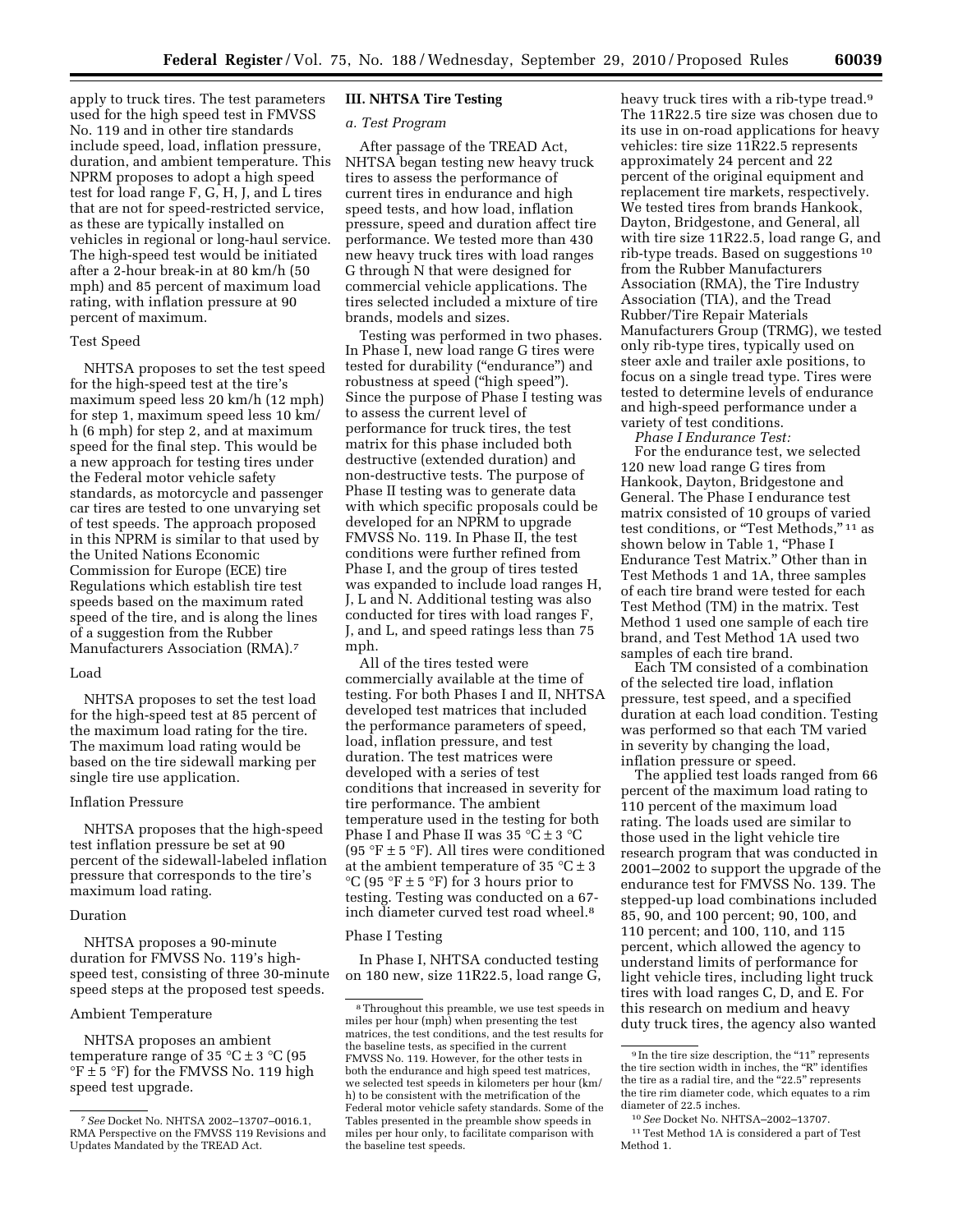apply to truck tires. The test parameters used for the high speed test in FMVSS No. 119 and in other tire standards include speed, load, inflation pressure, duration, and ambient temperature. This NPRM proposes to adopt a high speed test for load range F, G, H, J, and L tires that are not for speed-restricted service, as these are typically installed on vehicles in regional or long-haul service. The high-speed test would be initiated after a 2-hour break-in at 80 km/h (50 mph) and 85 percent of maximum load rating, with inflation pressure at 90 percent of maximum.

### Test Speed

NHTSA proposes to set the test speed for the high-speed test at the tire's maximum speed less 20 km/h (12 mph) for step 1, maximum speed less 10 km/h (6 mph) for step 2, and at maximum speed for the final step. This would be a new approach for testing tires under the Federal motor vehicle safety standards, as motorcycle and passenger car tires are tested to one unvarying set of test speeds. The approach proposed in this NPRM is similar to that used by the United Nations Economic Commission for Europe (ECE) tire Regulations which establish tire test speeds based on the maximum rated speed of the tire, and is along the lines of a suggestion from the Rubber Manufacturers Association (RMA).[7]

### Load

NHTSA proposes to set the test load for the high-speed test at 85 percent of the maximum load rating for the tire. The maximum load rating would be based on the tire sidewall marking per single tire use application.

### Inflation Pressure

NHTSA proposes that the high-speed test inflation pressure be set at 90 percent of the sidewall-labeled inflation pressure that corresponds to the tire's maximum load rating.

### Duration

NHTSA proposes a 90-minute duration for FMVSS No. 119's high-speed test, consisting of three 30-minute speed steps at the proposed test speeds.

### Ambient Temperature

NHTSA proposes an ambient temperature range of 35 °C ± 3 °C (95 °F ± 5 °F) for the FMVSS No. 119 high speed test upgrade.

## III. NHTSA Tire Testing

### *a. Test Program*

After passage of the TREAD Act, NHTSA began testing new heavy truck tires to assess the performance of current tires in endurance and high speed tests, and how load, inflation pressure, speed and duration affect tire performance. We tested more than 430 new heavy truck tires with load ranges G through N that were designed for commercial vehicle applications. The tires selected included a mixture of tire brands, models and sizes.

Testing was performed in two phases. In Phase I, new load range G tires were tested for durability ("endurance") and robustness at speed ("high speed"). Since the purpose of Phase I testing was to assess the current level of performance for truck tires, the test matrix for this phase included both destructive (extended duration) and non-destructive tests. The purpose of Phase II testing was to generate data with which specific proposals could be developed for an NPRM to upgrade FMVSS No. 119. In Phase II, the test conditions were further refined from Phase I, and the group of tires tested was expanded to include load ranges H, J, L and N. Additional testing was also conducted for tires with load ranges F, J, and L, and speed ratings less than 75 mph.

All of the tires tested were commercially available at the time of testing. For both Phases I and II, NHTSA developed test matrices that included the performance parameters of speed, load, inflation pressure, and test duration. The test matrices were developed with a series of test conditions that increased in severity for tire performance. The ambient temperature used in the testing for both Phase I and Phase II was 35 °C ± 3 °C (95 °F ± 5 °F). All tires were conditioned at the ambient temperature of 35 °C ± 3 °C (95 °F ± 5 °F) for 3 hours prior to testing. Testing was conducted on a 67-inch diameter curved test road wheel.[8]

### Phase I Testing

In Phase I, NHTSA conducted testing on 180 new, size 11R22.5, load range G, heavy truck tires with a rib-type tread.[9] The 11R22.5 tire size was chosen due to its use in on-road applications for heavy vehicles: tire size 11R22.5 represents approximately 24 percent and 22 percent of the original equipment and replacement tire markets, respectively. We tested tires from brands Hankook, Dayton, Bridgestone, and General, all with tire size 11R22.5, load range G, and rib-type treads. Based on suggestions[10] from the Rubber Manufacturers Association (RMA), the Tire Industry Association (TIA), and the Tread Rubber/Tire Repair Materials Manufacturers Group (TRMG), we tested only rib-type tires, typically used on steer axle and trailer axle positions, to focus on a single tread type. Tires were tested to determine levels of endurance and high-speed performance under a variety of test conditions.

*Phase I Endurance Test:*

For the endurance test, we selected 120 new load range G tires from Hankook, Dayton, Bridgestone and General. The Phase I endurance test matrix consisted of 10 groups of varied test conditions, or "Test Methods,"[11] as shown below in Table 1, "Phase I Endurance Test Matrix." Other than in Test Methods 1 and 1A, three samples of each tire brand were tested for each Test Method (TM) in the matrix. Test Method 1 used one sample of each tire brand, and Test Method 1A used two samples of each tire brand.

Each TM consisted of a combination of the selected tire load, inflation pressure, test speed, and a specified duration at each load condition. Testing was performed so that each TM varied in severity by changing the load, inflation pressure or speed.

The applied test loads ranged from 66 percent of the maximum load rating to 110 percent of the maximum load rating. The loads used are similar to those used in the light vehicle tire research program that was conducted in 2001–2002 to support the upgrade of the endurance test for FMVSS No. 139. The stepped-up load combinations included 85, 90, and 100 percent; 90, 100, and 110 percent; and 100, 110, and 115 percent, which allowed the agency to understand limits of performance for light vehicle tires, including light truck tires with load ranges C, D, and E. For this research on medium and heavy duty truck tires, the agency also wanted

---

[7] *See* Docket No. NHTSA 2002–13707–0016.1, RMA Perspective on the FMVSS 119 Revisions and Updates Mandated by the TREAD Act.

[8] Throughout this preamble, we use test speeds in miles per hour (mph) when presenting the test matrices, the test conditions, and the test results for the baseline tests, as specified in the current FMVSS No. 119. However, for the other tests in both the endurance and high speed test matrices, we selected test speeds in kilometers per hour (km/h) to be consistent with the metrification of the Federal motor vehicle safety standards. Some of the Tables presented in the preamble show speeds in miles per hour only, to facilitate comparison with the baseline test speeds.

[9] In the tire size description, the "11" represents the tire section width in inches, the "R" identifies the tire as a radial tire, and the "22.5" represents the tire rim diameter code, which equates to a rim diameter of 22.5 inches.

[10] *See* Docket No. NHTSA–2002–13707.

[11] Test Method 1A is considered a part of Test Method 1.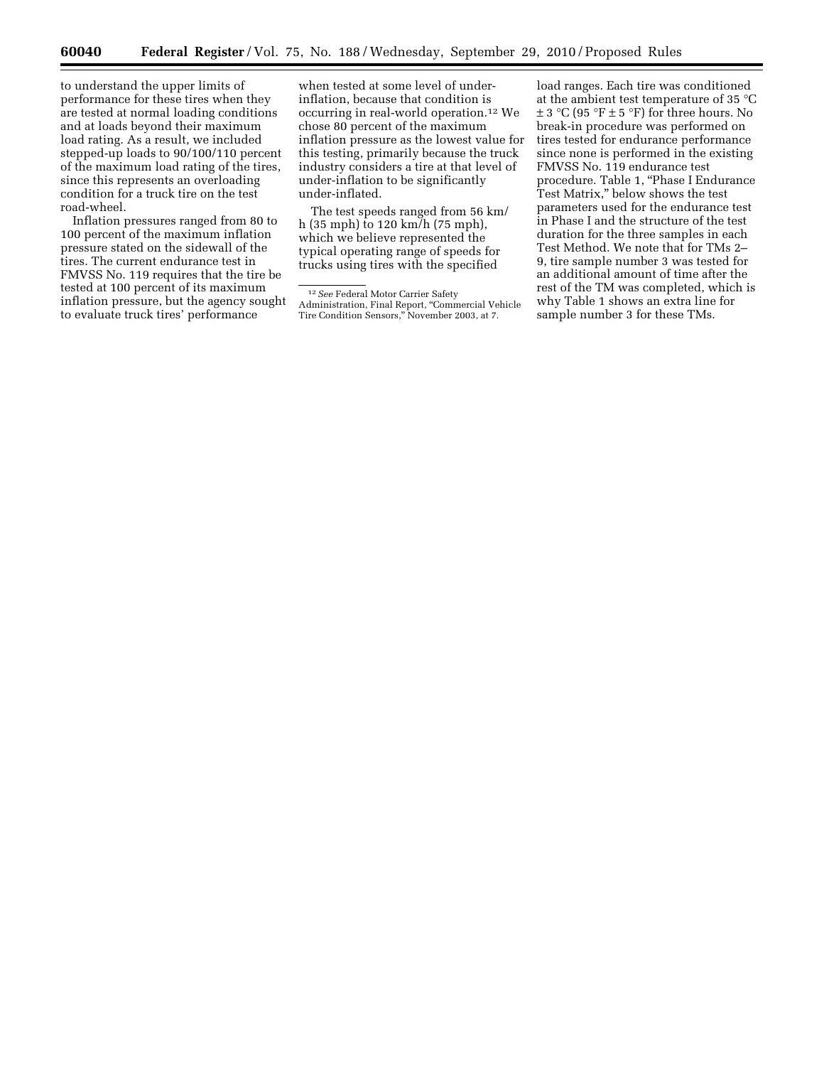to understand the upper limits of performance for these tires when they are tested at normal loading conditions and at loads beyond their maximum load rating. As a result, we included stepped-up loads to 90/100/110 percent of the maximum load rating of the tires, since this represents an overloading condition for a truck tire on the test road-wheel.

Inflation pressures ranged from 80 to 100 percent of the maximum inflation pressure stated on the sidewall of the tires. The current endurance test in FMVSS No. 119 requires that the tire be tested at 100 percent of its maximum inflation pressure, but the agency sought to evaluate truck tires' performance when tested at some level of under-inflation, because that condition is occurring in real-world operation.[12] We chose 80 percent of the maximum inflation pressure as the lowest value for this testing, primarily because the truck industry considers a tire at that level of under-inflation to be significantly under-inflated.

The test speeds ranged from 56 km/h (35 mph) to 120 km/h (75 mph), which we believe represented the typical operating range of speeds for trucks using tires with the specified load ranges. Each tire was conditioned at the ambient test temperature of 35 °C ± 3 °C (95 °F ± 5 °F) for three hours. No break-in procedure was performed on tires tested for endurance performance since none is performed in the existing FMVSS No. 119 endurance test procedure. Table 1, "Phase I Endurance Test Matrix," below shows the test parameters used for the endurance test in Phase I and the structure of the test duration for the three samples in each Test Method. We note that for TMs 2–9, tire sample number 3 was tested for an additional amount of time after the rest of the TM was completed, which is why Table 1 shows an extra line for sample number 3 for these TMs.

[12] *See* Federal Motor Carrier Safety Administration, Final Report, "Commercial Vehicle Tire Condition Sensors," November 2003, at 7.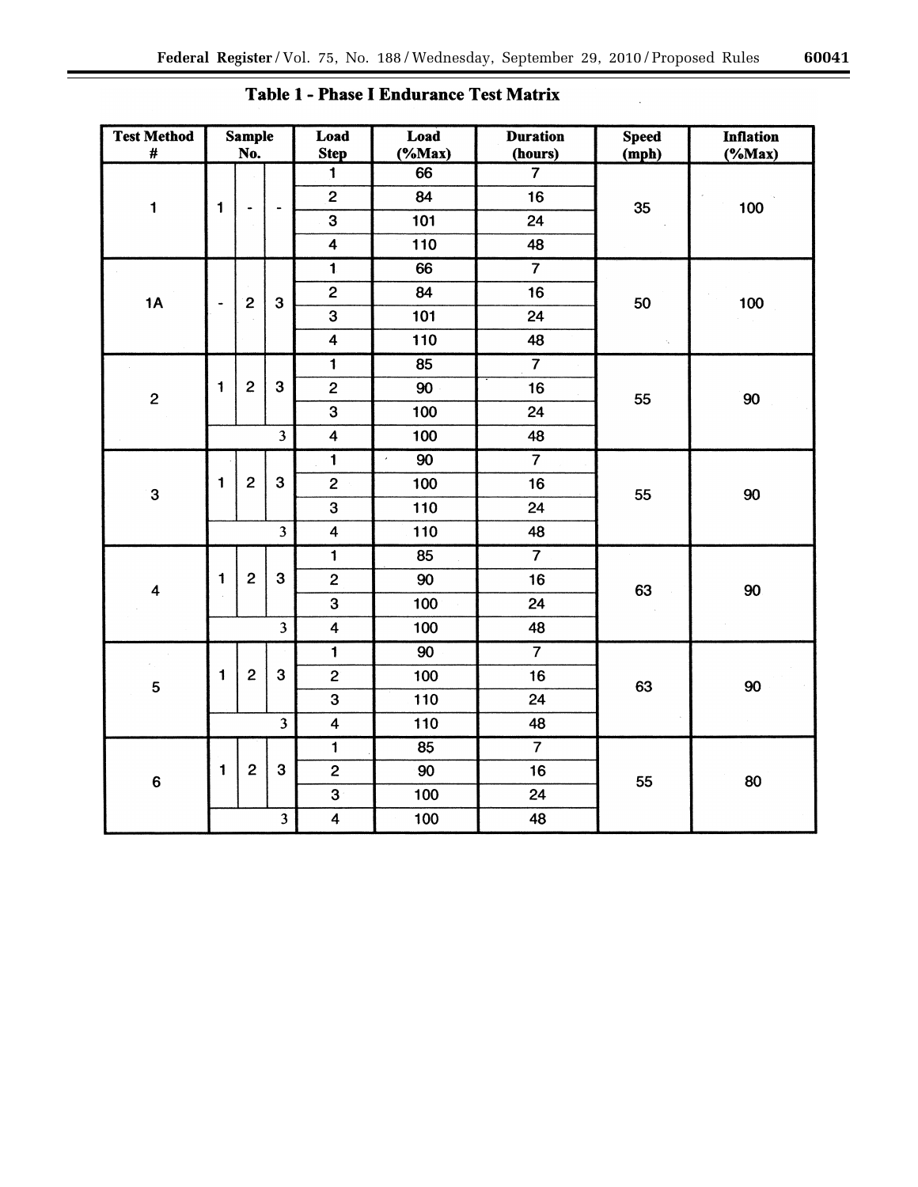**Table 1 - Phase I Endurance Test Matrix**

| Test Method # | Sample No. | | | Load Step | Load (%Max) | Duration (hours) | Speed (mph) | Inflation (%Max) |
|---|---|---|---|---|---|---|---|---|
| 1 | 1 | - | - | 1 | 66 | 7 | 35 | 100 |
| | | | | 2 | 84 | 16 | | |
| | | | | 3 | 101 | 24 | | |
| | | | | 4 | 110 | 48 | | |
| 1A | - | 2 | 3 | 1 | 66 | 7 | 50 | 100 |
| | | | | 2 | 84 | 16 | | |
| | | | | 3 | 101 | 24 | | |
| | | | | 4 | 110 | 48 | | |
| 2 | 1 | 2 | 3 | 1 | 85 | 7 | 55 | 90 |
| | | | | 2 | 90 | 16 | | |
| | | | | 3 | 100 | 24 | | |
| | | | 3 | 4 | 100 | 48 | | |
| 3 | 1 | 2 | 3 | 1 | 90 | 7 | 55 | 90 |
| | | | | 2 | 100 | 16 | | |
| | | | | 3 | 110 | 24 | | |
| | | | 3 | 4 | 110 | 48 | | |
| 4 | 1 | 2 | 3 | 1 | 85 | 7 | 63 | 90 |
| | | | | 2 | 90 | 16 | | |
| | | | | 3 | 100 | 24 | | |
| | | | 3 | 4 | 100 | 48 | | |
| 5 | 1 | 2 | 3 | 1 | 90 | 7 | 63 | 90 |
| | | | | 2 | 100 | 16 | | |
| | | | | 3 | 110 | 24 | | |
| | | | 3 | 4 | 110 | 48 | | |
| 6 | 1 | 2 | 3 | 1 | 85 | 7 | 55 | 80 |
| | | | | 2 | 90 | 16 | | |
| | | | | 3 | 100 | 24 | | |
| | | | 3 | 4 | 100 | 48 | | |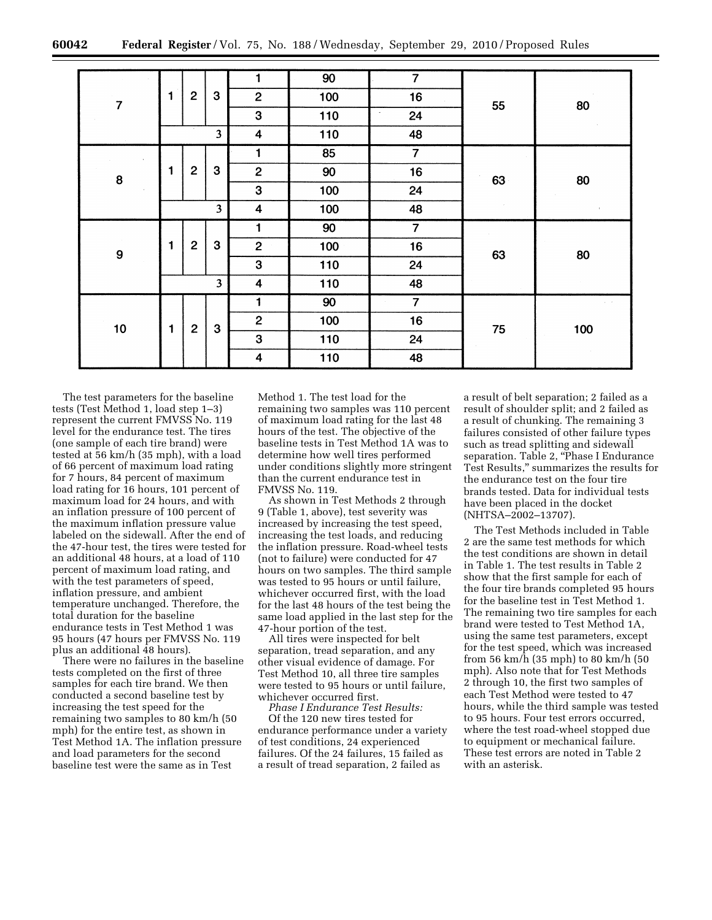| | | | | | | | | |
|---|---|---|---|---|---|---|---|---|
| 7 | 1 | 2 | 3 | 1 | 90 | 7 | 55 | 80 |
| | | | | 2 | 100 | 16 | | |
| | | | | 3 | 110 | 24 | | |
| | | | 3 | 4 | 110 | 48 | | |
| 8 | 1 | 2 | 3 | 1 | 85 | 7 | 63 | 80 |
| | | | | 2 | 90 | 16 | | |
| | | | | 3 | 100 | 24 | | |
| | | | 3 | 4 | 100 | 48 | | |
| 9 | 1 | 2 | 3 | 1 | 90 | 7 | 63 | 80 |
| | | | | 2 | 100 | 16 | | |
| | | | | 3 | 110 | 24 | | |
| | | | 3 | 4 | 110 | 48 | | |
| 10 | 1 | 2 | 3 | 1 | 90 | 7 | 75 | 100 |
| | | | | 2 | 100 | 16 | | |
| | | | | 3 | 110 | 24 | | |
| | | | | 4 | 110 | 48 | | |

The test parameters for the baseline tests (Test Method 1, load step 1–3) represent the current FMVSS No. 119 level for the endurance test. The tires (one sample of each tire brand) were tested at 56 km/h (35 mph), with a load of 66 percent of maximum load rating for 7 hours, 84 percent of maximum load rating for 16 hours, 101 percent of maximum load for 24 hours, and with an inflation pressure of 100 percent of the maximum inflation pressure value labeled on the sidewall. After the end of the 47-hour test, the tires were tested for an additional 48 hours, at a load of 110 percent of maximum load rating, and with the test parameters of speed, inflation pressure, and ambient temperature unchanged. Therefore, the total duration for the baseline endurance tests in Test Method 1 was 95 hours (47 hours per FMVSS No. 119 plus an additional 48 hours).

There were no failures in the baseline tests completed on the first of three samples for each tire brand. We then conducted a second baseline test by increasing the test speed for the remaining two samples to 80 km/h (50 mph) for the entire test, as shown in Test Method 1A. The inflation pressure and load parameters for the second baseline test were the same as in Test Method 1. The test load for the remaining two samples was 110 percent of maximum load rating for the last 48 hours of the test. The objective of the baseline tests in Test Method 1A was to determine how well tires performed under conditions slightly more stringent than the current endurance test in FMVSS No. 119.

As shown in Test Methods 2 through 9 (Table 1, above), test severity was increased by increasing the test speed, increasing the test loads, and reducing the inflation pressure. Road-wheel tests (not to failure) were conducted for 47 hours on two samples. The third sample was tested to 95 hours or until failure, whichever occurred first, with the load for the last 48 hours of the test being the same load applied in the last step for the 47-hour portion of the test.

All tires were inspected for belt separation, tread separation, and any other visual evidence of damage. For Test Method 10, all three tire samples were tested to 95 hours or until failure, whichever occurred first.

*Phase I Endurance Test Results:*

Of the 120 new tires tested for endurance performance under a variety of test conditions, 24 experienced failures. Of the 24 failures, 15 failed as a result of tread separation, 2 failed as a result of belt separation; 2 failed as a result of shoulder split; and 2 failed as a result of chunking. The remaining 3 failures consisted of other failure types such as tread splitting and sidewall separation. Table 2, "Phase I Endurance Test Results," summarizes the results for the endurance test on the four tire brands tested. Data for individual tests have been placed in the docket (NHTSA–2002–13707).

The Test Methods included in Table 2 are the same test methods for which the test conditions are shown in detail in Table 1. The test results in Table 2 show that the first sample for each of the four tire brands completed 95 hours for the baseline test in Test Method 1. The remaining two tire samples for each brand were tested to Test Method 1A, using the same test parameters, except for the test speed, which was increased from 56 km/h (35 mph) to 80 km/h (50 mph). Also note that for Test Methods 2 through 10, the first two samples of each Test Method were tested to 47 hours, while the third sample was tested to 95 hours. Four test errors occurred, where the test road-wheel stopped due to equipment or mechanical failure. These test errors are noted in Table 2 with an asterisk.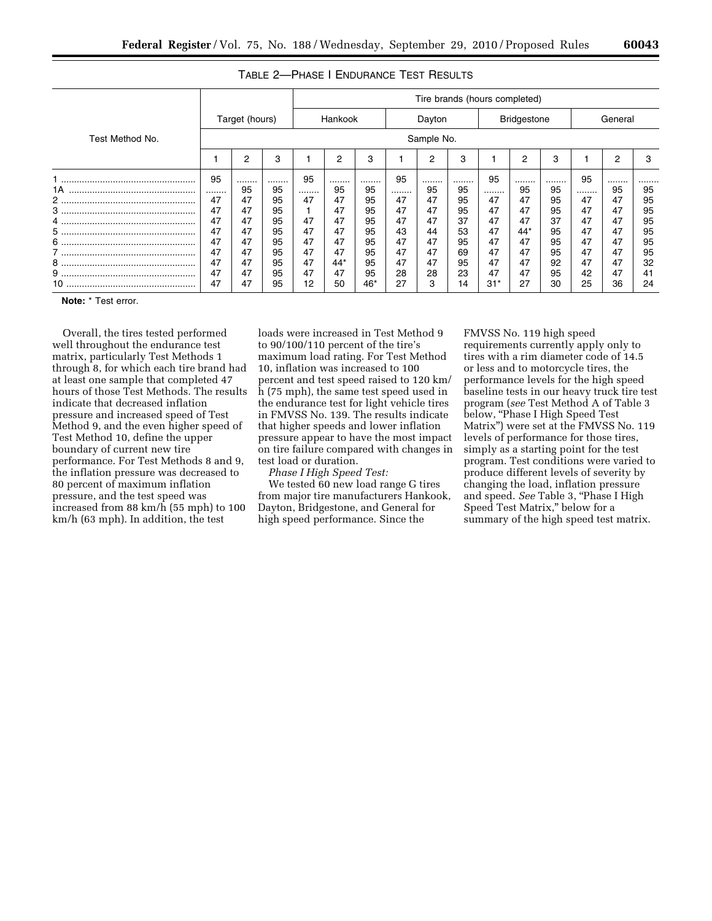### TABLE 2—PHASE I ENDURANCE TEST RESULTS

| Test Method No. | Target (hours) | | | Tire brands (hours completed) | | | | | | | | | | | |
|---|---|---|---|---|---|---|---|---|---|---|---|---|---|---|---|
| | | | | Hankook | | | Dayton | | | Bridgestone | | | General | | |
| | Sample No. | | | | | | | | | | | | | | |
| | 1 | 2 | 3 | 1 | 2 | 3 | 1 | 2 | 3 | 1 | 2 | 3 | 1 | 2 | 3 |
| 1 | 95 | ........ | ........ | 95 | ........ | ........ | 95 | ........ | ........ | 95 | ........ | ........ | 95 | ........ | ........ |
| 1A | ........ | 95 | 95 | ........ | 95 | 95 | ........ | 95 | 95 | ........ | 95 | 95 | ........ | 95 | 95 |
| 2 | 47 | 47 | 95 | 47 | 47 | 95 | 47 | 47 | 95 | 47 | 47 | 95 | 47 | 47 | 95 |
| 3 | 47 | 47 | 95 | 1 | 47 | 95 | 47 | 47 | 95 | 47 | 47 | 95 | 47 | 47 | 95 |
| 4 | 47 | 47 | 95 | 47 | 47 | 95 | 47 | 47 | 37 | 47 | 47 | 37 | 47 | 47 | 95 |
| 5 | 47 | 47 | 95 | 47 | 47 | 95 | 43 | 44 | 53 | 47 | 44* | 95 | 47 | 47 | 95 |
| 6 | 47 | 47 | 95 | 47 | 47 | 95 | 47 | 47 | 95 | 47 | 47 | 95 | 47 | 47 | 95 |
| 7 | 47 | 47 | 95 | 47 | 47 | 95 | 47 | 47 | 69 | 47 | 47 | 95 | 47 | 47 | 95 |
| 8 | 47 | 47 | 95 | 47 | 44* | 95 | 47 | 47 | 95 | 47 | 47 | 92 | 47 | 47 | 32 |
| 9 | 47 | 47 | 95 | 47 | 47 | 95 | 28 | 28 | 23 | 47 | 47 | 95 | 42 | 47 | 41 |
| 10 | 47 | 47 | 95 | 12 | 50 | 46* | 27 | 3 | 14 | 31* | 27 | 30 | 25 | 36 | 24 |

**Note:** * Test error.

Overall, the tires tested performed well throughout the endurance test matrix, particularly Test Methods 1 through 8, for which each tire brand had at least one sample that completed 47 hours of those Test Methods. The results indicate that decreased inflation pressure and increased speed of Test Method 9, and the even higher speed of Test Method 10, define the upper boundary of current new tire performance. For Test Methods 8 and 9, the inflation pressure was decreased to 80 percent of maximum inflation pressure, and the test speed was increased from 88 km/h (55 mph) to 100 km/h (63 mph). In addition, the test loads were increased in Test Method 9 to 90/100/110 percent of the tire's maximum load rating. For Test Method 10, inflation was increased to 100 percent and test speed raised to 120 km/h (75 mph), the same test speed used in the endurance test for light vehicle tires in FMVSS No. 139. The results indicate that higher speeds and lower inflation pressure appear to have the most impact on tire failure compared with changes in test load or duration.

*Phase I High Speed Test:*

We tested 60 new load range G tires from major tire manufacturers Hankook, Dayton, Bridgestone, and General for high speed performance. Since the FMVSS No. 119 high speed requirements currently apply only to tires with a rim diameter code of 14.5 or less and to motorcycle tires, the performance levels for the high speed baseline tests in our heavy truck tire test program (*see* Test Method A of Table 3 below, "Phase I High Speed Test Matrix") were set at the FMVSS No. 119 levels of performance for those tires, simply as a starting point for the test program. Test conditions were varied to produce different levels of severity by changing the load, inflation pressure and speed. *See* Table 3, "Phase I High Speed Test Matrix," below for a summary of the high speed test matrix.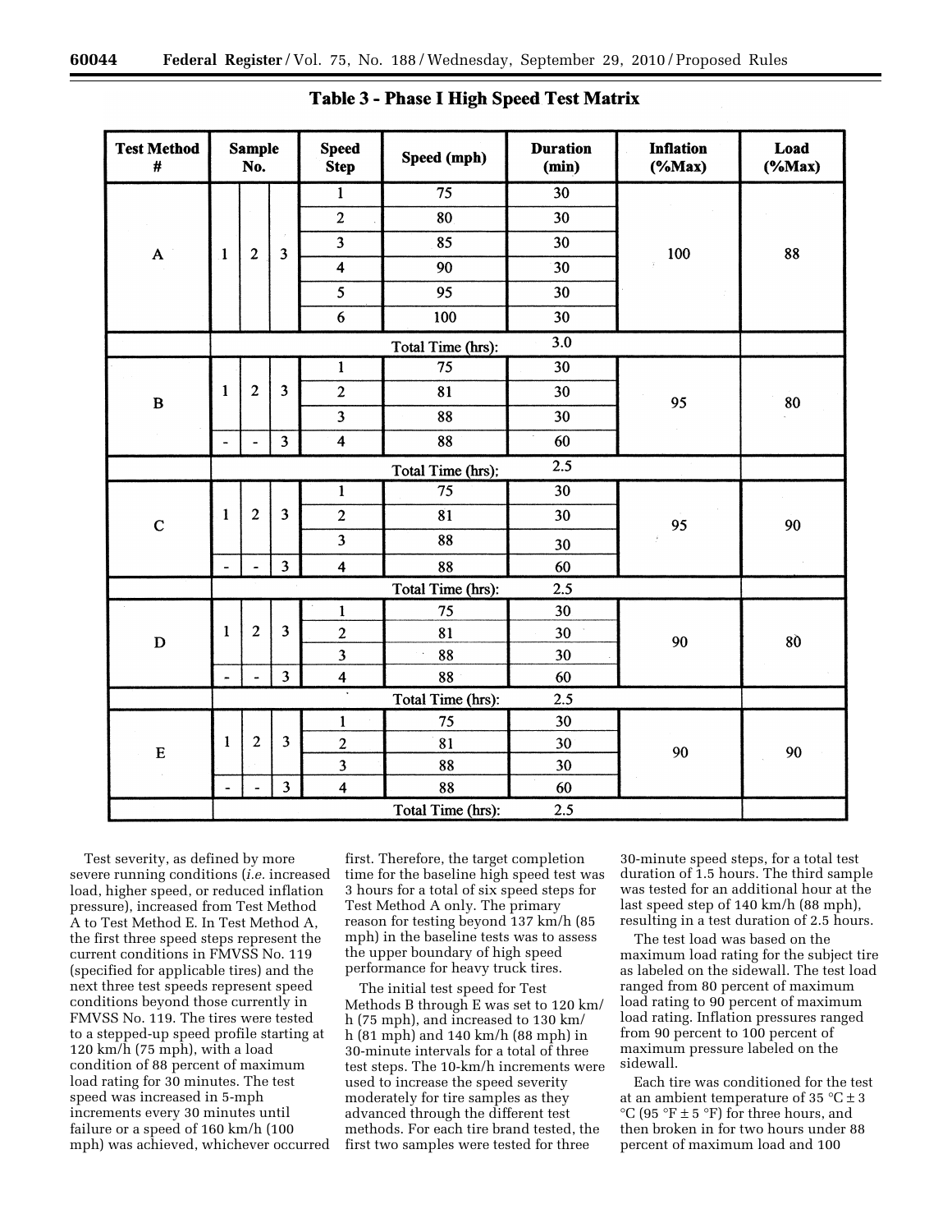**Table 3 - Phase I High Speed Test Matrix**

| Test Method # | Sample No. | | | Speed Step | Speed (mph) | Duration (min) | Inflation (%Max) | Load (%Max) |
|---|---|---|---|---|---|---|---|---|
| A | 1 | 2 | 3 | 1 | 75 | 30 | 100 | 88 |
| | | | | 2 | 80 | 30 | | |
| | | | | 3 | 85 | 30 | | |
| | | | | 4 | 90 | 30 | | |
| | | | | 5 | 95 | 30 | | |
| | | | | 6 | 100 | 30 | | |
| | | | | | Total Time (hrs): | 3.0 | | |
| B | 1 | 2 | 3 | 1 | 75 | 30 | 95 | 80 |
| | | | | 2 | 81 | 30 | | |
| | | | | 3 | 88 | 30 | | |
| | - | - | 3 | 4 | 88 | 60 | | |
| | | | | | Total Time (hrs): | 2.5 | | |
| C | 1 | 2 | 3 | 1 | 75 | 30 | 95 | 90 |
| | | | | 2 | 81 | 30 | | |
| | | | | 3 | 88 | 30 | | |
| | - | - | 3 | 4 | 88 | 60 | | |
| | | | | | Total Time (hrs): | 2.5 | | |
| D | 1 | 2 | 3 | 1 | 75 | 30 | 90 | 80 |
| | | | | 2 | 81 | 30 | | |
| | | | | 3 | 88 | 30 | | |
| | - | - | 3 | 4 | 88 | 60 | | |
| | | | | | Total Time (hrs): | 2.5 | | |
| E | 1 | 2 | 3 | 1 | 75 | 30 | 90 | 90 |
| | | | | 2 | 81 | 30 | | |
| | | | | 3 | 88 | 30 | | |
| | - | - | 3 | 4 | 88 | 60 | | |
| | | | | | Total Time (hrs): | 2.5 | | |

Test severity, as defined by more severe running conditions (*i.e.* increased load, higher speed, or reduced inflation pressure), increased from Test Method A to Test Method E. In Test Method A, the first three speed steps represent the current conditions in FMVSS No. 119 (specified for applicable tires) and the next three test speeds represent speed conditions beyond those currently in FMVSS No. 119. The tires were tested to a stepped-up speed profile starting at 120 km/h (75 mph), with a load condition of 88 percent of maximum load rating for 30 minutes. The test speed was increased in 5-mph increments every 30 minutes until failure or a speed of 160 km/h (100 mph) was achieved, whichever occurred first. Therefore, the target completion time for the baseline high speed test was 3 hours for a total of six speed steps for Test Method A only. The primary reason for testing beyond 137 km/h (85 mph) in the baseline tests was to assess the upper boundary of high speed performance for heavy truck tires.

The initial test speed for Test Methods B through E was set to 120 km/h (75 mph), and increased to 130 km/h (81 mph) and 140 km/h (88 mph) in 30-minute intervals for a total of three test steps. The 10-km/h increments were used to increase the speed severity moderately for tire samples as they advanced through the different test methods. For each tire brand tested, the first two samples were tested for three 30-minute speed steps, for a total test duration of 1.5 hours. The third sample was tested for an additional hour at the last speed step of 140 km/h (88 mph), resulting in a test duration of 2.5 hours.

The test load was based on the maximum load rating for the subject tire as labeled on the sidewall. The test load ranged from 80 percent of maximum load rating to 90 percent of maximum load rating. Inflation pressures ranged from 90 percent to 100 percent of maximum pressure labeled on the sidewall.

Each tire was conditioned for the test at an ambient temperature of 35 °C ± 3 °C (95 °F ± 5 °F) for three hours, and then broken in for two hours under 88 percent of maximum load and 100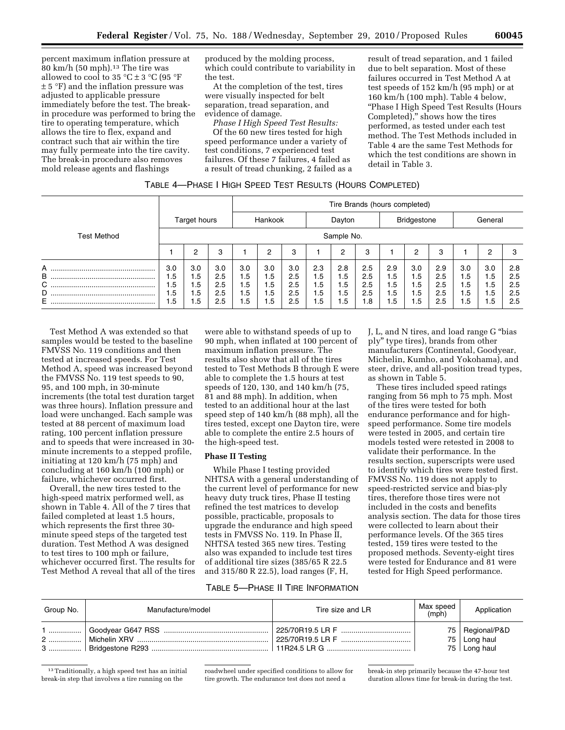percent maximum inflation pressure at 80 km/h (50 mph).[13] The tire was allowed to cool to 35 °C ± 3 °C (95 °F ± 5 °F) and the inflation pressure was adjusted to applicable pressure immediately before the test. The break-in procedure was performed to bring the tire to operating temperature, which allows the tire to flex, expand and contract such that air within the tire may fully permeate into the tire cavity. The break-in procedure also removes mold release agents and flashings produced by the molding process, which could contribute to variability in the test.

At the completion of the test, tires were visually inspected for belt separation, tread separation, and evidence of damage.

*Phase I High Speed Test Results:*

Of the 60 new tires tested for high speed performance under a variety of test conditions, 7 experienced test failures. Of these 7 failures, 4 failed as a result of tread chunking, 2 failed as a result of tread separation, and 1 failed due to belt separation. Most of these failures occurred in Test Method A at test speeds of 152 km/h (95 mph) or at 160 km/h (100 mph). Table 4 below, "Phase I High Speed Test Results (Hours Completed)," shows how the tires performed, as tested under each test method. The Test Methods included in Table 4 are the same Test Methods for which the test conditions are shown in detail in Table 3.

TABLE 4—PHASE I HIGH SPEED TEST RESULTS (HOURS COMPLETED)

| Test Method | Target hours | | | Tire Brands (hours completed) | | | | | | | | | | | |
|---|---|---|---|---|---|---|---|---|---|---|---|---|---|---|---|
| | | | | Hankook | | | Dayton | | | Bridgestone | | | General | | |
| | Sample No. | | | | | | | | | | | | | | |
| | 1 | 2 | 3 | 1 | 2 | 3 | 1 | 2 | 3 | 1 | 2 | 3 | 1 | 2 | 3 |
| A | 3.0 | 3.0 | 3.0 | 3.0 | 3.0 | 3.0 | 2.3 | 2.8 | 2.5 | 2.9 | 3.0 | 2.9 | 3.0 | 3.0 | 2.8 |
| B | 1.5 | 1.5 | 2.5 | 1.5 | 1.5 | 2.5 | 1.5 | 1.5 | 2.5 | 1.5 | 1.5 | 2.5 | 1.5 | 1.5 | 2.5 |
| C | 1.5 | 1.5 | 2.5 | 1.5 | 1.5 | 2.5 | 1.5 | 1.5 | 2.5 | 1.5 | 1.5 | 2.5 | 1.5 | 1.5 | 2.5 |
| D | 1.5 | 1.5 | 2.5 | 1.5 | 1.5 | 2.5 | 1.5 | 1.5 | 2.5 | 1.5 | 1.5 | 2.5 | 1.5 | 1.5 | 2.5 |
| E | 1.5 | 1.5 | 2.5 | 1.5 | 1.5 | 2.5 | 1.5 | 1.5 | 1.8 | 1.5 | 1.5 | 2.5 | 1.5 | 1.5 | 2.5 |

Test Method A was extended so that samples would be tested to the baseline FMVSS No. 119 conditions and then tested at increased speeds. For Test Method A, speed was increased beyond the FMVSS No. 119 test speeds to 90, 95, and 100 mph, in 30-minute increments (the total test duration target was three hours). Inflation pressure and load were unchanged. Each sample was tested at 88 percent of maximum load rating, 100 percent inflation pressure and to speeds that were increased in 30-minute increments to a stepped profile, initiating at 120 km/h (75 mph) and concluding at 160 km/h (100 mph) or failure, whichever occurred first.

Overall, the new tires tested to the high-speed matrix performed well, as shown in Table 4. All of the 7 tires that failed completed at least 1.5 hours, which represents the first three 30-minute speed steps of the targeted test duration. Test Method A was designed to test tires to 100 mph or failure, whichever occurred first. The results for Test Method A reveal that all of the tires were able to withstand speeds of up to 90 mph, when inflated at 100 percent of maximum inflation pressure. The results also show that all of the tires tested to Test Methods B through E were able to complete the 1.5 hours at test speeds of 120, 130, and 140 km/h (75, 81 and 88 mph). In addition, when tested to an additional hour at the last speed step of 140 km/h (88 mph), all the tires tested, except one Dayton tire, were able to complete the entire 2.5 hours of the high-speed test.

**Phase II Testing**

While Phase I testing provided NHTSA with a general understanding of the current level of performance for new heavy duty truck tires, Phase II testing refined the test matrices to develop possible, practicable, proposals to upgrade the endurance and high speed tests in FMVSS No. 119. In Phase II, NHTSA tested 365 new tires. Testing also was expanded to include test tires of additional tire sizes (385/65 R 22.5 and 315/80 R 22.5), load ranges (F, H, J, L, and N tires, and load range G "bias ply" type tires), brands from other manufacturers (Continental, Goodyear, Michelin, Kumho, and Yokohama), and steer, drive, and all-position tread types, as shown in Table 5.

These tires included speed ratings ranging from 56 mph to 75 mph. Most of the tires were tested for both endurance performance and for high-speed performance. Some tire models were tested in 2005, and certain tire models tested were retested in 2008 to validate their performance. In the results section, superscripts were used to identify which tires were tested first. FMVSS No. 119 does not apply to speed-restricted service and bias-ply tires, therefore those tires were not included in the costs and benefits analysis section. The data for those tires were collected to learn about their performance levels. Of the 365 tires tested, 159 tires were tested to the proposed methods. Seventy-eight tires were tested for Endurance and 81 were tested for High Speed performance.

TABLE 5—PHASE II TIRE INFORMATION

| Group No. | Manufacture/model | Tire size and LR | Max speed (mph) | Application |
|---|---|---|---|---|
| 1 | Goodyear G647 RSS | 225/70R19.5 LR F | 75 | Regional/P&D |
| 2 | Michelin XRV | 225/70R19.5 LR F | 75 | Long haul |
| 3 | Bridgestone R293 | 11R24.5 LR G | 75 | Long haul |

[13] Traditionally, a high speed test has an initial break-in step that involves a tire running on the roadwheel under specified conditions to allow for tire growth. The endurance test does not need a break-in step primarily because the 47-hour test duration allows time for break-in during the test.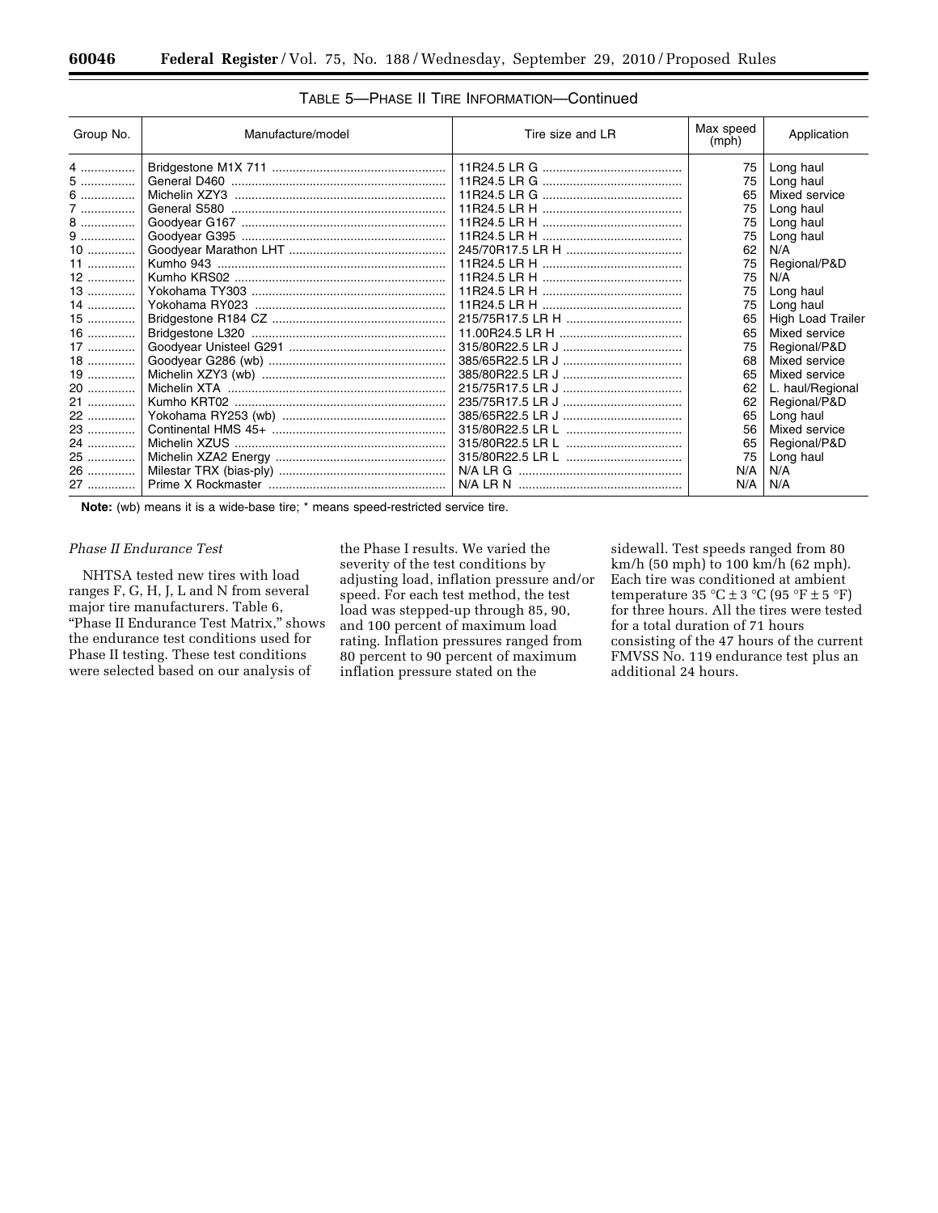TABLE 5—PHASE II TIRE INFORMATION—Continued

| Group No. | Manufacture/model | Tire size and LR | Max speed (mph) | Application |
|---|---|---|---|---|
| 4 | Bridgestone M1X 711 | 11R24.5 LR G | 75 | Long haul |
| 5 | General D460 | 11R24.5 LR G | 75 | Long haul |
| 6 | Michelin XZY3 | 11R24.5 LR G | 65 | Mixed service |
| 7 | General S580 | 11R24.5 LR H | 75 | Long haul |
| 8 | Goodyear G167 | 11R24.5 LR H | 75 | Long haul |
| 9 | Goodyear G395 | 11R24.5 LR H | 75 | Long haul |
| 10 | Goodyear Marathon LHT | 245/70R17.5 LR H | 62 | N/A |
| 11 | Kumho 943 | 11R24.5 LR H | 75 | Regional/P&D |
| 12 | Kumho KRS02 | 11R24.5 LR H | 75 | N/A |
| 13 | Yokohama TY303 | 11R24.5 LR H | 75 | Long haul |
| 14 | Yokohama RY023 | 11R24.5 LR H | 75 | Long haul |
| 15 | Bridgestone R184 CZ | 215/75R17.5 LR H | 65 | High Load Trailer |
| 16 | Bridgestone L320 | 11.00R24.5 LR H | 65 | Mixed service |
| 17 | Goodyear Unisteel G291 | 315/80R22.5 LR J | 75 | Regional/P&D |
| 18 | Goodyear G286 (wb) | 385/65R22.5 LR J | 68 | Mixed service |
| 19 | Michelin XZY3 (wb) | 385/80R22.5 LR J | 65 | Mixed service |
| 20 | Michelin XTA | 215/75R17.5 LR J | 62 | L. haul/Regional |
| 21 | Kumho KRT02 | 235/75R17.5 LR J | 62 | Regional/P&D |
| 22 | Yokohama RY253 (wb) | 385/65R22.5 LR J | 65 | Long haul |
| 23 | Continental HMS 45+ | 315/80R22.5 LR L | 56 | Mixed service |
| 24 | Michelin XZUS | 315/80R22.5 LR L | 65 | Regional/P&D |
| 25 | Michelin XZA2 Energy | 315/80R22.5 LR L | 75 | Long haul |
| 26 | Milestar TRX (bias-ply) | N/A LR G | N/A | N/A |
| 27 | Prime X Rockmaster | N/A LR N | N/A | N/A |

**Note:** (wb) means it is a wide-base tire; * means speed-restricted service tire.

*Phase II Endurance Test*

NHTSA tested new tires with load ranges F, G, H, J, L and N from several major tire manufacturers. Table 6, "Phase II Endurance Test Matrix," shows the endurance test conditions used for Phase II testing. These test conditions were selected based on our analysis of the Phase I results. We varied the severity of the test conditions by adjusting load, inflation pressure and/or speed. For each test method, the test load was stepped-up through 85, 90, and 100 percent of maximum load rating. Inflation pressures ranged from 80 percent to 90 percent of maximum inflation pressure stated on the sidewall. Test speeds ranged from 80 km/h (50 mph) to 100 km/h (62 mph). Each tire was conditioned at ambient temperature 35 °C ± 3 °C (95 °F ± 5 °F) for three hours. All the tires were tested for a total duration of 71 hours consisting of the 47 hours of the current FMVSS No. 119 endurance test plus an additional 24 hours.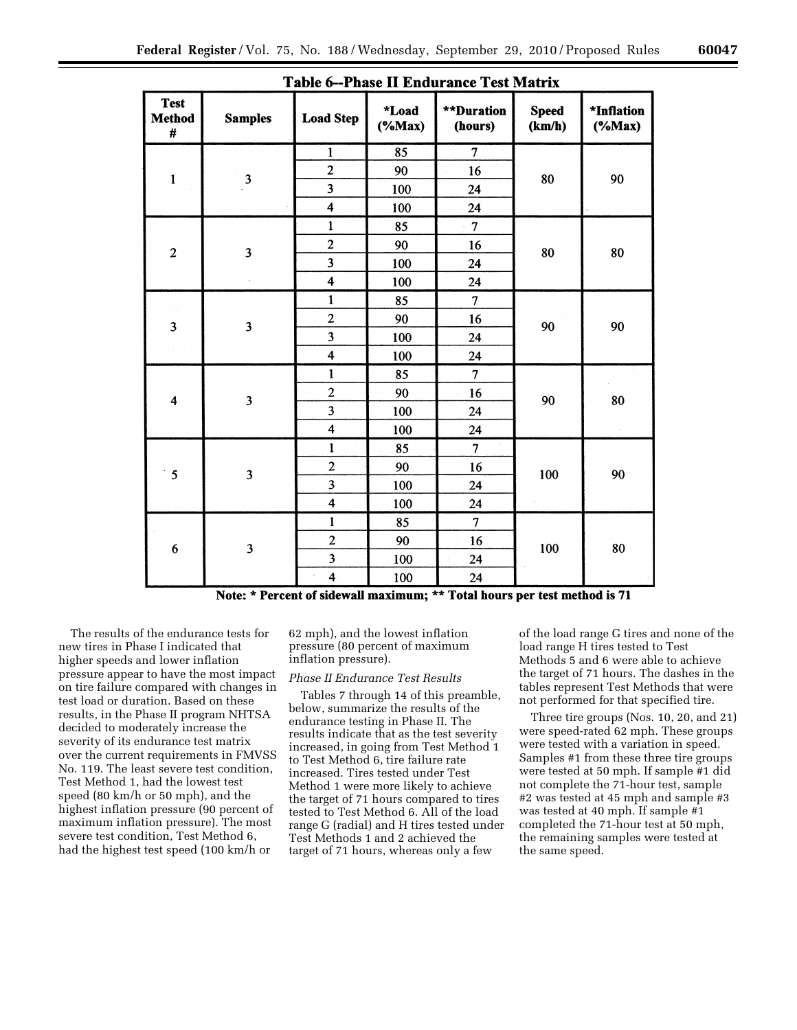**Table 6--Phase II Endurance Test Matrix**

| Test Method # | Samples | Load Step | *Load (%Max) | **Duration (hours) | Speed (km/h) | *Inflation (%Max) |
|---|---|---|---|---|---|---|
| 1 | 3 | 1 | 85 | 7 | 80 | 90 |
| | | 2 | 90 | 16 | | |
| | | 3 | 100 | 24 | | |
| | | 4 | 100 | 24 | | |
| 2 | 3 | 1 | 85 | 7 | 80 | 80 |
| | | 2 | 90 | 16 | | |
| | | 3 | 100 | 24 | | |
| | | 4 | 100 | 24 | | |
| 3 | 3 | 1 | 85 | 7 | 90 | 90 |
| | | 2 | 90 | 16 | | |
| | | 3 | 100 | 24 | | |
| | | 4 | 100 | 24 | | |
| 4 | 3 | 1 | 85 | 7 | 90 | 80 |
| | | 2 | 90 | 16 | | |
| | | 3 | 100 | 24 | | |
| | | 4 | 100 | 24 | | |
| 5 | 3 | 1 | 85 | 7 | 100 | 90 |
| | | 2 | 90 | 16 | | |
| | | 3 | 100 | 24 | | |
| | | 4 | 100 | 24 | | |
| 6 | 3 | 1 | 85 | 7 | 100 | 80 |
| | | 2 | 90 | 16 | | |
| | | 3 | 100 | 24 | | |
| | | 4 | 100 | 24 | | |

**Note: * Percent of sidewall maximum; ** Total hours per test method is 71**

The results of the endurance tests for new tires in Phase I indicated that higher speeds and lower inflation pressure appear to have the most impact on tire failure compared with changes in test load or duration. Based on these results, in the Phase II program NHTSA decided to moderately increase the severity of its endurance test matrix over the current requirements in FMVSS No. 119. The least severe test condition, Test Method 1, had the lowest test speed (80 km/h or 50 mph), and the highest inflation pressure (90 percent of maximum inflation pressure). The most severe test condition, Test Method 6, had the highest test speed (100 km/h or 62 mph), and the lowest inflation pressure (80 percent of maximum inflation pressure).

*Phase II Endurance Test Results*

Tables 7 through 14 of this preamble, below, summarize the results of the endurance testing in Phase II. The results indicate that as the test severity increased, in going from Test Method 1 to Test Method 6, tire failure rate increased. Tires tested under Test Method 1 were more likely to achieve the target of 71 hours compared to tires tested to Test Method 6. All of the load range G (radial) and H tires tested under Test Methods 1 and 2 achieved the target of 71 hours, whereas only a few of the load range G tires and none of the load range H tires tested to Test Methods 5 and 6 were able to achieve the target of 71 hours. The dashes in the tables represent Test Methods that were not performed for that specified tire.

Three tire groups (Nos. 10, 20, and 21) were speed-rated 62 mph. These groups were tested with a variation in speed. Samples #1 from these three tire groups were tested at 50 mph. If sample #1 did not complete the 71-hour test, sample #2 was tested at 45 mph and sample #3 was tested at 40 mph. If sample #1 completed the 71-hour test at 50 mph, the remaining samples were tested at the same speed.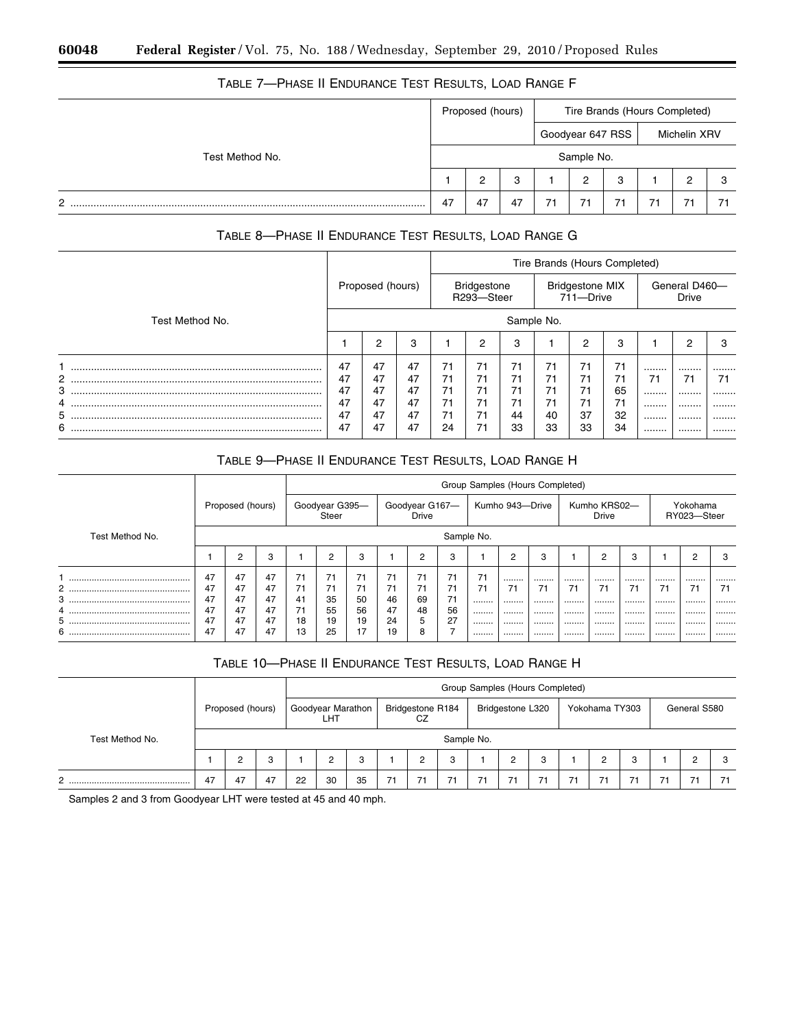### TABLE 7—PHASE II ENDURANCE TEST RESULTS, LOAD RANGE F

| Test Method No. | Proposed (hours) | | | Tire Brands (Hours Completed) | | | | | |
|---|---|---|---|---|---|---|---|---|---|
| | | | | Goodyear 647 RSS | | | Michelin XRV | | |
| | Sample No. | | | | | | | | |
| | 1 | 2 | 3 | 1 | 2 | 3 | 1 | 2 | 3 |
| 2 | 47 | 47 | 47 | 71 | 71 | 71 | 71 | 71 | 71 |

### TABLE 8—PHASE II ENDURANCE TEST RESULTS, LOAD RANGE G

| Test Method No. | Proposed (hours) | | | Tire Brands (Hours Completed) | | | | | | | | |
|---|---|---|---|---|---|---|---|---|---|---|---|---|
| | | | | Bridgestone R293—Steer | | | Bridgestone MIX 711—Drive | | | General D460—Drive | | |
| | Sample No. | | | | | | | | | | | |
| | 1 | 2 | 3 | 1 | 2 | 3 | 1 | 2 | 3 | 1 | 2 | 3 |
| 1 | 47 | 47 | 47 | 71 | 71 | 71 | 71 | 71 | 71 | ........ | ........ | ........ |
| 2 | 47 | 47 | 47 | 71 | 71 | 71 | 71 | 71 | 71 | 71 | 71 | 71 |
| 3 | 47 | 47 | 47 | 71 | 71 | 71 | 71 | 71 | 65 | ........ | ........ | ........ |
| 4 | 47 | 47 | 47 | 71 | 71 | 71 | 71 | 71 | 71 | ........ | ........ | ........ |
| 5 | 47 | 47 | 47 | 71 | 71 | 44 | 40 | 37 | 32 | ........ | ........ | ........ |
| 6 | 47 | 47 | 47 | 24 | 71 | 33 | 33 | 33 | 34 | ........ | ........ | ........ |

### TABLE 9—PHASE II ENDURANCE TEST RESULTS, LOAD RANGE H

| Test Method No. | Proposed (hours) | | | Group Samples (Hours Completed) | | | | | | | | | | | | | | |
|---|---|---|---|---|---|---|---|---|---|---|---|---|---|---|---|---|---|---|
| | | | | Goodyear G395—Steer | | | Goodyear G167—Drive | | | Kumho 943—Drive | | | Kumho KRS02—Drive | | | Yokohama RY023—Steer | | |
| | Sample No. | | | | | | | | | | | | | | | | | |
| | 1 | 2 | 3 | 1 | 2 | 3 | 1 | 2 | 3 | 1 | 2 | 3 | 1 | 2 | 3 | 1 | 2 | 3 |
| 1 | 47 | 47 | 47 | 71 | 71 | 71 | 71 | 71 | 71 | 71 | ........ | ........ | ........ | ........ | ........ | ........ | ........ | ........ |
| 2 | 47 | 47 | 47 | 71 | 71 | 71 | 71 | 71 | 71 | 71 | 71 | 71 | 71 | 71 | 71 | 71 | 71 | 71 |
| 3 | 47 | 47 | 47 | 41 | 35 | 50 | 46 | 69 | 71 | ........ | ........ | ........ | ........ | ........ | ........ | ........ | ........ | ........ |
| 4 | 47 | 47 | 47 | 71 | 55 | 56 | 47 | 48 | 56 | ........ | ........ | ........ | ........ | ........ | ........ | ........ | ........ | ........ |
| 5 | 47 | 47 | 47 | 18 | 19 | 19 | 24 | 5 | 27 | ........ | ........ | ........ | ........ | ........ | ........ | ........ | ........ | ........ |
| 6 | 47 | 47 | 47 | 13 | 25 | 17 | 19 | 8 | 7 | ........ | ........ | ........ | ........ | ........ | ........ | ........ | ........ | ........ |

### TABLE 10—PHASE II ENDURANCE TEST RESULTS, LOAD RANGE H

| Test Method No. | Proposed (hours) | | | Group Samples (Hours Completed) | | | | | | | | | | | | | | |
|---|---|---|---|---|---|---|---|---|---|---|---|---|---|---|---|---|---|---|
| | | | | Goodyear Marathon LHT | | | Bridgestone R184 CZ | | | Bridgestone L320 | | | Yokohama TY303 | | | General S580 | | |
| | Sample No. | | | | | | | | | | | | | | | | | |
| | 1 | 2 | 3 | 1 | 2 | 3 | 1 | 2 | 3 | 1 | 2 | 3 | 1 | 2 | 3 | 1 | 2 | 3 |
| 2 | 47 | 47 | 47 | 22 | 30 | 35 | 71 | 71 | 71 | 71 | 71 | 71 | 71 | 71 | 71 | 71 | 71 | 71 |

Samples 2 and 3 from Goodyear LHT were tested at 45 and 40 mph.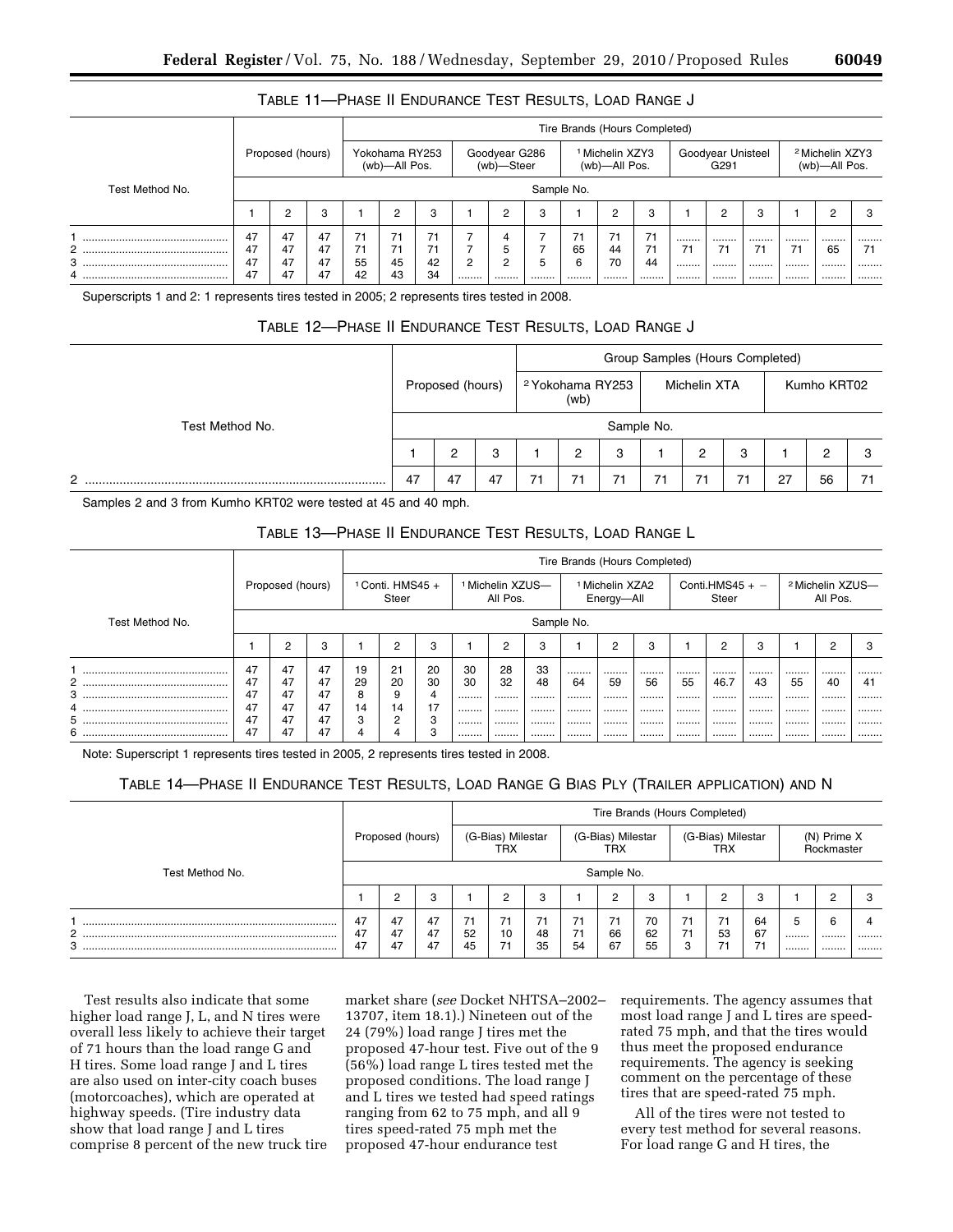TABLE 11—PHASE II ENDURANCE TEST RESULTS, LOAD RANGE J

| Test Method No. | Proposed (hours) | | | Tire Brands (Hours Completed) | | | | | | | | | | | | | | |
|---|---|---|---|---|---|---|---|---|---|---|---|---|---|---|---|---|---|---|
| | | | | Yokohama RY253 (wb)—All Pos. | | | Goodyear G286 (wb)—Steer | | | [1] Michelin XZY3 (wb)—All Pos. | | | Goodyear Unisteel G291 | | | [2] Michelin XZY3 (wb)—All Pos. | | |
| | Sample No. | | | | | | | | | | | | | | | | | |
| | 1 | 2 | 3 | 1 | 2 | 3 | 1 | 2 | 3 | 1 | 2 | 3 | 1 | 2 | 3 | 1 | 2 | 3 |
| 1 | 47 | 47 | 47 | 71 | 71 | 71 | 7 | 4 | 7 | 71 | 71 | 71 | ........ | ........ | ........ | ........ | ........ | ........ |
| 2 | 47 | 47 | 47 | 71 | 71 | 71 | 7 | 5 | 7 | 65 | 44 | 71 | 71 | 71 | 71 | 71 | 65 | 71 |
| 3 | 47 | 47 | 47 | 55 | 45 | 42 | 2 | 2 | 5 | 6 | 70 | 44 | ........ | ........ | ........ | ........ | ........ | ........ |
| 4 | 47 | 47 | 47 | 42 | 43 | 34 | ........ | ........ | ........ | ........ | ........ | ........ | ........ | ........ | ........ | ........ | ........ | ........ |

Superscripts 1 and 2: 1 represents tires tested in 2005; 2 represents tires tested in 2008.

TABLE 12—PHASE II ENDURANCE TEST RESULTS, LOAD RANGE J

| Test Method No. | Proposed (hours) | | | Group Samples (Hours Completed) | | | | | | | | |
|---|---|---|---|---|---|---|---|---|---|---|---|---|
| | | | | [2] Yokohama RY253 (wb) | | | Michelin XTA | | | Kumho KRT02 | | |
| | Sample No. | | | | | | | | | | | |
| | 1 | 2 | 3 | 1 | 2 | 3 | 1 | 2 | 3 | 1 | 2 | 3 |
| 2 | 47 | 47 | 47 | 71 | 71 | 71 | 71 | 71 | 71 | 27 | 56 | 71 |

Samples 2 and 3 from Kumho KRT02 were tested at 45 and 40 mph.

TABLE 13—PHASE II ENDURANCE TEST RESULTS, LOAD RANGE L

| Test Method No. | Proposed (hours) | | | Tire Brands (Hours Completed) | | | | | | | | | | | | | | |
|---|---|---|---|---|---|---|---|---|---|---|---|---|---|---|---|---|---|---|
| | | | | [1] Conti. HMS45 + Steer | | | [1] Michelin XZUS—All Pos. | | | [1] Michelin XZA2 Energy—All | | | Conti.HMS45 + − Steer | | | [2] Michelin XZUS—All Pos. | | |
| | Sample No. | | | | | | | | | | | | | | | | | |
| | 1 | 2 | 3 | 1 | 2 | 3 | 1 | 2 | 3 | 1 | 2 | 3 | 1 | 2 | 3 | 1 | 2 | 3 |
| 1 | 47 | 47 | 47 | 19 | 21 | 20 | 30 | 28 | 33 | ........ | ........ | ........ | ........ | ........ | ........ | ........ | ........ | ........ |
| 2 | 47 | 47 | 47 | 29 | 20 | 30 | 30 | 32 | 48 | 64 | 59 | 56 | 55 | 46.7 | 43 | 55 | 40 | 41 |
| 3 | 47 | 47 | 47 | 8 | 9 | 4 | ........ | ........ | ........ | ........ | ........ | ........ | ........ | ........ | ........ | ........ | ........ | ........ |
| 4 | 47 | 47 | 47 | 14 | 14 | 17 | ........ | ........ | ........ | ........ | ........ | ........ | ........ | ........ | ........ | ........ | ........ | ........ |
| 5 | 47 | 47 | 47 | 3 | 2 | 3 | ........ | ........ | ........ | ........ | ........ | ........ | ........ | ........ | ........ | ........ | ........ | ........ |
| 6 | 47 | 47 | 47 | 4 | 4 | 3 | ........ | ........ | ........ | ........ | ........ | ........ | ........ | ........ | ........ | ........ | ........ | ........ |

Note: Superscript 1 represents tires tested in 2005, 2 represents tires tested in 2008.

TABLE 14—PHASE II ENDURANCE TEST RESULTS, LOAD RANGE G BIAS PLY (TRAILER APPLICATION) AND N

| Test Method No. | Proposed (hours) | | | Tire Brands (Hours Completed) | | | | | | | | | | | |
|---|---|---|---|---|---|---|---|---|---|---|---|---|---|---|---|
| | | | | (G-Bias) Milestar TRX | | | (G-Bias) Milestar TRX | | | (G-Bias) Milestar TRX | | | (N) Prime X Rockmaster | | |
| | Sample No. | | | | | | | | | | | | | | |
| | 1 | 2 | 3 | 1 | 2 | 3 | 1 | 2 | 3 | 1 | 2 | 3 | 1 | 2 | 3 |
| 1 | 47 | 47 | 47 | 71 | 71 | 71 | 71 | 71 | 70 | 71 | 71 | 64 | 5 | 6 | 4 |
| 2 | 47 | 47 | 47 | 52 | 10 | 48 | 71 | 66 | 62 | 71 | 53 | 67 | ........ | ........ | ........ |
| 3 | 47 | 47 | 47 | 45 | 71 | 35 | 54 | 67 | 55 | 3 | 71 | 71 | ........ | ........ | ........ |

Test results also indicate that some higher load range J, L, and N tires were overall less likely to achieve their target of 71 hours than the load range G and H tires. Some load range J and L tires are also used on inter-city coach buses (motorcoaches), which are operated at highway speeds. (Tire industry data show that load range J and L tires comprise 8 percent of the new truck tire market share (*see* Docket NHTSA–2002–13707, item 18.1).) Nineteen out of the 24 (79%) load range J tires met the proposed 47-hour test. Five out of the 9 (56%) load range L tires tested met the proposed conditions. The load range J and L tires we tested had speed ratings ranging from 62 to 75 mph, and all 9 tires speed-rated 75 mph met the proposed 47-hour endurance test requirements. The agency assumes that most load range J and L tires are speed-rated 75 mph, and that the tires would thus meet the proposed endurance requirements. The agency is seeking comment on the percentage of these tires that are speed-rated 75 mph.

All of the tires were not tested to every test method for several reasons. For load range G and H tires, the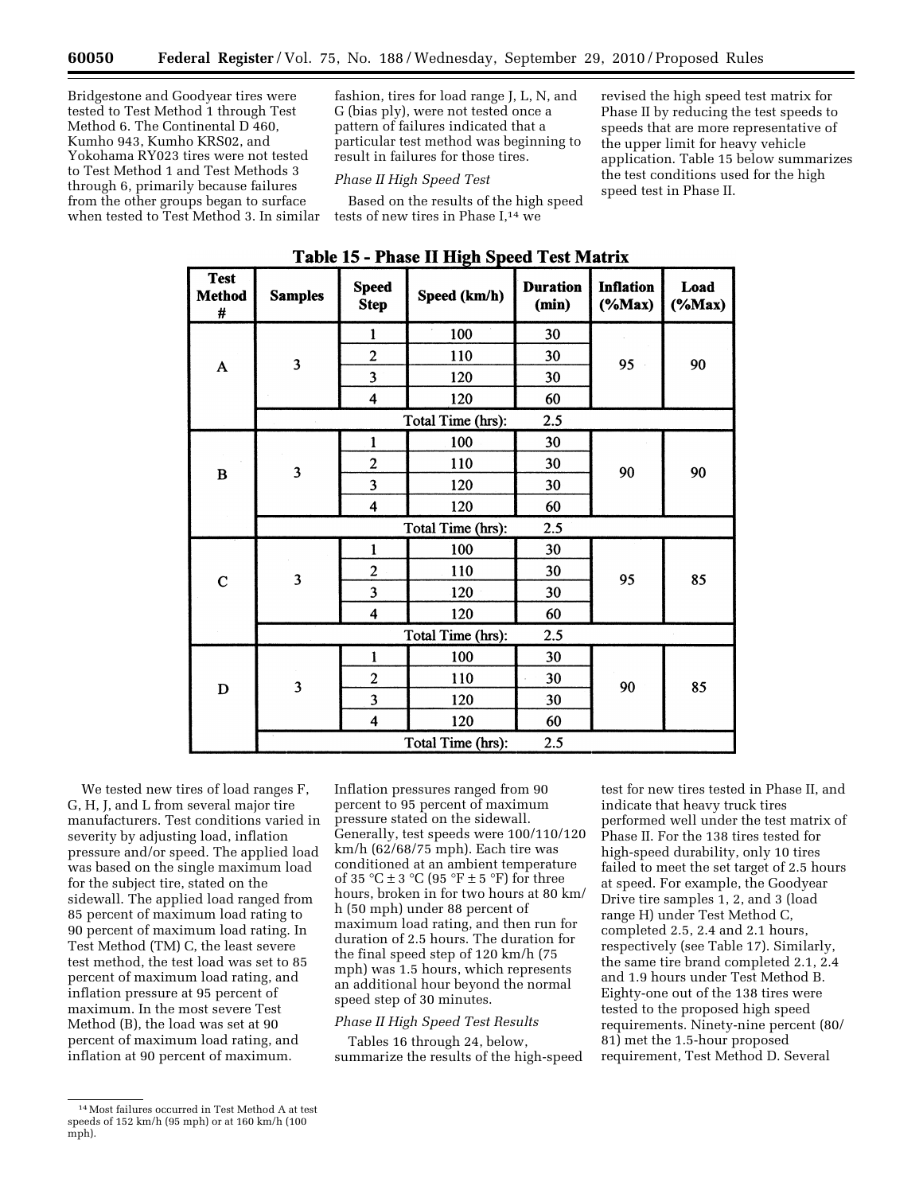Bridgestone and Goodyear tires were tested to Test Method 1 through Test Method 6. The Continental D 460, Kumho 943, Kumho KRS02, and Yokohama RY023 tires were not tested to Test Method 1 and Test Methods 3 through 6, primarily because failures from the other groups began to surface when tested to Test Method 3. In similar fashion, tires for load range J, L, N, and G (bias ply), were not tested once a pattern of failures indicated that a particular test method was beginning to result in failures for those tires.

*Phase II High Speed Test*

Based on the results of the high speed tests of new tires in Phase I,[14] we revised the high speed test matrix for Phase II by reducing the test speeds to speeds that are more representative of the upper limit for heavy vehicle application. Table 15 below summarizes the test conditions used for the high speed test in Phase II.

**Table 15 - Phase II High Speed Test Matrix**

| Test Method # | Samples | Speed Step | Speed (km/h) | Duration (min) | Inflation (%Max) | Load (%Max) |
|---|---|---|---|---|---|---|
| A | 3 | 1 | 100 | 30 | 95 | 90 |
| | | 2 | 110 | 30 | | |
| | | 3 | 120 | 30 | | |
| | | 4 | 120 | 60 | | |
| | | | Total Time (hrs): | 2.5 | | |
| B | 3 | 1 | 100 | 30 | 90 | 90 |
| | | 2 | 110 | 30 | | |
| | | 3 | 120 | 30 | | |
| | | 4 | 120 | 60 | | |
| | | | Total Time (hrs): | 2.5 | | |
| C | 3 | 1 | 100 | 30 | 95 | 85 |
| | | 2 | 110 | 30 | | |
| | | 3 | 120 | 30 | | |
| | | 4 | 120 | 60 | | |
| | | | Total Time (hrs): | 2.5 | | |
| D | 3 | 1 | 100 | 30 | 90 | 85 |
| | | 2 | 110 | 30 | | |
| | | 3 | 120 | 30 | | |
| | | 4 | 120 | 60 | | |
| | | | Total Time (hrs): | 2.5 | | |

We tested new tires of load ranges F, G, H, J, and L from several major tire manufacturers. Test conditions varied in severity by adjusting load, inflation pressure and/or speed. The applied load was based on the single maximum load for the subject tire, stated on the sidewall. The applied load ranged from 85 percent of maximum load rating to 90 percent of maximum load rating. In Test Method (TM) C, the least severe test method, the test load was set to 85 percent of maximum load rating, and inflation pressure at 95 percent of maximum. In the most severe Test Method (B), the load was set at 90 percent of maximum load rating, and inflation at 90 percent of maximum. Inflation pressures ranged from 90 percent to 95 percent of maximum pressure stated on the sidewall. Generally, test speeds were 100/110/120 km/h (62/68/75 mph). Each tire was conditioned at an ambient temperature of 35 °C ± 3 °C (95 °F ± 5 °F) for three hours, broken in for two hours at 80 km/h (50 mph) under 88 percent of maximum load rating, and then run for duration of 2.5 hours. The duration for the final speed step of 120 km/h (75 mph) was 1.5 hours, which represents an additional hour beyond the normal speed step of 30 minutes.

*Phase II High Speed Test Results*

Tables 16 through 24, below, summarize the results of the high-speed test for new tires tested in Phase II, and indicate that heavy truck tires performed well under the test matrix of Phase II. For the 138 tires tested for high-speed durability, only 10 tires failed to meet the set target of 2.5 hours at speed. For example, the Goodyear Drive tire samples 1, 2, and 3 (load range H) under Test Method C, completed 2.5, 2.4 and 2.1 hours, respectively (see Table 17). Similarly, the same tire brand completed 2.1, 2.4 and 1.9 hours under Test Method B. Eighty-one out of the 138 tires were tested to the proposed high speed requirements. Ninety-nine percent (80/81) met the 1.5-hour proposed requirement, Test Method D. Several

[14] Most failures occurred in Test Method A at test speeds of 152 km/h (95 mph) or at 160 km/h (100 mph).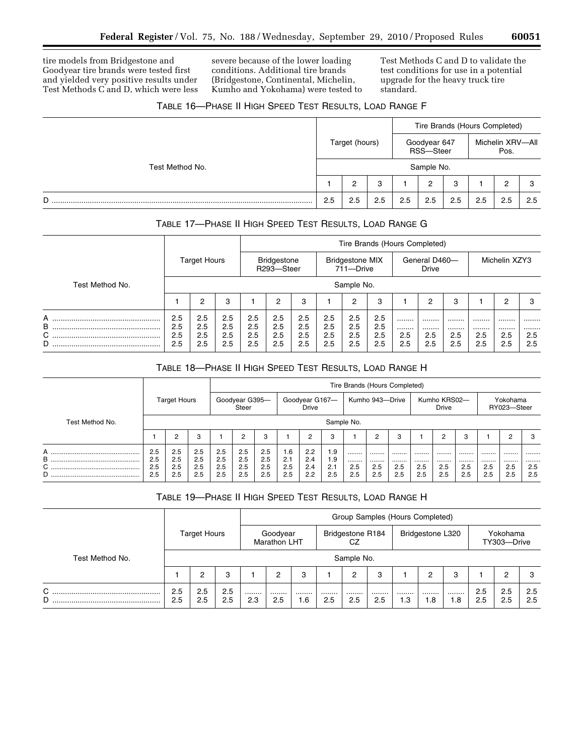tire models from Bridgestone and Goodyear tire brands were tested first and yielded very positive results under Test Methods C and D, which were less severe because of the lower loading conditions. Additional tire brands (Bridgestone, Continental, Michelin, Kumho and Yokohama) were tested to Test Methods C and D to validate the test conditions for use in a potential upgrade for the heavy truck tire standard.

TABLE 16—PHASE II HIGH SPEED TEST RESULTS, LOAD RANGE F

| | Target (hours) | | | Tire Brands (Hours Completed) | | | | | |
|---|---|---|---|---|---|---|---|---|---|
| | | | | Goodyear 647 RSS—Steer | | | Michelin XRV—All Pos. | | |
| Test Method No. | Sample No. | | | | | | | | |
| | 1 | 2 | 3 | 1 | 2 | 3 | 1 | 2 | 3 |
| D | 2.5 | 2.5 | 2.5 | 2.5 | 2.5 | 2.5 | 2.5 | 2.5 | 2.5 |

TABLE 17—PHASE II HIGH SPEED TEST RESULTS, LOAD RANGE G

| | Target Hours | | | Tire Brands (Hours Completed) | | | | | | | | | | | |
|---|---|---|---|---|---|---|---|---|---|---|---|---|---|---|---|
| | | | | Bridgestone R293—Steer | | | Bridgestone MIX 711—Drive | | | General D460—Drive | | | Michelin XZY3 | | |
| Test Method No. | Sample No. | | | | | | | | | | | | | | |
| | 1 | 2 | 3 | 1 | 2 | 3 | 1 | 2 | 3 | 1 | 2 | 3 | 1 | 2 | 3 |
| A | 2.5 | 2.5 | 2.5 | 2.5 | 2.5 | 2.5 | 2.5 | 2.5 | 2.5 | ........ | ........ | ........ | ........ | ........ | ........ |
| B | 2.5 | 2.5 | 2.5 | 2.5 | 2.5 | 2.5 | 2.5 | 2.5 | 2.5 | ........ | ........ | ........ | ........ | ........ | ........ |
| C | 2.5 | 2.5 | 2.5 | 2.5 | 2.5 | 2.5 | 2.5 | 2.5 | 2.5 | 2.5 | 2.5 | 2.5 | 2.5 | 2.5 | 2.5 |
| D | 2.5 | 2.5 | 2.5 | 2.5 | 2.5 | 2.5 | 2.5 | 2.5 | 2.5 | 2.5 | 2.5 | 2.5 | 2.5 | 2.5 | 2.5 |

TABLE 18—PHASE II HIGH SPEED TEST RESULTS, LOAD RANGE H

| | Target Hours | | | Tire Brands (Hours Completed) | | | | | | | | | | | | | | | |
|---|---|---|---|---|---|---|---|---|---|---|---|---|---|---|---|---|---|---|---|
| | | | | Goodyear G395—Steer | | | Goodyear G167—Drive | | | Kumho 943—Drive | | | Kumho KRS02—Drive | | | Yokohama RY023—Steer | | |
| Test Method No. | Sample No. | | | | | | | | | | | | | | | | | | |
| | 1 | 2 | 3 | 1 | 2 | 3 | 1 | 2 | 3 | 1 | 2 | 3 | 1 | 2 | 3 | 1 | 2 | 3 |
| A | 2.5 | 2.5 | 2.5 | 2.5 | 2.5 | 2.5 | 1.6 | 2.2 | 1.9 | ........ | ........ | ........ | ........ | ........ | ........ | ........ | ........ | ........ |
| B | 2.5 | 2.5 | 2.5 | 2.5 | 2.5 | 2.5 | 2.1 | 2.4 | 1.9 | ........ | ........ | ........ | ........ | ........ | ........ | ........ | ........ | ........ |
| C | 2.5 | 2.5 | 2.5 | 2.5 | 2.5 | 2.5 | 2.5 | 2.4 | 2.1 | 2.5 | 2.5 | 2.5 | 2.5 | 2.5 | 2.5 | 2.5 | 2.5 | 2.5 |
| D | 2.5 | 2.5 | 2.5 | 2.5 | 2.5 | 2.5 | 2.5 | 2.2 | 2.5 | 2.5 | 2.5 | 2.5 | 2.5 | 2.5 | 2.5 | 2.5 | 2.5 | 2.5 |

TABLE 19—PHASE II HIGH SPEED TEST RESULTS, LOAD RANGE H

| | Target Hours | | | Group Samples (Hours Completed) | | | | | | | | | | | |
|---|---|---|---|---|---|---|---|---|---|---|---|---|---|---|---|
| | | | | Goodyear Marathon LHT | | | Bridgestone R184 CZ | | | Bridgestone L320 | | | Yokohama TY303—Drive | | |
| Test Method No. | Sample No. | | | | | | | | | | | | | | |
| | 1 | 2 | 3 | 1 | 2 | 3 | 1 | 2 | 3 | 1 | 2 | 3 | 1 | 2 | 3 |
| C | 2.5 | 2.5 | 2.5 | ........ | ........ | ........ | ........ | ........ | ........ | ........ | ........ | ........ | 2.5 | 2.5 | 2.5 |
| D | 2.5 | 2.5 | 2.5 | 2.3 | 2.5 | 1.6 | 2.5 | 2.5 | 2.5 | 1.3 | 1.8 | 1.8 | 2.5 | 2.5 | 2.5 |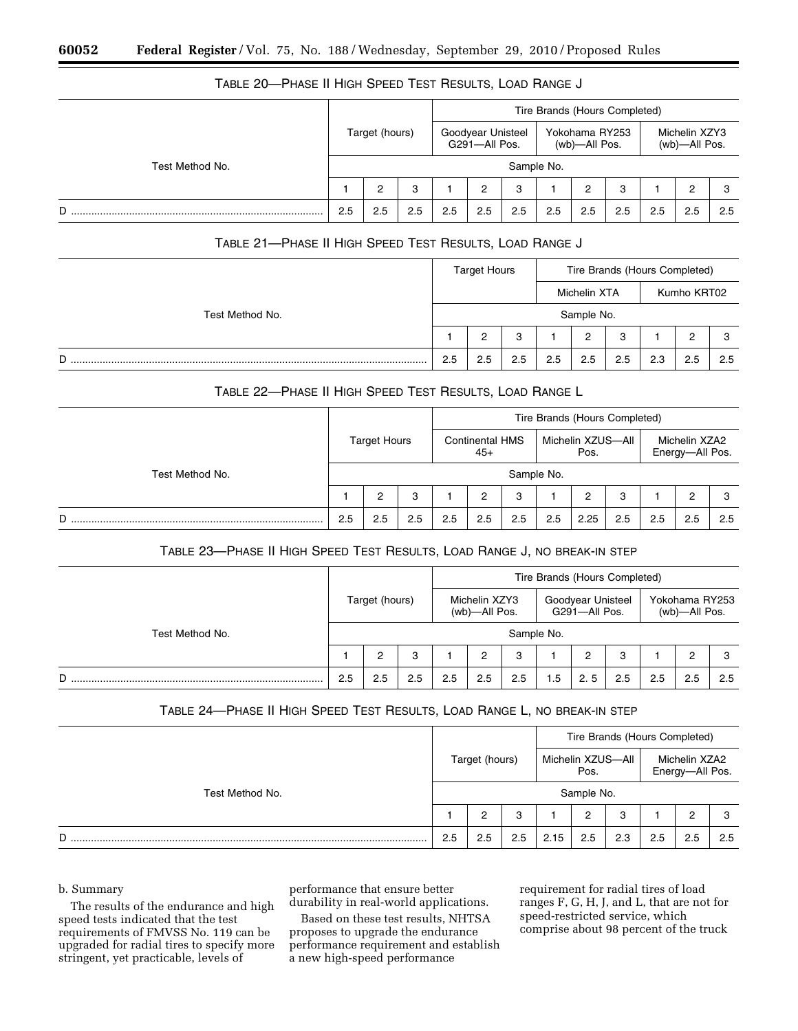TABLE 20—PHASE II HIGH SPEED TEST RESULTS, LOAD RANGE J

| Test Method No. | Target (hours) | | | Tire Brands (Hours Completed) | | | | | | | | |
|---|---|---|---|---|---|---|---|---|---|---|---|---|
| | | | | Goodyear Unisteel G291—All Pos. | | | Yokohama RY253 (wb)—All Pos. | | | Michelin XZY3 (wb)—All Pos. | | |
| | Sample No. | | | | | | | | | | | |
| | 1 | 2 | 3 | 1 | 2 | 3 | 1 | 2 | 3 | 1 | 2 | 3 |
| D | 2.5 | 2.5 | 2.5 | 2.5 | 2.5 | 2.5 | 2.5 | 2.5 | 2.5 | 2.5 | 2.5 | 2.5 |

TABLE 21—PHASE II HIGH SPEED TEST RESULTS, LOAD RANGE J

| Test Method No. | Target Hours | | | Tire Brands (Hours Completed) | | | | | |
|---|---|---|---|---|---|---|---|---|---|
| | | | | Michelin XTA | | | Kumho KRT02 | | |
| | Sample No. | | | | | | | | |
| | 1 | 2 | 3 | 1 | 2 | 3 | 1 | 2 | 3 |
| D | 2.5 | 2.5 | 2.5 | 2.5 | 2.5 | 2.5 | 2.3 | 2.5 | 2.5 |

TABLE 22—PHASE II HIGH SPEED TEST RESULTS, LOAD RANGE L

| Test Method No. | Target Hours | | | Tire Brands (Hours Completed) | | | | | | | | |
|---|---|---|---|---|---|---|---|---|---|---|---|---|
| | | | | Continental HMS 45+ | | | Michelin XZUS—All Pos. | | | Michelin XZA2 Energy—All Pos. | | |
| | Sample No. | | | | | | | | | | | |
| | 1 | 2 | 3 | 1 | 2 | 3 | 1 | 2 | 3 | 1 | 2 | 3 |
| D | 2.5 | 2.5 | 2.5 | 2.5 | 2.5 | 2.5 | 2.5 | 2.25 | 2.5 | 2.5 | 2.5 | 2.5 |

TABLE 23—PHASE II HIGH SPEED TEST RESULTS, LOAD RANGE J, NO BREAK-IN STEP

| Test Method No. | Target (hours) | | | Tire Brands (Hours Completed) | | | | | | | | |
|---|---|---|---|---|---|---|---|---|---|---|---|---|
| | | | | Michelin XZY3 (wb)—All Pos. | | | Goodyear Unisteel G291—All Pos. | | | Yokohama RY253 (wb)—All Pos. | | |
| | Sample No. | | | | | | | | | | | |
| | 1 | 2 | 3 | 1 | 2 | 3 | 1 | 2 | 3 | 1 | 2 | 3 |
| D | 2.5 | 2.5 | 2.5 | 2.5 | 2.5 | 2.5 | 1.5 | 2. 5 | 2.5 | 2.5 | 2.5 | 2.5 |

TABLE 24—PHASE II HIGH SPEED TEST RESULTS, LOAD RANGE L, NO BREAK-IN STEP

| Test Method No. | Target (hours) | | | Tire Brands (Hours Completed) | | | | | |
|---|---|---|---|---|---|---|---|---|---|
| | | | | Michelin XZUS—All Pos. | | | Michelin XZA2 Energy—All Pos. | | |
| | Sample No. | | | | | | | | |
| | 1 | 2 | 3 | 1 | 2 | 3 | 1 | 2 | 3 |
| D | 2.5 | 2.5 | 2.5 | 2.15 | 2.5 | 2.3 | 2.5 | 2.5 | 2.5 |

b. Summary

The results of the endurance and high speed tests indicated that the test requirements of FMVSS No. 119 can be upgraded for radial tires to specify more stringent, yet practicable, levels of performance that ensure better durability in real-world applications.

Based on these test results, NHTSA proposes to upgrade the endurance performance requirement and establish a new high-speed performance requirement for radial tires of load ranges F, G, H, J, and L, that are not for speed-restricted service, which comprise about 98 percent of the truck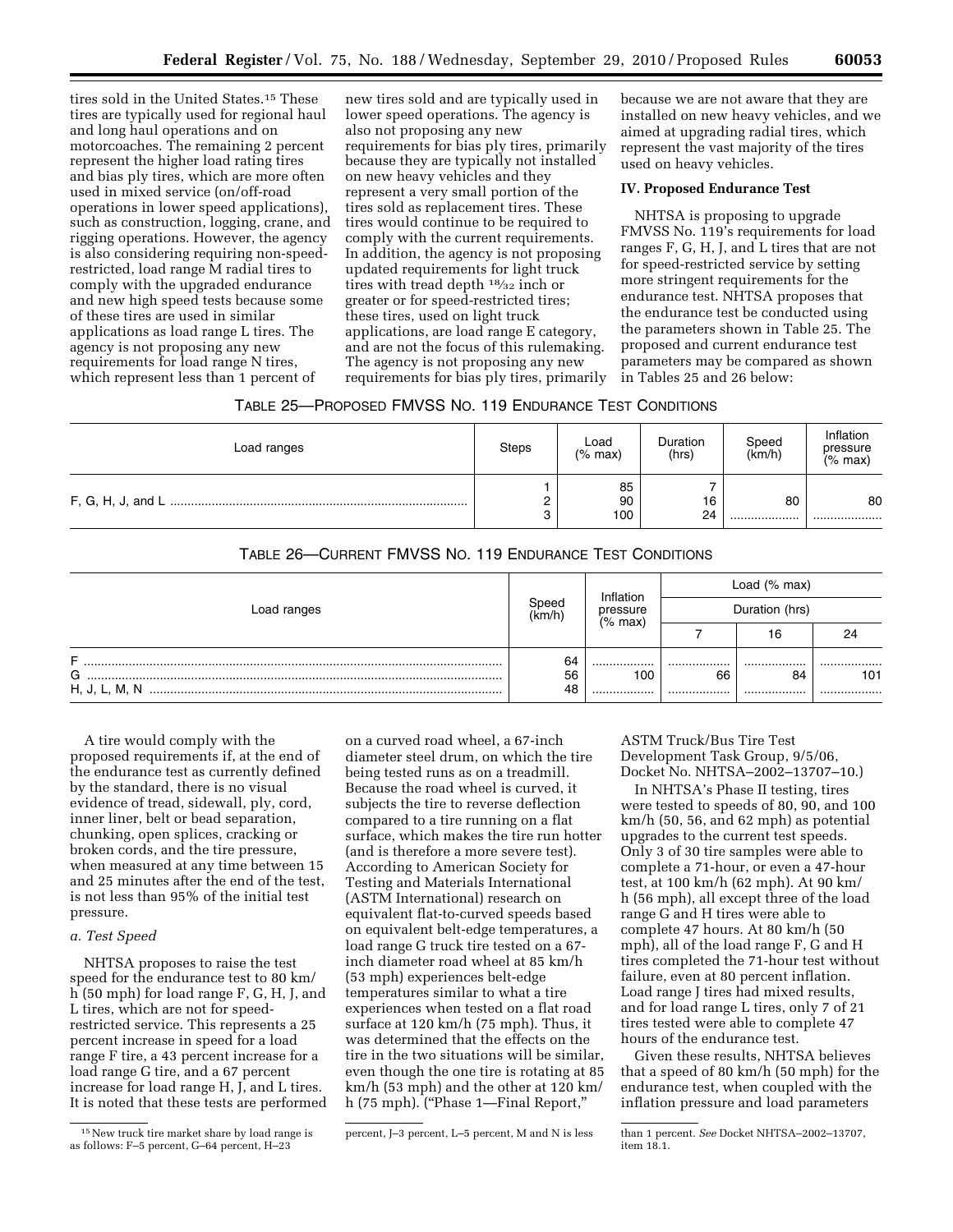tires sold in the United States.[15] These tires are typically used for regional haul and long haul operations and on motorcoaches. The remaining 2 percent represent the higher load rating tires and bias ply tires, which are more often used in mixed service (on/off-road operations in lower speed applications), such as construction, logging, crane, and rigging operations. However, the agency is also considering requiring non-speed-restricted, load range M radial tires to comply with the upgraded endurance and new high speed tests because some of these tires are used in similar applications as load range L tires. The agency is not proposing any new requirements for load range N tires, which represent less than 1 percent of new tires sold and are typically used in lower speed operations. The agency is also not proposing any new requirements for bias ply tires, primarily because they are typically not installed on new heavy vehicles and they represent a very small portion of the tires sold as replacement tires. These tires would continue to be required to comply with the current requirements. In addition, the agency is not proposing updated requirements for light truck tires with tread depth 18/32 inch or greater or for speed-restricted tires; these tires, used on light truck applications, are load range E category, and are not the focus of this rulemaking. The agency is not proposing any new requirements for bias ply tires, primarily because we are not aware that they are installed on new heavy vehicles, and we aimed at upgrading radial tires, which represent the vast majority of the tires used on heavy vehicles.

## IV. Proposed Endurance Test

NHTSA is proposing to upgrade FMVSS No. 119's requirements for load ranges F, G, H, J, and L tires that are not for speed-restricted service by setting more stringent requirements for the endurance test. NHTSA proposes that the endurance test be conducted using the parameters shown in Table 25. The proposed and current endurance test parameters may be compared as shown in Tables 25 and 26 below:

TABLE 25—PROPOSED FMVSS NO. 119 ENDURANCE TEST CONDITIONS

| Load ranges | Steps | Load (% max) | Duration (hrs) | Speed (km/h) | Inflation pressure (% max) |
|---|---|---|---|---|---|
| F, G, H, J, and L | 1 | 85 | 7 | | |
| | 2 | 90 | 16 | 80 | 80 |
| | 3 | 100 | 24 | | |

TABLE 26—CURRENT FMVSS NO. 119 ENDURANCE TEST CONDITIONS

| Load ranges | Speed (km/h) | Inflation pressure (% max) | Load (% max) | | |
|---|---|---|---|---|---|
| | | | Duration (hrs) | | |
| | | | 7 | 16 | 24 |
| F | 64 | | | | |
| G | 56 | 100 | 66 | 84 | 101 |
| H, J, L, M, N | 48 | | | | |

A tire would comply with the proposed requirements if, at the end of the endurance test as currently defined by the standard, there is no visual evidence of tread, sidewall, ply, cord, inner liner, belt or bead separation, chunking, open splices, cracking or broken cords, and the tire pressure, when measured at any time between 15 and 25 minutes after the end of the test, is not less than 95% of the initial test pressure.

### *a. Test Speed*

NHTSA proposes to raise the test speed for the endurance test to 80 km/h (50 mph) for load range F, G, H, J, and L tires, which are not for speed-restricted service. This represents a 25 percent increase in speed for a load range F tire, a 43 percent increase for a load range G tire, and a 67 percent increase for load range H, J, and L tires. It is noted that these tests are performed on a curved road wheel, a 67-inch diameter steel drum, on which the tire being tested runs as on a treadmill. Because the road wheel is curved, it subjects the tire to reverse deflection compared to a tire running on a flat surface, which makes the tire run hotter (and is therefore a more severe test). According to American Society for Testing and Materials International (ASTM International) research on equivalent flat-to-curved speeds based on equivalent belt-edge temperatures, a load range G truck tire tested on a 67-inch diameter road wheel at 85 km/h (53 mph) experiences belt-edge temperatures similar to what a tire experiences when tested on a flat road surface at 120 km/h (75 mph). Thus, it was determined that the effects on the tire in the two situations will be similar, even though the one tire is rotating at 85 km/h (53 mph) and the other at 120 km/h (75 mph). ("Phase 1—Final Report," ASTM Truck/Bus Tire Test Development Task Group, 9/5/06, Docket No. NHTSA–2002–13707–10.)

In NHTSA's Phase II testing, tires were tested to speeds of 80, 90, and 100 km/h (50, 56, and 62 mph) as potential upgrades to the current test speeds. Only 3 of 30 tire samples were able to complete a 71-hour, or even a 47-hour test, at 100 km/h (62 mph). At 90 km/h (56 mph), all except three of the load range G and H tires were able to complete 47 hours. At 80 km/h (50 mph), all of the load range F, G and H tires completed the 71-hour test without failure, even at 80 percent inflation. Load range J tires had mixed results, and for load range L tires, only 7 of 21 tires tested were able to complete 47 hours of the endurance test.

Given these results, NHTSA believes that a speed of 80 km/h (50 mph) for the endurance test, when coupled with the inflation pressure and load parameters

[15] New truck tire market share by load range is as follows: F–5 percent, G–64 percent, H–23 percent, J–3 percent, L–5 percent, M and N is less than 1 percent. *See* Docket NHTSA–2002–13707, item 18.1.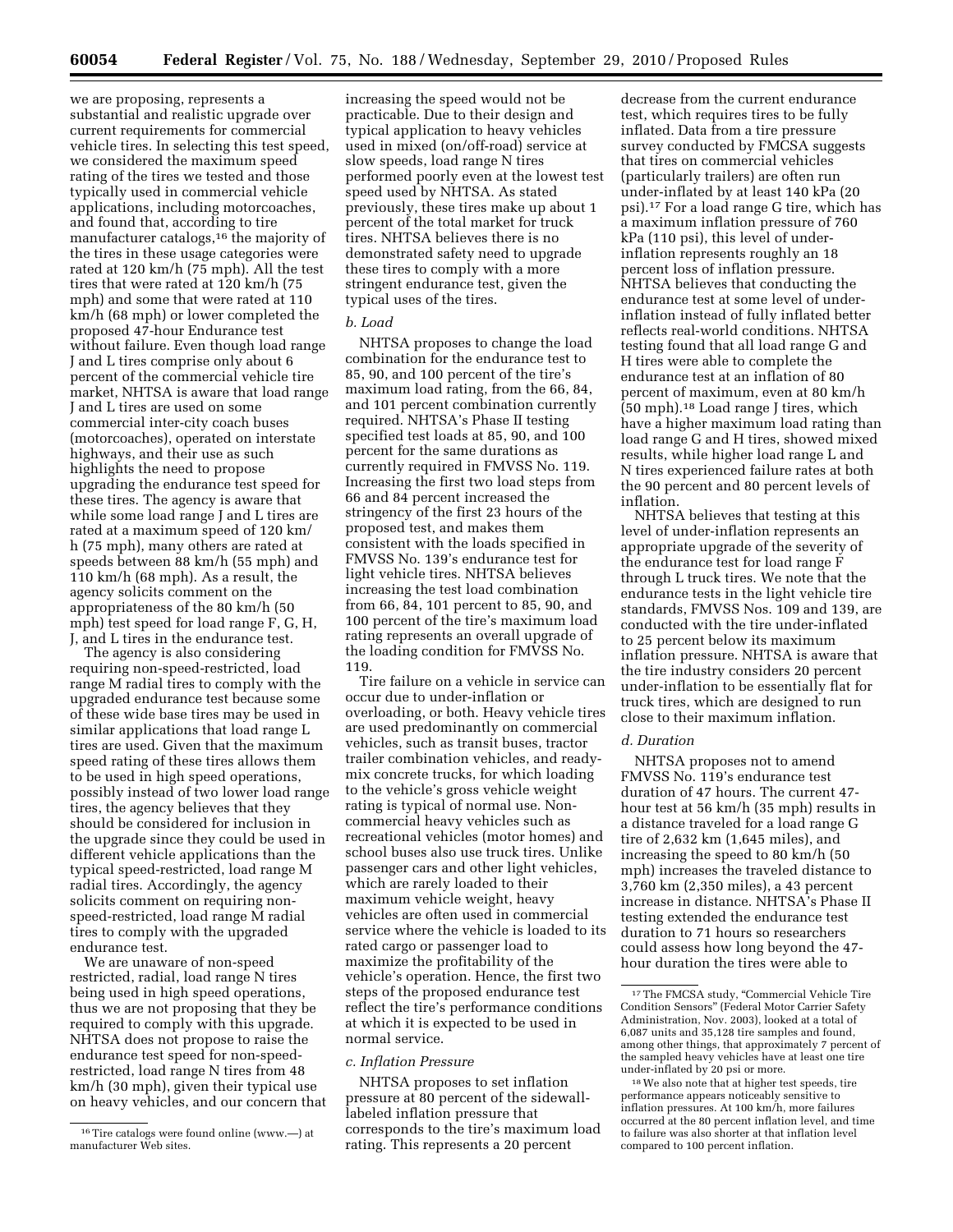we are proposing, represents a substantial and realistic upgrade over current requirements for commercial vehicle tires. In selecting this test speed, we considered the maximum speed rating of the tires we tested and those typically used in commercial vehicle applications, including motorcoaches, and found that, according to tire manufacturer catalogs,[16] the majority of the tires in these usage categories were rated at 120 km/h (75 mph). All the test tires that were rated at 120 km/h (75 mph) and some that were rated at 110 km/h (68 mph) or lower completed the proposed 47-hour Endurance test without failure. Even though load range J and L tires comprise only about 6 percent of the commercial vehicle tire market, NHTSA is aware that load range J and L tires are used on some commercial inter-city coach buses (motorcoaches), operated on interstate highways, and their use as such highlights the need to propose upgrading the endurance test speed for these tires. The agency is aware that while some load range J and L tires are rated at a maximum speed of 120 km/h (75 mph), many others are rated at speeds between 88 km/h (55 mph) and 110 km/h (68 mph). As a result, the agency solicits comment on the appropriateness of the 80 km/h (50 mph) test speed for load range F, G, H, J, and L tires in the endurance test.

The agency is also considering requiring non-speed-restricted, load range M radial tires to comply with the upgraded endurance test because some of these wide base tires may be used in similar applications that load range L tires are used. Given that the maximum speed rating of these tires allows them to be used in high speed operations, possibly instead of two lower load range tires, the agency believes that they should be considered for inclusion in the upgrade since they could be used in different vehicle applications than the typical speed-restricted, load range M radial tires. Accordingly, the agency solicits comment on requiring non-speed-restricted, load range M radial tires to comply with the upgraded endurance test.

We are unaware of non-speed restricted, radial, load range N tires being used in high speed operations, thus we are not proposing that they be required to comply with this upgrade. NHTSA does not propose to raise the endurance test speed for non-speed-restricted, load range N tires from 48 km/h (30 mph), given their typical use on heavy vehicles, and our concern that increasing the speed would not be practicable. Due to their design and typical application to heavy vehicles used in mixed (on/off-road) service at slow speeds, load range N tires performed poorly even at the lowest test speed used by NHTSA. As stated previously, these tires make up about 1 percent of the total market for truck tires. NHTSA believes there is no demonstrated safety need to upgrade these tires to comply with a more stringent endurance test, given the typical uses of the tires.

### *b. Load*

NHTSA proposes to change the load combination for the endurance test to 85, 90, and 100 percent of the tire's maximum load rating, from the 66, 84, and 101 percent combination currently required. NHTSA's Phase II testing specified test loads at 85, 90, and 100 percent for the same durations as currently required in FMVSS No. 119. Increasing the first two load steps from 66 and 84 percent increased the stringency of the first 23 hours of the proposed test, and makes them consistent with the loads specified in FMVSS No. 139's endurance test for light vehicle tires. NHTSA believes increasing the test load combination from 66, 84, 101 percent to 85, 90, and 100 percent of the tire's maximum load rating represents an overall upgrade of the loading condition for FMVSS No. 119.

Tire failure on a vehicle in service can occur due to under-inflation or overloading, or both. Heavy vehicle tires are used predominantly on commercial vehicles, such as transit buses, tractor trailer combination vehicles, and ready-mix concrete trucks, for which loading to the vehicle's gross vehicle weight rating is typical of normal use. Non-commercial heavy vehicles such as recreational vehicles (motor homes) and school buses also use truck tires. Unlike passenger cars and other light vehicles, which are rarely loaded to their maximum vehicle weight, heavy vehicles are often used in commercial service where the vehicle is loaded to its rated cargo or passenger load to maximize the profitability of the vehicle's operation. Hence, the first two steps of the proposed endurance test reflect the tire's performance conditions at which it is expected to be used in normal service.

### *c. Inflation Pressure*

NHTSA proposes to set inflation pressure at 80 percent of the sidewall-labeled inflation pressure that corresponds to the tire's maximum load rating. This represents a 20 percent decrease from the current endurance test, which requires tires to be fully inflated. Data from a tire pressure survey conducted by FMCSA suggests that tires on commercial vehicles (particularly trailers) are often run under-inflated by at least 140 kPa (20 psi).[17] For a load range G tire, which has a maximum inflation pressure of 760 kPa (110 psi), this level of under-inflation represents roughly an 18 percent loss of inflation pressure. NHTSA believes that conducting the endurance test at some level of under-inflation instead of fully inflated better reflects real-world conditions. NHTSA testing found that all load range G and H tires were able to complete the endurance test at an inflation of 80 percent of maximum, even at 80 km/h (50 mph).[18] Load range J tires, which have a higher maximum load rating than load range G and H tires, showed mixed results, while higher load range L and N tires experienced failure rates at both the 90 percent and 80 percent levels of inflation.

NHTSA believes that testing at this level of under-inflation represents an appropriate upgrade of the severity of the endurance test for load range F through L truck tires. We note that the endurance tests in the light vehicle tire standards, FMVSS Nos. 109 and 139, are conducted with the tire under-inflated to 25 percent below its maximum inflation pressure. NHTSA is aware that the tire industry considers 20 percent under-inflation to be essentially flat for truck tires, which are designed to run close to their maximum inflation.

### *d. Duration*

NHTSA proposes not to amend FMVSS No. 119's endurance test duration of 47 hours. The current 47-hour test at 56 km/h (35 mph) results in a distance traveled for a load range G tire of 2,632 km (1,645 miles), and increasing the speed to 80 km/h (50 mph) increases the traveled distance to 3,760 km (2,350 miles), a 43 percent increase in distance. NHTSA's Phase II testing extended the endurance test duration to 71 hours so researchers could assess how long beyond the 47-hour duration the tires were able to

---

[16] Tire catalogs were found online (www.—) at manufacturer Web sites.

[17] The FMCSA study, "Commercial Vehicle Tire Condition Sensors" (Federal Motor Carrier Safety Administration, Nov. 2003), looked at a total of 6,087 units and 35,128 tire samples and found, among other things, that approximately 7 percent of the sampled heavy vehicles have at least one tire under-inflated by 20 psi or more.

[18] We also note that at higher test speeds, tire performance appears noticeably sensitive to inflation pressures. At 100 km/h, more failures occurred at the 80 percent inflation level, and time to failure was also shorter at that inflation level compared to 100 percent inflation.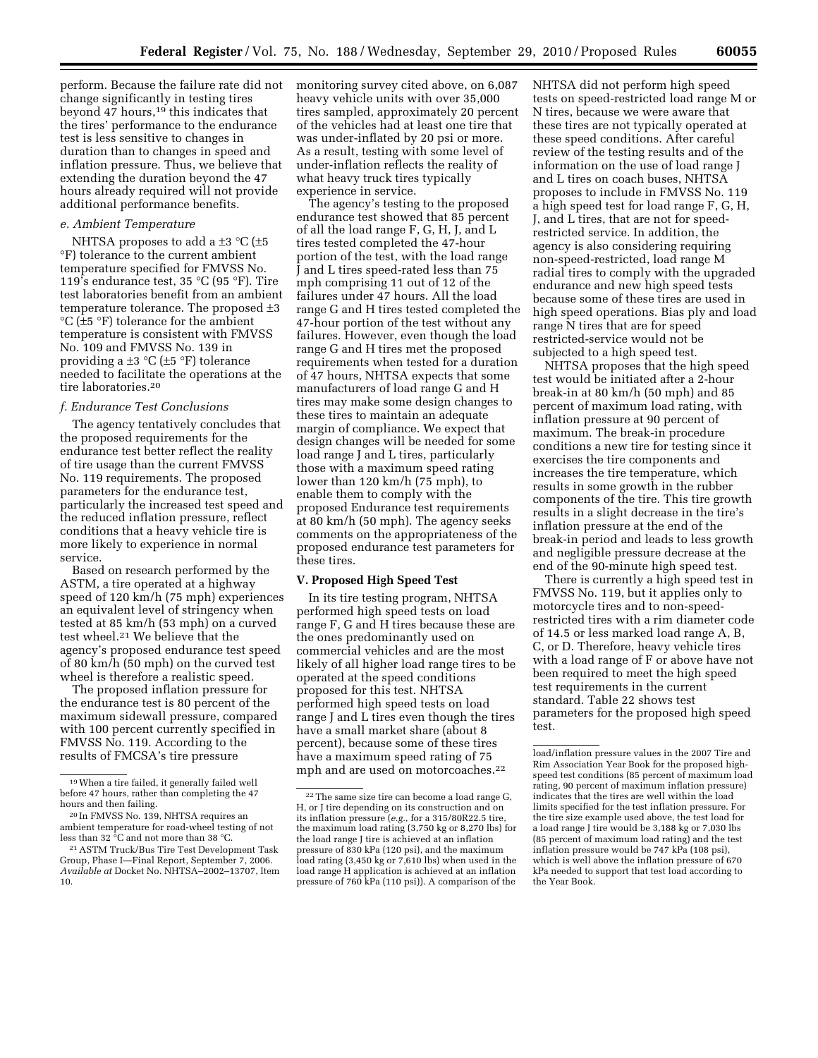perform. Because the failure rate did not change significantly in testing tires beyond 47 hours,[19] this indicates that the tires' performance to the endurance test is less sensitive to changes in duration than to changes in speed and inflation pressure. Thus, we believe that extending the duration beyond the 47 hours already required will not provide additional performance benefits.

*e. Ambient Temperature*

NHTSA proposes to add a ±3 °C (±5 °F) tolerance to the current ambient temperature specified for FMVSS No. 119's endurance test, 35 °C (95 °F). Tire test laboratories benefit from an ambient temperature tolerance. The proposed ±3 °C (±5 °F) tolerance for the ambient temperature is consistent with FMVSS No. 109 and FMVSS No. 139 in providing a ±3 °C (±5 °F) tolerance needed to facilitate the operations at the tire laboratories.[20]

*f. Endurance Test Conclusions*

The agency tentatively concludes that the proposed requirements for the endurance test better reflect the reality of tire usage than the current FMVSS No. 119 requirements. The proposed parameters for the endurance test, particularly the increased test speed and the reduced inflation pressure, reflect conditions that a heavy vehicle tire is more likely to experience in normal service.

Based on research performed by the ASTM, a tire operated at a highway speed of 120 km/h (75 mph) experiences an equivalent level of stringency when tested at 85 km/h (53 mph) on a curved test wheel.[21] We believe that the agency's proposed endurance test speed of 80 km/h (50 mph) on the curved test wheel is therefore a realistic speed.

The proposed inflation pressure for the endurance test is 80 percent of the maximum sidewall pressure, compared with 100 percent currently specified in FMVSS No. 119. According to the results of FMCSA's tire pressure monitoring survey cited above, on 6,087 heavy vehicle units with over 35,000 tires sampled, approximately 20 percent of the vehicles had at least one tire that was under-inflated by 20 psi or more. As a result, testing with some level of under-inflation reflects the reality of what heavy truck tires typically experience in service.

The agency's testing to the proposed endurance test showed that 85 percent of all the load range F, G, H, J, and L tires tested completed the 47-hour portion of the test, with the load range J and L tires speed-rated less than 75 mph comprising 11 out of 12 of the failures under 47 hours. All the load range G and H tires tested completed the 47-hour portion of the test without any failures. However, even though the load range G and H tires met the proposed requirements when tested for a duration of 47 hours, NHTSA expects that some manufacturers of load range G and H tires may make some design changes to these tires to maintain an adequate margin of compliance. We expect that design changes will be needed for some load range J and L tires, particularly those with a maximum speed rating lower than 120 km/h (75 mph), to enable them to comply with the proposed Endurance test requirements at 80 km/h (50 mph). The agency seeks comments on the appropriateness of the proposed endurance test parameters for these tires.

## V. Proposed High Speed Test

In its tire testing program, NHTSA performed high speed tests on load range F, G and H tires because these are the ones predominantly used on commercial vehicles and are the most likely of all higher load range tires to be operated at the speed conditions proposed for this test. NHTSA performed high speed tests on load range J and L tires even though the tires have a small market share (about 8 percent), because some of these tires have a maximum speed rating of 75 mph and are used on motorcoaches.[22] NHTSA did not perform high speed tests on speed-restricted load range M or N tires, because we were aware that these tires are not typically operated at these speed conditions. After careful review of the testing results and of the information on the use of load range J and L tires on coach buses, NHTSA proposes to include in FMVSS No. 119 a high speed test for load range F, G, H, J, and L tires, that are not for speed-restricted service. In addition, the agency is also considering requiring non-speed-restricted, load range M radial tires to comply with the upgraded endurance and new high speed tests because some of these tires are used in high speed operations. Bias ply and load range N tires that are for speed restricted-service would not be subjected to a high speed test.

NHTSA proposes that the high speed test would be initiated after a 2-hour break-in at 80 km/h (50 mph) and 85 percent of maximum load rating, with inflation pressure at 90 percent of maximum. The break-in procedure conditions a new tire for testing since it exercises the tire components and increases the tire temperature, which results in some growth in the rubber components of the tire. This tire growth results in a slight decrease in the tire's inflation pressure at the end of the break-in period and leads to less growth and negligible pressure decrease at the end of the 90-minute high speed test.

There is currently a high speed test in FMVSS No. 119, but it applies only to motorcycle tires and to non-speed-restricted tires with a rim diameter code of 14.5 or less marked load range A, B, C, or D. Therefore, heavy vehicle tires with a load range of F or above have not been required to meet the high speed test requirements in the current standard. Table 22 shows test parameters for the proposed high speed test.

---

[19] When a tire failed, it generally failed well before 47 hours, rather than completing the 47 hours and then failing.

[20] In FMVSS No. 139, NHTSA requires an ambient temperature for road-wheel testing of not less than 32 °C and not more than 38 °C.

[21] ASTM Truck/Bus Tire Test Development Task Group, Phase I—Final Report, September 7, 2006. *Available at* Docket No. NHTSA–2002–13707, Item 10.

[22] The same size tire can become a load range G, H, or J tire depending on its construction and on its inflation pressure (*e.g.,* for a 315/80R22.5 tire, the maximum load rating (3,750 kg or 8,270 lbs) for the load range J tire is achieved at an inflation pressure of 830 kPa (120 psi), and the maximum load rating (3,450 kg or 7,610 lbs) when used in the load range H application is achieved at an inflation pressure of 760 kPa (110 psi)). A comparison of the load/inflation pressure values in the 2007 Tire and Rim Association Year Book for the proposed high-speed test conditions (85 percent of maximum load rating, 90 percent of maximum inflation pressure) indicates that the tires are well within the load limits specified for the test inflation pressure. For the tire size example used above, the test load for a load range J tire would be 3,188 kg or 7,030 lbs (85 percent of maximum load rating) and the test inflation pressure would be 747 kPa (108 psi), which is well above the inflation pressure of 670 kPa needed to support that test load according to the Year Book.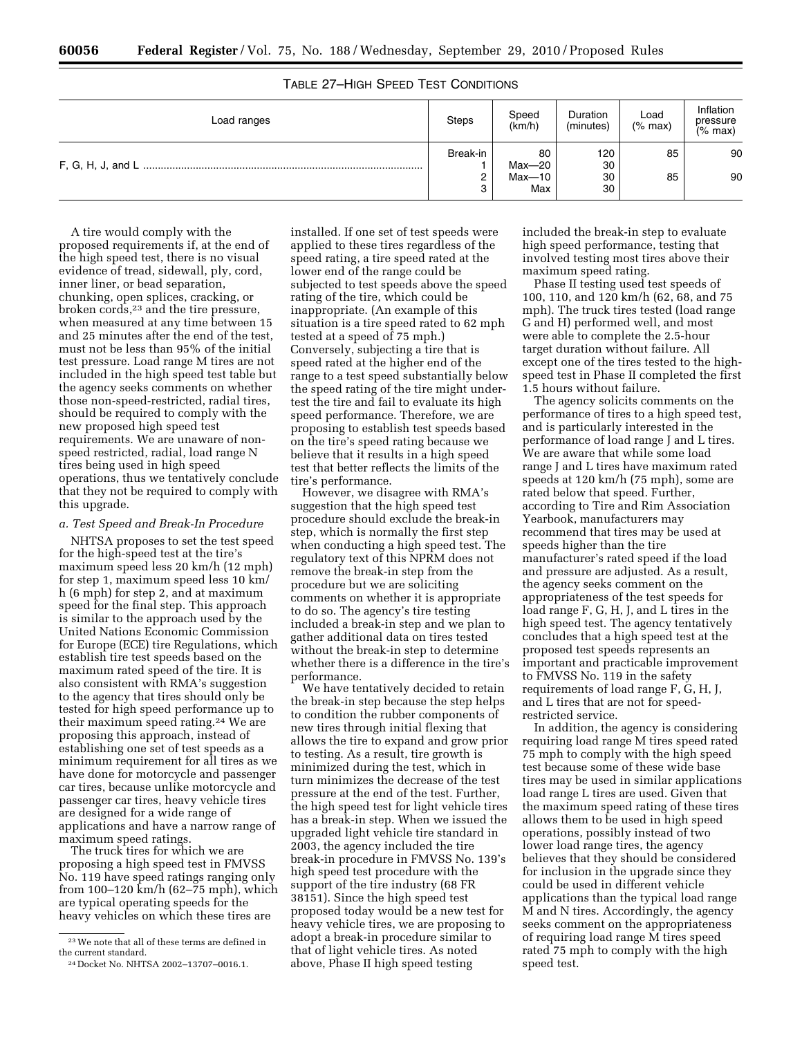TABLE 27–HIGH SPEED TEST CONDITIONS

| Load ranges | Steps | Speed (km/h) | Duration (minutes) | Load (% max) | Inflation pressure (% max) |
|---|---|---|---|---|---|
| F, G, H, J, and L | Break-in | 80 | 120 | 85 | 90 |
| | 1 | Max—20 | 30 | | |
| | 2 | Max—10 | 30 | 85 | 90 |
| | 3 | Max | 30 | | |

A tire would comply with the proposed requirements if, at the end of the high speed test, there is no visual evidence of tread, sidewall, ply, cord, inner liner, or bead separation, chunking, open splices, cracking, or broken cords,[23] and the tire pressure, when measured at any time between 15 and 25 minutes after the end of the test, must not be less than 95% of the initial test pressure. Load range M tires are not included in the high speed test table but the agency seeks comments on whether those non-speed-restricted, radial tires, should be required to comply with the new proposed high speed test requirements. We are unaware of non-speed restricted, radial, load range N tires being used in high speed operations, thus we tentatively conclude that they not be required to comply with this upgrade.

*a. Test Speed and Break-In Procedure*

NHTSA proposes to set the test speed for the high-speed test at the tire's maximum speed less 20 km/h (12 mph) for step 1, maximum speed less 10 km/h (6 mph) for step 2, and at maximum speed for the final step. This approach is similar to the approach used by the United Nations Economic Commission for Europe (ECE) tire Regulations, which establish tire test speeds based on the maximum rated speed of the tire. It is also consistent with RMA's suggestion to the agency that tires should only be tested for high speed performance up to their maximum speed rating.[24] We are proposing this approach, instead of establishing one set of test speeds as a minimum requirement for all tires as we have done for motorcycle and passenger car tires, because unlike motorcycle and passenger car tires, heavy vehicle tires are designed for a wide range of applications and have a narrow range of maximum speed ratings.

The truck tires for which we are proposing a high speed test in FMVSS No. 119 have speed ratings ranging only from 100–120 km/h (62–75 mph), which are typical operating speeds for the heavy vehicles on which these tires are installed. If one set of test speeds were applied to these tires regardless of the speed rating, a tire speed rated at the lower end of the range could be subjected to test speeds above the speed rating of the tire, which could be inappropriate. (An example of this situation is a tire speed rated to 62 mph tested at a speed of 75 mph.) Conversely, subjecting a tire that is speed rated at the higher end of the range to a test speed substantially below the speed rating of the tire might under-test the tire and fail to evaluate its high speed performance. Therefore, we are proposing to establish test speeds based on the tire's speed rating because we believe that it results in a high speed test that better reflects the limits of the tire's performance.

However, we disagree with RMA's suggestion that the high speed test procedure should exclude the break-in step, which is normally the first step when conducting a high speed test. The regulatory text of this NPRM does not remove the break-in step from the procedure but we are soliciting comments on whether it is appropriate to do so. The agency's tire testing included a break-in step and we plan to gather additional data on tires tested without the break-in step to determine whether there is a difference in the tire's performance.

We have tentatively decided to retain the break-in step because the step helps to condition the rubber components of new tires through initial flexing that allows the tire to expand and grow prior to testing. As a result, tire growth is minimized during the test, which in turn minimizes the decrease of the test pressure at the end of the test. Further, the high speed test for light vehicle tires has a break-in step. When we issued the upgraded light vehicle tire standard in 2003, the agency included the tire break-in procedure in FMVSS No. 139's high speed test procedure with the support of the tire industry (68 FR 38151). Since the high speed test proposed today would be a new test for heavy vehicle tires, we are proposing to adopt a break-in procedure similar to that of light vehicle tires. As noted above, Phase II high speed testing included the break-in step to evaluate high speed performance, testing that involved testing most tires above their maximum speed rating.

Phase II testing used test speeds of 100, 110, and 120 km/h (62, 68, and 75 mph). The truck tires tested (load range G and H) performed well, and most were able to complete the 2.5-hour target duration without failure. All except one of the tires tested to the high-speed test in Phase II completed the first 1.5 hours without failure.

The agency solicits comments on the performance of tires to a high speed test, and is particularly interested in the performance of load range J and L tires. We are aware that while some load range J and L tires have maximum rated speeds at 120 km/h (75 mph), some are rated below that speed. Further, according to Tire and Rim Association Yearbook, manufacturers may recommend that tires may be used at speeds higher than the tire manufacturer's rated speed if the load and pressure are adjusted. As a result, the agency seeks comment on the appropriateness of the test speeds for load range F, G, H, J, and L tires in the high speed test. The agency tentatively concludes that a high speed test at the proposed test speeds represents an important and practicable improvement to FMVSS No. 119 in the safety requirements of load range F, G, H, J, and L tires that are not for speed-restricted service.

In addition, the agency is considering requiring load range M tires speed rated 75 mph to comply with the high speed test because some of these wide base tires may be used in similar applications load range L tires are used. Given that the maximum speed rating of these tires allows them to be used in high speed operations, possibly instead of two lower load range tires, the agency believes that they should be considered for inclusion in the upgrade since they could be used in different vehicle applications than the typical load range M and N tires. Accordingly, the agency seeks comment on the appropriateness of requiring load range M tires speed rated 75 mph to comply with the high speed test.

[23] We note that all of these terms are defined in the current standard.

[24] Docket No. NHTSA 2002–13707–0016.1.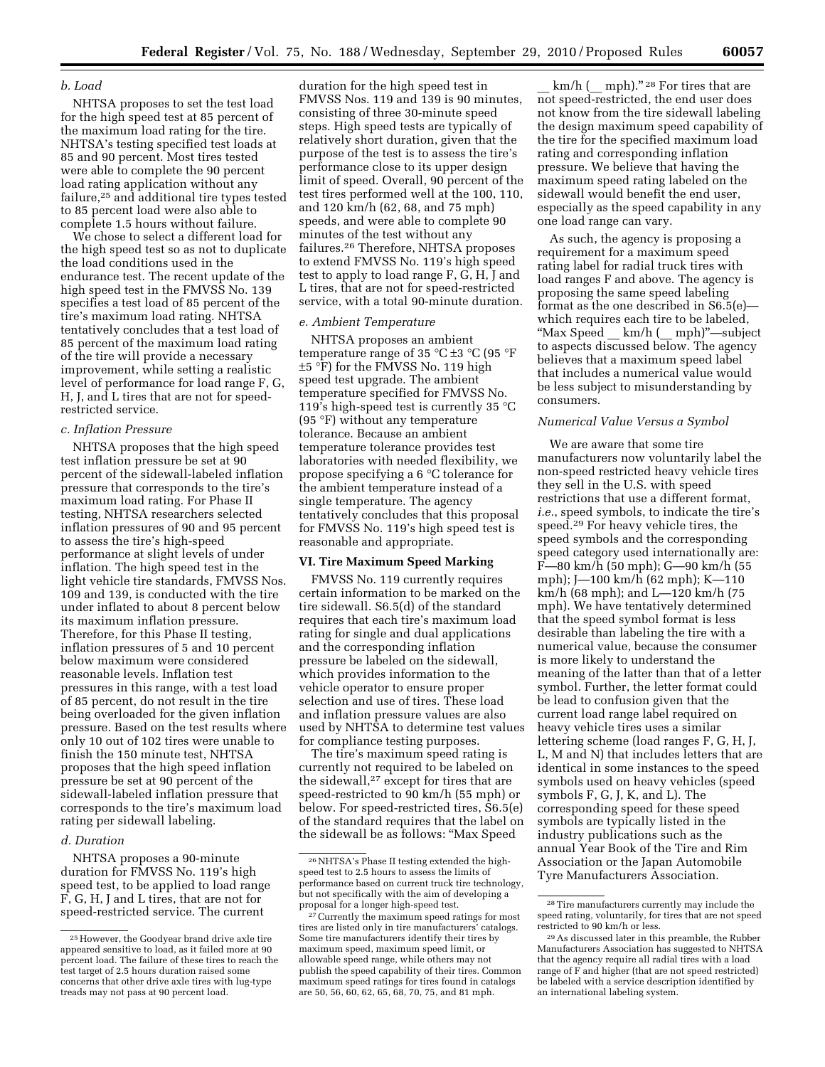*b. Load*

NHTSA proposes to set the test load for the high speed test at 85 percent of the maximum load rating for the tire. NHTSA's testing specified test loads at 85 and 90 percent. Most tires tested were able to complete the 90 percent load rating application without any failure,[25] and additional tire types tested to 85 percent load were also able to complete 1.5 hours without failure.

We chose to select a different load for the high speed test so as not to duplicate the load conditions used in the endurance test. The recent update of the high speed test in the FMVSS No. 139 specifies a test load of 85 percent of the tire's maximum load rating. NHTSA tentatively concludes that a test load of 85 percent of the maximum load rating of the tire will provide a necessary improvement, while setting a realistic level of performance for load range F, G, H, J, and L tires that are not for speed-restricted service.

*c. Inflation Pressure*

NHTSA proposes that the high speed test inflation pressure be set at 90 percent of the sidewall-labeled inflation pressure that corresponds to the tire's maximum load rating. For Phase II testing, NHTSA researchers selected inflation pressures of 90 and 95 percent to assess the tire's high-speed performance at slight levels of under inflation. The high speed test in the light vehicle tire standards, FMVSS Nos. 109 and 139, is conducted with the tire under inflated to about 8 percent below its maximum inflation pressure. Therefore, for this Phase II testing, inflation pressures of 5 and 10 percent below maximum were considered reasonable levels. Inflation test pressures in this range, with a test load of 85 percent, do not result in the tire being overloaded for the given inflation pressure. Based on the test results where only 10 out of 102 tires were unable to finish the 150 minute test, NHTSA proposes that the high speed inflation pressure be set at 90 percent of the sidewall-labeled inflation pressure that corresponds to the tire's maximum load rating per sidewall labeling.

*d. Duration*

NHTSA proposes a 90-minute duration for FMVSS No. 119's high speed test, to be applied to load range F, G, H, J and L tires, that are not for speed-restricted service. The current duration for the high speed test in FMVSS Nos. 119 and 139 is 90 minutes, consisting of three 30-minute speed steps. High speed tests are typically of relatively short duration, given that the purpose of the test is to assess the tire's performance close to its upper design limit of speed. Overall, 90 percent of the test tires performed well at the 100, 110, and 120 km/h (62, 68, and 75 mph) speeds, and were able to complete 90 minutes of the test without any failures.[26] Therefore, NHTSA proposes to extend FMVSS No. 119's high speed test to apply to load range F, G, H, J and L tires, that are not for speed-restricted service, with a total 90-minute duration.

*e. Ambient Temperature*

NHTSA proposes an ambient temperature range of 35 °C ±3 °C (95 °F ±5 °F) for the FMVSS No. 119 high speed test upgrade. The ambient temperature specified for FMVSS No. 119's high-speed test is currently 35 °C (95 °F) without any temperature tolerance. Because an ambient temperature tolerance provides test laboratories with needed flexibility, we propose specifying a 6 °C tolerance for the ambient temperature instead of a single temperature. The agency tentatively concludes that this proposal for FMVSS No. 119's high speed test is reasonable and appropriate.

## VI. Tire Maximum Speed Marking

FMVSS No. 119 currently requires certain information to be marked on the tire sidewall. S6.5(d) of the standard requires that each tire's maximum load rating for single and dual applications and the corresponding inflation pressure be labeled on the sidewall, which provides information to the vehicle operator to ensure proper selection and use of tires. These load and inflation pressure values are also used by NHTSA to determine test values for compliance testing purposes.

The tire's maximum speed rating is currently not required to be labeled on the sidewall,[27] except for tires that are speed-restricted to 90 km/h (55 mph) or below. For speed-restricted tires, S6.5(e) of the standard requires that the label on the sidewall be as follows: "Max Speed __ km/h (__ mph)."[28] For tires that are not speed-restricted, the end user does not know from the tire sidewall labeling the design maximum speed capability of the tire for the specified maximum load rating and corresponding inflation pressure. We believe that having the maximum speed rating labeled on the sidewall would benefit the end user, especially as the speed capability in any one load range can vary.

As such, the agency is proposing a requirement for a maximum speed rating label for radial truck tires with load ranges F and above. The agency is proposing the same speed labeling format as the one described in S6.5(e)—which requires each tire to be labeled, "Max Speed __ km/h (__ mph)"—subject to aspects discussed below. The agency believes that a maximum speed label that includes a numerical value would be less subject to misunderstanding by consumers.

*Numerical Value Versus a Symbol*

We are aware that some tire manufacturers now voluntarily label the non-speed restricted heavy vehicle tires they sell in the U.S. with speed restrictions that use a different format, *i.e.,* speed symbols, to indicate the tire's speed.[29] For heavy vehicle tires, the speed symbols and the corresponding speed category used internationally are: F—80 km/h (50 mph); G—90 km/h (55 mph); J—100 km/h (62 mph); K—110 km/h (68 mph); and L—120 km/h (75 mph). We have tentatively determined that the speed symbol format is less desirable than labeling the tire with a numerical value, because the consumer is more likely to understand the meaning of the latter than that of a letter symbol. Further, the letter format could be lead to confusion given that the current load range label required on heavy vehicle tires uses a similar lettering scheme (load ranges F, G, H, J, L, M and N) that includes letters that are identical in some instances to the speed symbols used on heavy vehicles (speed symbols F, G, J, K, and L). The corresponding speed for these speed symbols are typically listed in the industry publications such as the annual Year Book of the Tire and Rim Association or the Japan Automobile Tyre Manufacturers Association.

---

[25] However, the Goodyear brand drive axle tire appeared sensitive to load, as it failed more at 90 percent load. The failure of these tires to reach the test target of 2.5 hours duration raised some concerns that other drive axle tires with lug-type treads may not pass at 90 percent load.

[26] NHTSA's Phase II testing extended the high-speed test to 2.5 hours to assess the limits of performance based on current truck tire technology, but not specifically with the aim of developing a proposal for a longer high-speed test.

[27] Currently the maximum speed ratings for most tires are listed only in tire manufacturers' catalogs. Some tire manufacturers identify their tires by maximum speed, maximum speed limit, or allowable speed range, while others may not publish the speed capability of their tires. Common maximum speed ratings for tires found in catalogs are 50, 56, 60, 62, 65, 68, 70, 75, and 81 mph.

[28] Tire manufacturers currently may include the speed rating, voluntarily, for tires that are not speed restricted to 90 km/h or less.

[29] As discussed later in this preamble, the Rubber Manufacturers Association has suggested to NHTSA that the agency require all radial tires with a load range of F and higher (that are not speed restricted) be labeled with a service description identified by an international labeling system.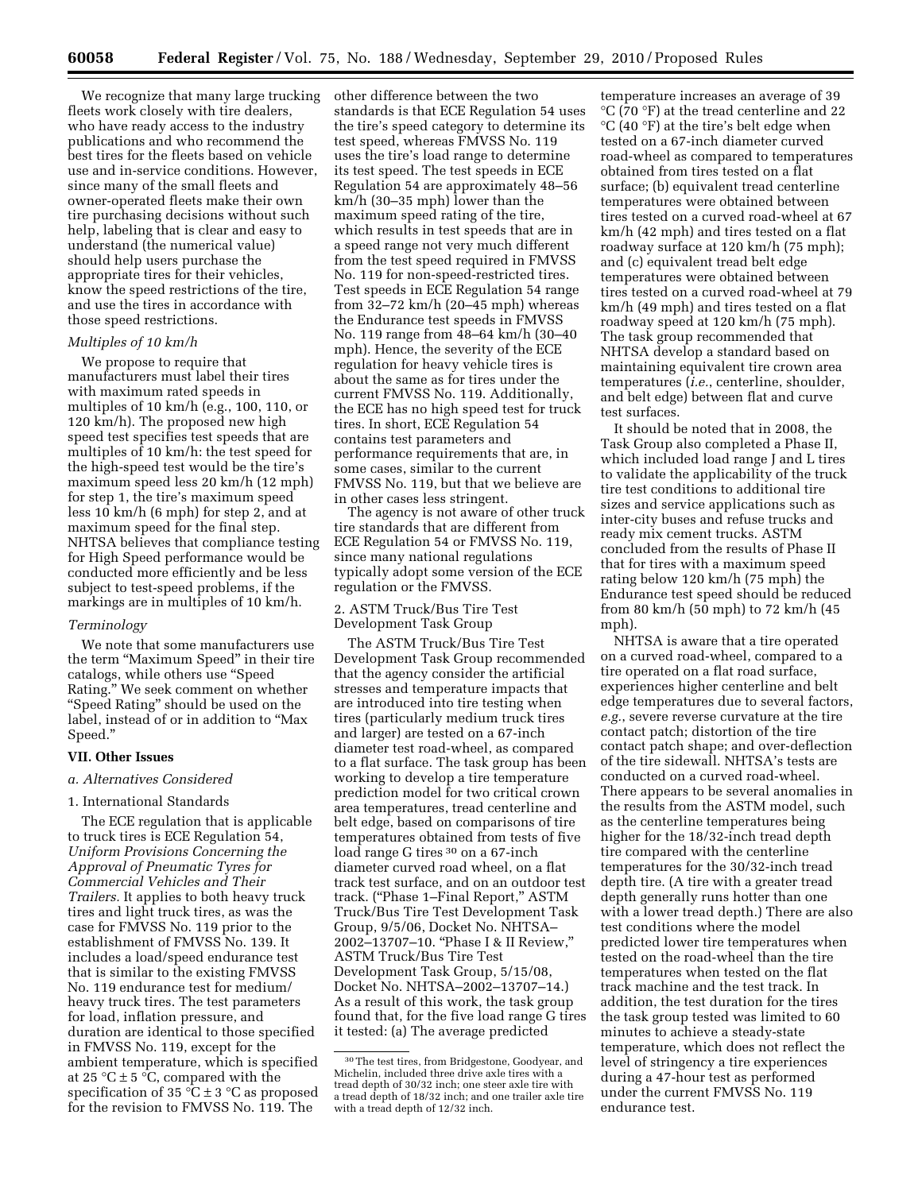We recognize that many large trucking fleets work closely with tire dealers, who have ready access to the industry publications and who recommend the best tires for the fleets based on vehicle use and in-service conditions. However, since many of the small fleets and owner-operated fleets make their own tire purchasing decisions without such help, labeling that is clear and easy to understand (the numerical value) should help users purchase the appropriate tires for their vehicles, know the speed restrictions of the tire, and use the tires in accordance with those speed restrictions.

*Multiples of 10 km/h*

We propose to require that manufacturers must label their tires with maximum rated speeds in multiples of 10 km/h (e.g., 100, 110, or 120 km/h). The proposed new high speed test specifies test speeds that are multiples of 10 km/h: the test speed for the high-speed test would be the tire's maximum speed less 20 km/h (12 mph) for step 1, the tire's maximum speed less 10 km/h (6 mph) for step 2, and at maximum speed for the final step. NHTSA believes that compliance testing for High Speed performance would be conducted more efficiently and be less subject to test-speed problems, if the markings are in multiples of 10 km/h.

*Terminology*

We note that some manufacturers use the term "Maximum Speed" in their tire catalogs, while others use "Speed Rating." We seek comment on whether "Speed Rating" should be used on the label, instead of or in addition to "Max Speed."

## VII. Other Issues

### *a. Alternatives Considered*

1. International Standards

The ECE regulation that is applicable to truck tires is ECE Regulation 54, *Uniform Provisions Concerning the Approval of Pneumatic Tyres for Commercial Vehicles and Their Trailers.* It applies to both heavy truck tires and light truck tires, as was the case for FMVSS No. 119 prior to the establishment of FMVSS No. 139. It includes a load/speed endurance test that is similar to the existing FMVSS No. 119 endurance test for medium/heavy truck tires. The test parameters for load, inflation pressure, and duration are identical to those specified in FMVSS No. 119, except for the ambient temperature, which is specified at 25 °C ± 5 °C, compared with the specification of 35 °C ± 3 °C as proposed for the revision to FMVSS No. 119. The other difference between the two standards is that ECE Regulation 54 uses the tire's speed category to determine its test speed, whereas FMVSS No. 119 uses the tire's load range to determine its test speed. The test speeds in ECE Regulation 54 are approximately 48–56 km/h (30–35 mph) lower than the maximum speed rating of the tire, which results in test speeds that are in a speed range not very much different from the test speed required in FMVSS No. 119 for non-speed-restricted tires. Test speeds in ECE Regulation 54 range from 32–72 km/h (20–45 mph) whereas the Endurance test speeds in FMVSS No. 119 range from 48–64 km/h (30–40 mph). Hence, the severity of the ECE regulation for heavy vehicle tires is about the same as for tires under the current FMVSS No. 119. Additionally, the ECE has no high speed test for truck tires. In short, ECE Regulation 54 contains test parameters and performance requirements that are, in some cases, similar to the current FMVSS No. 119, but that we believe are in other cases less stringent.

The agency is not aware of other truck tire standards that are different from ECE Regulation 54 or FMVSS No. 119, since many national regulations typically adopt some version of the ECE regulation or the FMVSS.

2. ASTM Truck/Bus Tire Test Development Task Group

The ASTM Truck/Bus Tire Test Development Task Group recommended that the agency consider the artificial stresses and temperature impacts that are introduced into tire testing when tires (particularly medium truck tires and larger) are tested on a 67-inch diameter test road-wheel, as compared to a flat surface. The task group has been working to develop a tire temperature prediction model for two critical crown area temperatures, tread centerline and belt edge, based on comparisons of tire temperatures obtained from tests of five load range G tires [30] on a 67-inch diameter curved road wheel, on a flat track test surface, and on an outdoor test track. ("Phase 1–Final Report," ASTM Truck/Bus Tire Test Development Task Group, 9/5/06, Docket No. NHTSA–2002–13707–10. "Phase I & II Review," ASTM Truck/Bus Tire Test Development Task Group, 5/15/08, Docket No. NHTSA–2002–13707–14.) As a result of this work, the task group found that, for the five load range G tires it tested: (a) The average predicted temperature increases an average of 39 °C (70 °F) at the tread centerline and 22 °C (40 °F) at the tire's belt edge when tested on a 67-inch diameter curved road-wheel as compared to temperatures obtained from tires tested on a flat surface; (b) equivalent tread centerline temperatures were obtained between tires tested on a curved road-wheel at 67 km/h (42 mph) and tires tested on a flat roadway surface at 120 km/h (75 mph); and (c) equivalent tread belt edge temperatures were obtained between tires tested on a curved road-wheel at 79 km/h (49 mph) and tires tested on a flat roadway speed at 120 km/h (75 mph). The task group recommended that NHTSA develop a standard based on maintaining equivalent tire crown area temperatures (*i.e.*, centerline, shoulder, and belt edge) between flat and curve test surfaces.

It should be noted that in 2008, the Task Group also completed a Phase II, which included load range J and L tires to validate the applicability of the truck tire test conditions to additional tire sizes and service applications such as inter-city buses and refuse trucks and ready mix cement trucks. ASTM concluded from the results of Phase II that for tires with a maximum speed rating below 120 km/h (75 mph) the Endurance test speed should be reduced from 80 km/h (50 mph) to 72 km/h (45 mph).

NHTSA is aware that a tire operated on a curved road-wheel, compared to a tire operated on a flat road surface, experiences higher centerline and belt edge temperatures due to several factors, *e.g.*, severe reverse curvature at the tire contact patch; distortion of the tire contact patch shape; and over-deflection of the tire sidewall. NHTSA's tests are conducted on a curved road-wheel. There appears to be several anomalies in the results from the ASTM model, such as the centerline temperatures being higher for the 18/32-inch tread depth tire compared with the centerline temperatures for the 30/32-inch tread depth tire. (A tire with a greater tread depth generally runs hotter than one with a lower tread depth.) There are also test conditions where the model predicted lower tire temperatures when tested on the road-wheel than the tire temperatures when tested on the flat track machine and the test track. In addition, the test duration for the tires the task group tested was limited to 60 minutes to achieve a steady-state temperature, which does not reflect the level of stringency a tire experiences during a 47-hour test as performed under the current FMVSS No. 119 endurance test.

[30] The test tires, from Bridgestone, Goodyear, and Michelin, included three drive axle tires with a tread depth of 30/32 inch; one steer axle tire with a tread depth of 18/32 inch; and one trailer axle tire with a tread depth of 12/32 inch.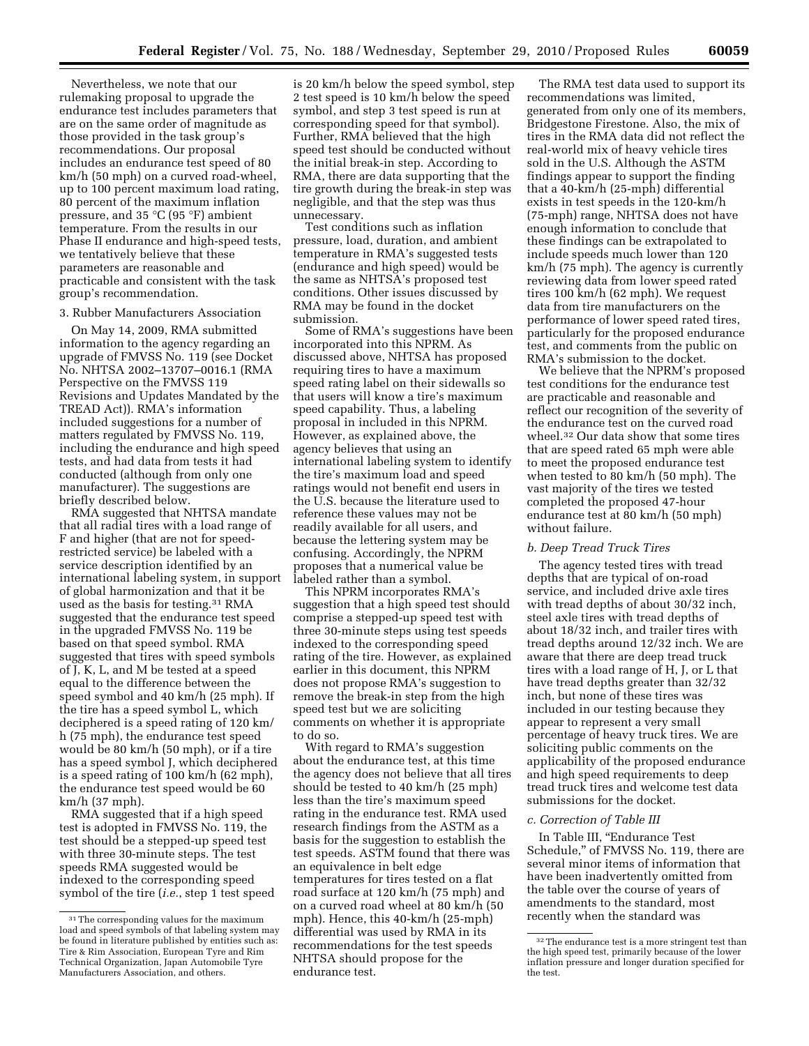Nevertheless, we note that our rulemaking proposal to upgrade the endurance test includes parameters that are on the same order of magnitude as those provided in the task group's recommendations. Our proposal includes an endurance test speed of 80 km/h (50 mph) on a curved road-wheel, up to 100 percent maximum load rating, 80 percent of the maximum inflation pressure, and 35 °C (95 °F) ambient temperature. From the results in our Phase II endurance and high-speed tests, we tentatively believe that these parameters are reasonable and practicable and consistent with the task group's recommendation.

3. Rubber Manufacturers Association

On May 14, 2009, RMA submitted information to the agency regarding an upgrade of FMVSS No. 119 (see Docket No. NHTSA 2002–13707–0016.1 (RMA Perspective on the FMVSS 119 Revisions and Updates Mandated by the TREAD Act)). RMA's information included suggestions for a number of matters regulated by FMVSS No. 119, including the endurance and high speed tests, and had data from tests it had conducted (although from only one manufacturer). The suggestions are briefly described below.

RMA suggested that NHTSA mandate that all radial tires with a load range of F and higher (that are not for speed-restricted service) be labeled with a service description identified by an international labeling system, in support of global harmonization and that it be used as the basis for testing.[31] RMA suggested that the endurance test speed in the upgraded FMVSS No. 119 be based on that speed symbol. RMA suggested that tires with speed symbols of J, K, L, and M be tested at a speed equal to the difference between the speed symbol and 40 km/h (25 mph). If the tire has a speed symbol L, which deciphered is a speed rating of 120 km/h (75 mph), the endurance test speed would be 80 km/h (50 mph), or if a tire has a speed symbol J, which deciphered is a speed rating of 100 km/h (62 mph), the endurance test speed would be 60 km/h (37 mph).

RMA suggested that if a high speed test is adopted in FMVSS No. 119, the test should be a stepped-up speed test with three 30-minute steps. The test speeds RMA suggested would be indexed to the corresponding speed symbol of the tire (*i.e.*, step 1 test speed is 20 km/h below the speed symbol, step 2 test speed is 10 km/h below the speed symbol, and step 3 test speed is run at corresponding speed for that symbol). Further, RMA believed that the high speed test should be conducted without the initial break-in step. According to RMA, there are data supporting that the tire growth during the break-in step was negligible, and that the step was thus unnecessary.

Test conditions such as inflation pressure, load, duration, and ambient temperature in RMA's suggested tests (endurance and high speed) would be the same as NHTSA's proposed test conditions. Other issues discussed by RMA may be found in the docket submission.

Some of RMA's suggestions have been incorporated into this NPRM. As discussed above, NHTSA has proposed requiring tires to have a maximum speed rating label on their sidewalls so that users will know a tire's maximum speed capability. Thus, a labeling proposal in included in this NPRM. However, as explained above, the agency believes that using an international labeling system to identify the tire's maximum load and speed ratings would not benefit end users in the U.S. because the literature used to reference these values may not be readily available for all users, and because the lettering system may be confusing. Accordingly, the NPRM proposes that a numerical value be labeled rather than a symbol.

This NPRM incorporates RMA's suggestion that a high speed test should comprise a stepped-up speed test with three 30-minute steps using test speeds indexed to the corresponding speed rating of the tire. However, as explained earlier in this document, this NPRM does not propose RMA's suggestion to remove the break-in step from the high speed test but we are soliciting comments on whether it is appropriate to do so.

With regard to RMA's suggestion about the endurance test, at this time the agency does not believe that all tires should be tested to 40 km/h (25 mph) less than the tire's maximum speed rating in the endurance test. RMA used research findings from the ASTM as a basis for the suggestion to establish the test speeds. ASTM found that there was an equivalence in belt edge temperatures for tires tested on a flat road surface at 120 km/h (75 mph) and on a curved road wheel at 80 km/h (50 mph). Hence, this 40-km/h (25-mph) differential was used by RMA in its recommendations for the test speeds NHTSA should propose for the endurance test.

The RMA test data used to support its recommendations was limited, generated from only one of its members, Bridgestone Firestone. Also, the mix of tires in the RMA data did not reflect the real-world mix of heavy vehicle tires sold in the U.S. Although the ASTM findings appear to support the finding that a 40-km/h (25-mph) differential exists in test speeds in the 120-km/h (75-mph) range, NHTSA does not have enough information to conclude that these findings can be extrapolated to include speeds much lower than 120 km/h (75 mph). The agency is currently reviewing data from lower speed rated tires 100 km/h (62 mph). We request data from tire manufacturers on the performance of lower speed rated tires, particularly for the proposed endurance test, and comments from the public on RMA's submission to the docket.

We believe that the NPRM's proposed test conditions for the endurance test are practicable and reasonable and reflect our recognition of the severity of the endurance test on the curved road wheel.[32] Our data show that some tires that are speed rated 65 mph were able to meet the proposed endurance test when tested to 80 km/h (50 mph). The vast majority of the tires we tested completed the proposed 47-hour endurance test at 80 km/h (50 mph) without failure.

### *b. Deep Tread Truck Tires*

The agency tested tires with tread depths that are typical of on-road service, and included drive axle tires with tread depths of about 30/32 inch, steel axle tires with tread depths of about 18/32 inch, and trailer tires with tread depths around 12/32 inch. We are aware that there are deep tread truck tires with a load range of H, J, or L that have tread depths greater than 32/32 inch, but none of these tires was included in our testing because they appear to represent a very small percentage of heavy truck tires. We are soliciting public comments on the applicability of the proposed endurance and high speed requirements to deep tread truck tires and welcome test data submissions for the docket.

### *c. Correction of Table III*

In Table III, "Endurance Test Schedule," of FMVSS No. 119, there are several minor items of information that have been inadvertently omitted from the table over the course of years of amendments to the standard, most recently when the standard was

---

[31] The corresponding values for the maximum load and speed symbols of that labeling system may be found in literature published by entities such as: Tire & Rim Association, European Tyre and Rim Technical Organization, Japan Automobile Tyre Manufacturers Association, and others.

[32] The endurance test is a more stringent test than the high speed test, primarily because of the lower inflation pressure and longer duration specified for the test.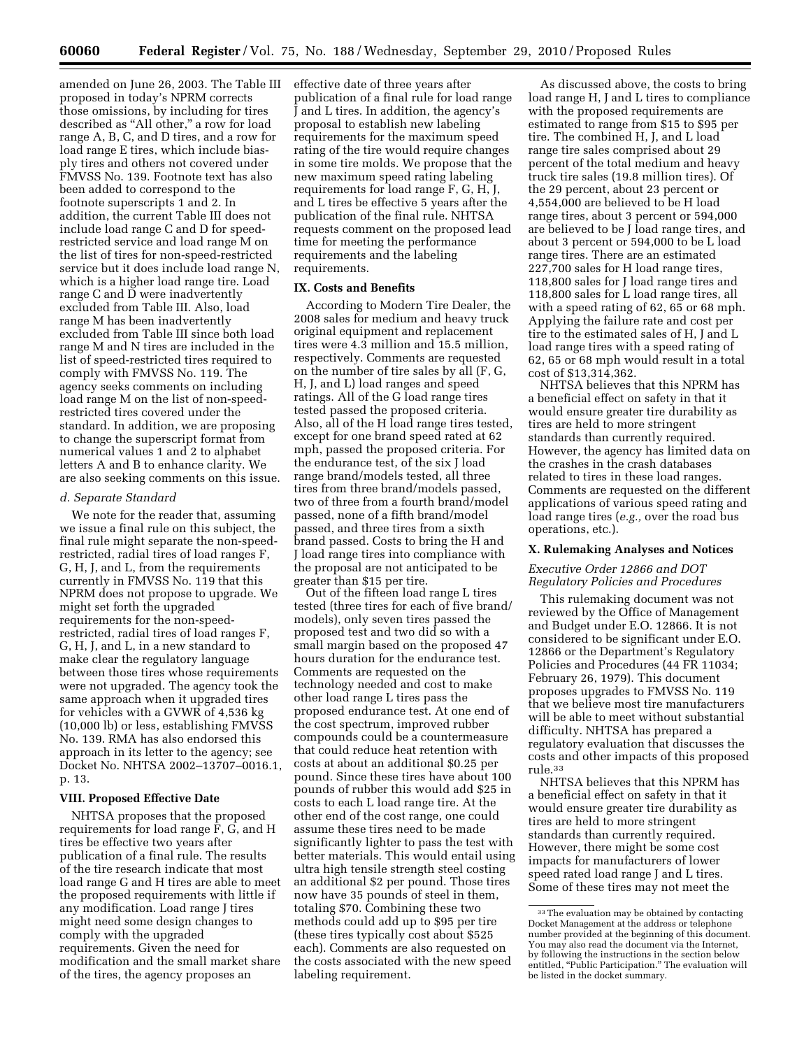amended on June 26, 2003. The Table III proposed in today's NPRM corrects those omissions, by including for tires described as "All other," a row for load range A, B, C, and D tires, and a row for load range E tires, which include bias-ply tires and others not covered under FMVSS No. 139. Footnote text has also been added to correspond to the footnote superscripts 1 and 2. In addition, the current Table III does not include load range C and D for speed-restricted service and load range M on the list of tires for non-speed-restricted service but it does include load range N, which is a higher load range tire. Load range C and D were inadvertently excluded from Table III. Also, load range M has been inadvertently excluded from Table III since both load range M and N tires are included in the list of speed-restricted tires required to comply with FMVSS No. 119. The agency seeks comments on including load range M on the list of non-speed-restricted tires covered under the standard. In addition, we are proposing to change the superscript format from numerical values 1 and 2 to alphabet letters A and B to enhance clarity. We are also seeking comments on this issue.

*d. Separate Standard*

We note for the reader that, assuming we issue a final rule on this subject, the final rule might separate the non-speed-restricted, radial tires of load ranges F, G, H, J, and L, from the requirements currently in FMVSS No. 119 that this NPRM does not propose to upgrade. We might set forth the upgraded requirements for the non-speed-restricted, radial tires of load ranges F, G, H, J, and L, in a new standard to make clear the regulatory language between those tires whose requirements were not upgraded. The agency took the same approach when it upgraded tires for vehicles with a GVWR of 4,536 kg (10,000 lb) or less, establishing FMVSS No. 139. RMA has also endorsed this approach in its letter to the agency; see Docket No. NHTSA 2002–13707–0016.1, p. 13.

## VIII. Proposed Effective Date

NHTSA proposes that the proposed requirements for load range F, G, and H tires be effective two years after publication of a final rule. The results of the tire research indicate that most load range G and H tires are able to meet the proposed requirements with little if any modification. Load range J tires might need some design changes to comply with the upgraded requirements. Given the need for modification and the small market share of the tires, the agency proposes an effective date of three years after publication of a final rule for load range J and L tires. In addition, the agency's proposal to establish new labeling requirements for the maximum speed rating of the tire would require changes in some tire molds. We propose that the new maximum speed rating labeling requirements for load range F, G, H, J, and L tires be effective 5 years after the publication of the final rule. NHTSA requests comment on the proposed lead time for meeting the performance requirements and the labeling requirements.

## IX. Costs and Benefits

According to Modern Tire Dealer, the 2008 sales for medium and heavy truck original equipment and replacement tires were 4.3 million and 15.5 million, respectively. Comments are requested on the number of tire sales by all (F, G, H, J, and L) load ranges and speed ratings. All of the G load range tires tested passed the proposed criteria. Also, all of the H load range tires tested, except for one brand speed rated at 62 mph, passed the proposed criteria. For the endurance test, of the six J load range brand/models tested, all three tires from three brand/models passed, two of three from a fourth brand/model passed, none of a fifth brand/model passed, and three tires from a sixth brand passed. Costs to bring the H and J load range tires into compliance with the proposal are not anticipated to be greater than $15 per tire.

Out of the fifteen load range L tires tested (three tires for each of five brand/models), only seven tires passed the proposed test and two did so with a small margin based on the proposed 47 hours duration for the endurance test. Comments are requested on the technology needed and cost to make other load range L tires pass the proposed endurance test. At one end of the cost spectrum, improved rubber compounds could be a countermeasure that could reduce heat retention with costs at about an additional $0.25 per pound. Since these tires have about 100 pounds of rubber this would add $25 in costs to each L load range tire. At the other end of the cost range, one could assume these tires need to be made significantly lighter to pass the test with better materials. This would entail using ultra high tensile strength steel costing an additional $2 per pound. Those tires now have 35 pounds of steel in them, totaling $70. Combining these two methods could add up to $95 per tire (these tires typically cost about $525 each). Comments are also requested on the costs associated with the new speed labeling requirement.

As discussed above, the costs to bring load range H, J and L tires to compliance with the proposed requirements are estimated to range from $15 to $95 per tire. The combined H, J, and L load range tire sales comprised about 29 percent of the total medium and heavy truck tire sales (19.8 million tires). Of the 29 percent, about 23 percent or 4,554,000 are believed to be H load range tires, about 3 percent or 594,000 are believed to be J load range tires, and about 3 percent or 594,000 to be L load range tires. There are an estimated 227,700 sales for H load range tires, 118,800 sales for J load range tires and 118,800 sales for L load range tires, all with a speed rating of 62, 65 or 68 mph. Applying the failure rate and cost per tire to the estimated sales of H, J and L load range tires with a speed rating of 62, 65 or 68 mph would result in a total cost of $13,314,362.

NHTSA believes that this NPRM has a beneficial effect on safety in that it would ensure greater tire durability as tires are held to more stringent standards than currently required. However, the agency has limited data on the crashes in the crash databases related to tires in these load ranges. Comments are requested on the different applications of various speed rating and load range tires (*e.g.,* over the road bus operations, etc.).

## X. Rulemaking Analyses and Notices

*Executive Order 12866 and DOT Regulatory Policies and Procedures*

This rulemaking document was not reviewed by the Office of Management and Budget under E.O. 12866. It is not considered to be significant under E.O. 12866 or the Department's Regulatory Policies and Procedures (44 FR 11034; February 26, 1979). This document proposes upgrades to FMVSS No. 119 that we believe most tire manufacturers will be able to meet without substantial difficulty. NHTSA has prepared a regulatory evaluation that discusses the costs and other impacts of this proposed rule.[33]

NHTSA believes that this NPRM has a beneficial effect on safety in that it would ensure greater tire durability as tires are held to more stringent standards than currently required. However, there might be some cost impacts for manufacturers of lower speed rated load range J and L tires. Some of these tires may not meet the

[33] The evaluation may be obtained by contacting Docket Management at the address or telephone number provided at the beginning of this document. You may also read the document via the Internet, by following the instructions in the section below entitled, "Public Participation." The evaluation will be listed in the docket summary.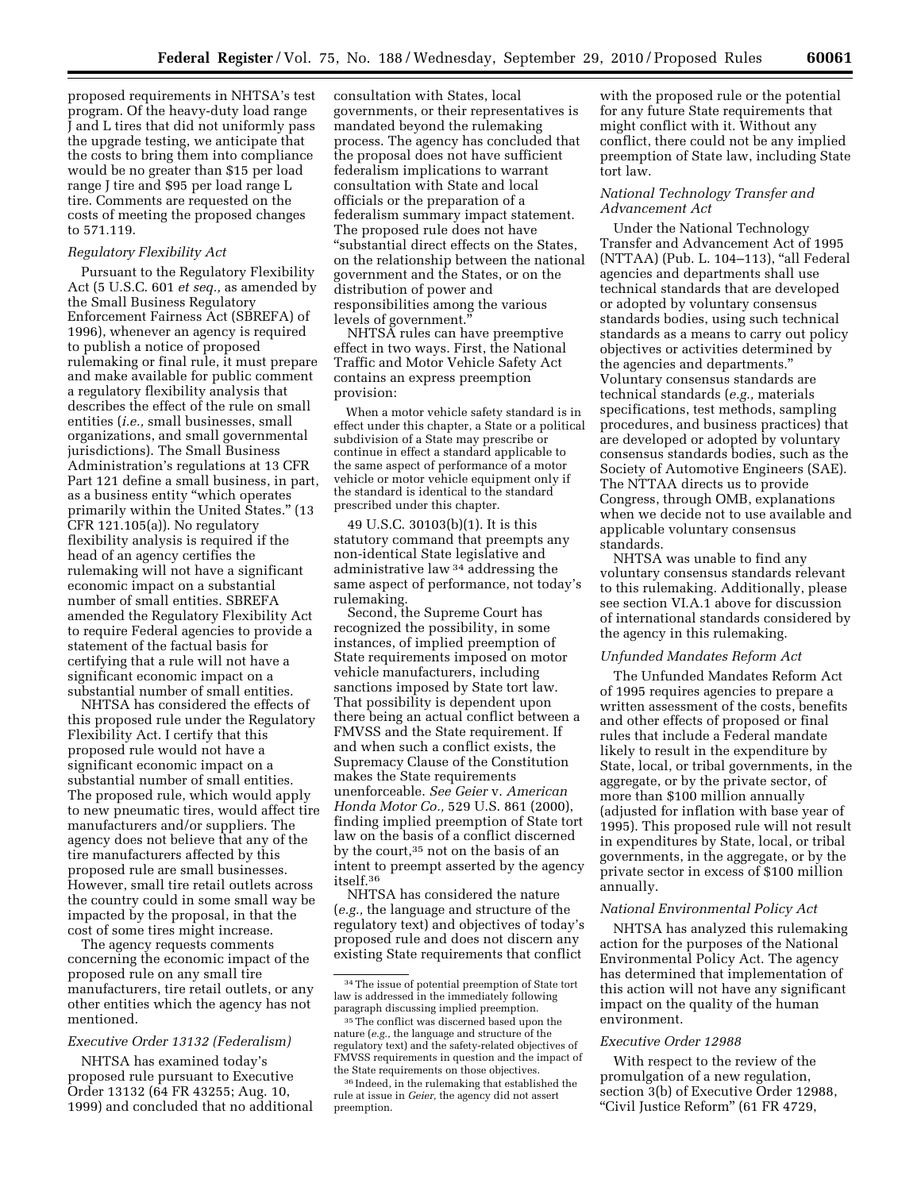proposed requirements in NHTSA's test program. Of the heavy-duty load range J and L tires that did not uniformly pass the upgrade testing, we anticipate that the costs to bring them into compliance would be no greater than $15 per load range J tire and $95 per load range L tire. Comments are requested on the costs of meeting the proposed changes to 571.119.

### *Regulatory Flexibility Act*

Pursuant to the Regulatory Flexibility Act (5 U.S.C. 601 *et seq.,* as amended by the Small Business Regulatory Enforcement Fairness Act (SBREFA) of 1996), whenever an agency is required to publish a notice of proposed rulemaking or final rule, it must prepare and make available for public comment a regulatory flexibility analysis that describes the effect of the rule on small entities (*i.e.,* small businesses, small organizations, and small governmental jurisdictions). The Small Business Administration's regulations at 13 CFR Part 121 define a small business, in part, as a business entity "which operates primarily within the United States." (13 CFR 121.105(a)). No regulatory flexibility analysis is required if the head of an agency certifies the rulemaking will not have a significant economic impact on a substantial number of small entities. SBREFA amended the Regulatory Flexibility Act to require Federal agencies to provide a statement of the factual basis for certifying that a rule will not have a significant economic impact on a substantial number of small entities.

NHTSA has considered the effects of this proposed rule under the Regulatory Flexibility Act. I certify that this proposed rule would not have a significant economic impact on a substantial number of small entities. The proposed rule, which would apply to new pneumatic tires, would affect tire manufacturers and/or suppliers. The agency does not believe that any of the tire manufacturers affected by this proposed rule are small businesses. However, small tire retail outlets across the country could in some small way be impacted by the proposal, in that the cost of some tires might increase.

The agency requests comments concerning the economic impact of the proposed rule on any small tire manufacturers, tire retail outlets, or any other entities which the agency has not mentioned.

### *Executive Order 13132 (Federalism)*

NHTSA has examined today's proposed rule pursuant to Executive Order 13132 (64 FR 43255; Aug. 10, 1999) and concluded that no additional consultation with States, local governments, or their representatives is mandated beyond the rulemaking process. The agency has concluded that the proposal does not have sufficient federalism implications to warrant consultation with State and local officials or the preparation of a federalism summary impact statement. The proposed rule does not have "substantial direct effects on the States, on the relationship between the national government and the States, or on the distribution of power and responsibilities among the various levels of government."

NHTSA rules can have preemptive effect in two ways. First, the National Traffic and Motor Vehicle Safety Act contains an express preemption provision:

> When a motor vehicle safety standard is in effect under this chapter, a State or a political subdivision of a State may prescribe or continue in effect a standard applicable to the same aspect of performance of a motor vehicle or motor vehicle equipment only if the standard is identical to the standard prescribed under this chapter.

49 U.S.C. 30103(b)(1). It is this statutory command that preempts any non-identical State legislative and administrative law [34] addressing the same aspect of performance, not today's rulemaking.

Second, the Supreme Court has recognized the possibility, in some instances, of implied preemption of State requirements imposed on motor vehicle manufacturers, including sanctions imposed by State tort law. That possibility is dependent upon there being an actual conflict between a FMVSS and the State requirement. If and when such a conflict exists, the Supremacy Clause of the Constitution makes the State requirements unenforceable. *See Geier* v. *American Honda Motor Co.,* 529 U.S. 861 (2000), finding implied preemption of State tort law on the basis of a conflict discerned by the court,[35] not on the basis of an intent to preempt asserted by the agency itself.[36]

NHTSA has considered the nature (*e.g.,* the language and structure of the regulatory text) and objectives of today's proposed rule and does not discern any existing State requirements that conflict with the proposed rule or the potential for any future State requirements that might conflict with it. Without any conflict, there could not be any implied preemption of State law, including State tort law.

### *National Technology Transfer and Advancement Act*

Under the National Technology Transfer and Advancement Act of 1995 (NTTAA) (Pub. L. 104–113), "all Federal agencies and departments shall use technical standards that are developed or adopted by voluntary consensus standards bodies, using such technical standards as a means to carry out policy objectives or activities determined by the agencies and departments." Voluntary consensus standards are technical standards (*e.g.,* materials specifications, test methods, sampling procedures, and business practices) that are developed or adopted by voluntary consensus standards bodies, such as the Society of Automotive Engineers (SAE). The NTTAA directs us to provide Congress, through OMB, explanations when we decide not to use available and applicable voluntary consensus standards.

NHTSA was unable to find any voluntary consensus standards relevant to this rulemaking. Additionally, please see section VI.A.1 above for discussion of international standards considered by the agency in this rulemaking.

### *Unfunded Mandates Reform Act*

The Unfunded Mandates Reform Act of 1995 requires agencies to prepare a written assessment of the costs, benefits and other effects of proposed or final rules that include a Federal mandate likely to result in the expenditure by State, local, or tribal governments, in the aggregate, or by the private sector, of more than $100 million annually (adjusted for inflation with base year of 1995). This proposed rule will not result in expenditures by State, local, or tribal governments, in the aggregate, or by the private sector in excess of $100 million annually.

### *National Environmental Policy Act*

NHTSA has analyzed this rulemaking action for the purposes of the National Environmental Policy Act. The agency has determined that implementation of this action will not have any significant impact on the quality of the human environment.

### *Executive Order 12988*

With respect to the review of the promulgation of a new regulation, section 3(b) of Executive Order 12988, "Civil Justice Reform" (61 FR 4729,

---

[34] The issue of potential preemption of State tort law is addressed in the immediately following paragraph discussing implied preemption.

[35] The conflict was discerned based upon the nature (*e.g.,* the language and structure of the regulatory text) and the safety-related objectives of FMVSS requirements in question and the impact of the State requirements on those objectives.

[36] Indeed, in the rulemaking that established the rule at issue in *Geier,* the agency did not assert preemption.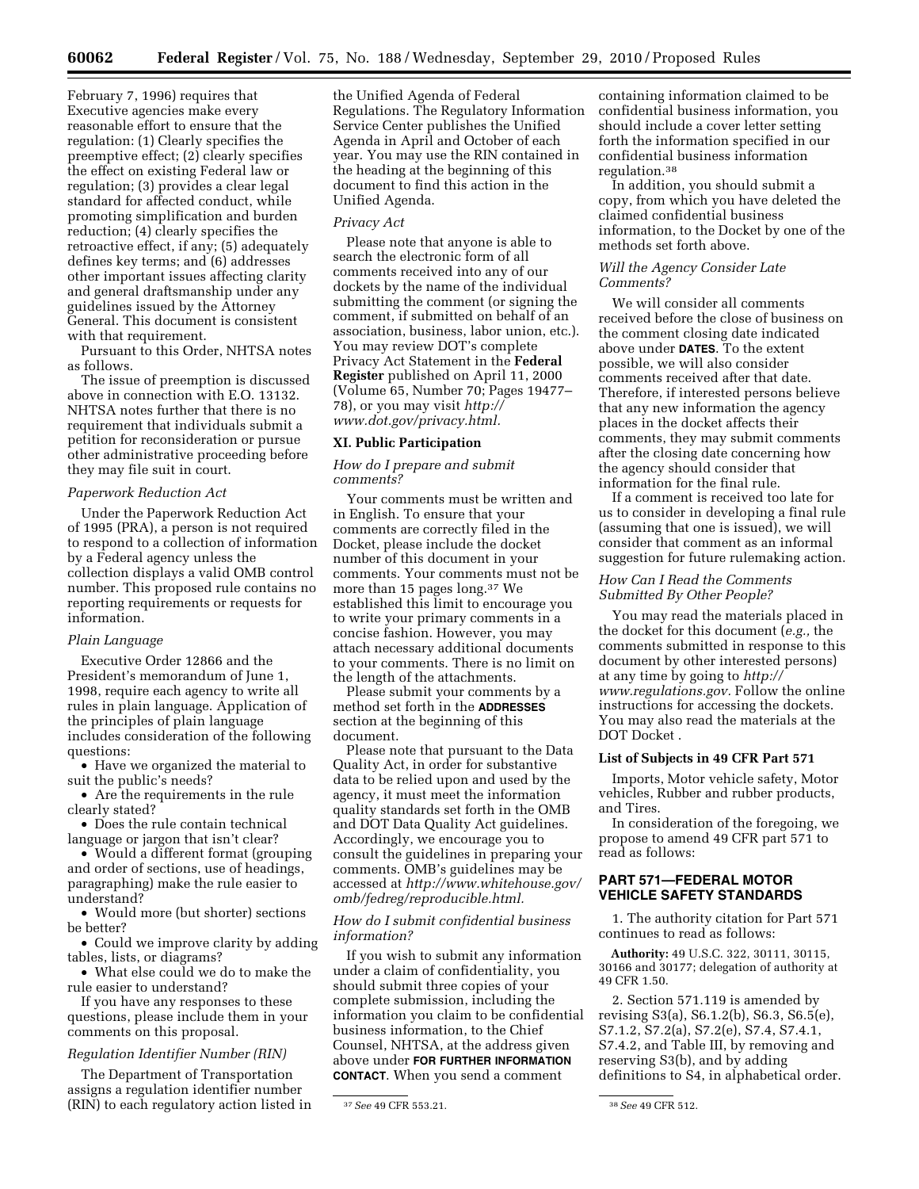February 7, 1996) requires that Executive agencies make every reasonable effort to ensure that the regulation: (1) Clearly specifies the preemptive effect; (2) clearly specifies the effect on existing Federal law or regulation; (3) provides a clear legal standard for affected conduct, while promoting simplification and burden reduction; (4) clearly specifies the retroactive effect, if any; (5) adequately defines key terms; and (6) addresses other important issues affecting clarity and general draftsmanship under any guidelines issued by the Attorney General. This document is consistent with that requirement.

Pursuant to this Order, NHTSA notes as follows.

The issue of preemption is discussed above in connection with E.O. 13132. NHTSA notes further that there is no requirement that individuals submit a petition for reconsideration or pursue other administrative proceeding before they may file suit in court.

*Paperwork Reduction Act*

Under the Paperwork Reduction Act of 1995 (PRA), a person is not required to respond to a collection of information by a Federal agency unless the collection displays a valid OMB control number. This proposed rule contains no reporting requirements or requests for information.

*Plain Language*

Executive Order 12866 and the President's memorandum of June 1, 1998, require each agency to write all rules in plain language. Application of the principles of plain language includes consideration of the following questions:

- Have we organized the material to suit the public's needs?
- Are the requirements in the rule clearly stated?
- Does the rule contain technical language or jargon that isn't clear?
- Would a different format (grouping and order of sections, use of headings, paragraphing) make the rule easier to understand?
- Would more (but shorter) sections be better?
- Could we improve clarity by adding tables, lists, or diagrams?
- What else could we do to make the rule easier to understand?

If you have any responses to these questions, please include them in your comments on this proposal.

*Regulation Identifier Number (RIN)*

The Department of Transportation assigns a regulation identifier number (RIN) to each regulatory action listed in the Unified Agenda of Federal Regulations. The Regulatory Information Service Center publishes the Unified Agenda in April and October of each year. You may use the RIN contained in the heading at the beginning of this document to find this action in the Unified Agenda.

*Privacy Act*

Please note that anyone is able to search the electronic form of all comments received into any of our dockets by the name of the individual submitting the comment (or signing the comment, if submitted on behalf of an association, business, labor union, etc.). You may review DOT's complete Privacy Act Statement in the **Federal Register** published on April 11, 2000 (Volume 65, Number 70; Pages 19477–78), or you may visit *http://www.dot.gov/privacy.html.*

## XI. Public Participation

*How do I prepare and submit comments?*

Your comments must be written and in English. To ensure that your comments are correctly filed in the Docket, please include the docket number of this document in your comments. Your comments must not be more than 15 pages long.[37] We established this limit to encourage you to write your primary comments in a concise fashion. However, you may attach necessary additional documents to your comments. There is no limit on the length of the attachments.

Please submit your comments by a method set forth in the **ADDRESSES** section at the beginning of this document.

Please note that pursuant to the Data Quality Act, in order for substantive data to be relied upon and used by the agency, it must meet the information quality standards set forth in the OMB and DOT Data Quality Act guidelines. Accordingly, we encourage you to consult the guidelines in preparing your comments. OMB's guidelines may be accessed at *http://www.whitehouse.gov/omb/fedreg/reproducible.html.*

*How do I submit confidential business information?*

If you wish to submit any information under a claim of confidentiality, you should submit three copies of your complete submission, including the information you claim to be confidential business information, to the Chief Counsel, NHTSA, at the address given above under **FOR FURTHER INFORMATION CONTACT**. When you send a comment containing information claimed to be confidential business information, you should include a cover letter setting forth the information specified in our confidential business information regulation.[38]

In addition, you should submit a copy, from which you have deleted the claimed confidential business information, to the Docket by one of the methods set forth above.

*Will the Agency Consider Late Comments?*

We will consider all comments received before the close of business on the comment closing date indicated above under **DATES**. To the extent possible, we will also consider comments received after that date. Therefore, if interested persons believe that any new information the agency places in the docket affects their comments, they may submit comments after the closing date concerning how the agency should consider that information for the final rule.

If a comment is received too late for us to consider in developing a final rule (assuming that one is issued), we will consider that comment as an informal suggestion for future rulemaking action.

*How Can I Read the Comments Submitted By Other People?*

You may read the materials placed in the docket for this document (*e.g.,* the comments submitted in response to this document by other interested persons) at any time by going to *http://www.regulations.gov.* Follow the online instructions for accessing the dockets. You may also read the materials at the DOT Docket .

### List of Subjects in 49 CFR Part 571

Imports, Motor vehicle safety, Motor vehicles, Rubber and rubber products, and Tires.

In consideration of the foregoing, we propose to amend 49 CFR part 571 to read as follows:

## PART 571—FEDERAL MOTOR VEHICLE SAFETY STANDARDS

1. The authority citation for Part 571 continues to read as follows:

**Authority:** 49 U.S.C. 322, 30111, 30115, 30166 and 30177; delegation of authority at 49 CFR 1.50.

2. Section 571.119 is amended by revising S3(a), S6.1.2(b), S6.3, S6.5(e), S7.1.2, S7.2(a), S7.2(e), S7.4, S7.4.1, S7.4.2, and Table III, by removing and reserving S3(b), and by adding definitions to S4, in alphabetical order.

[37] *See* 49 CFR 553.21.

[38] *See* 49 CFR 512.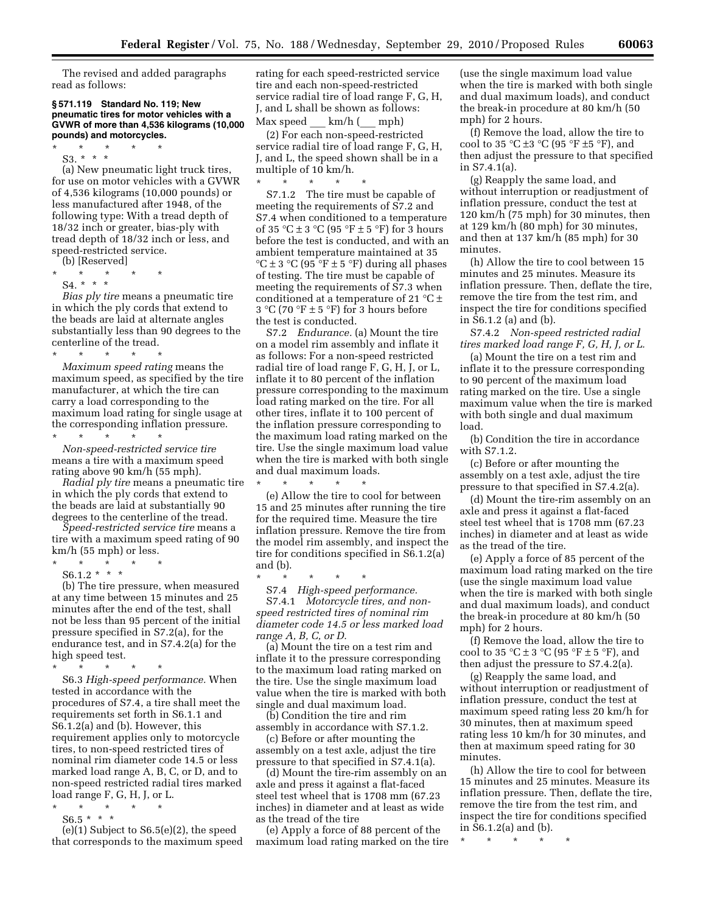The revised and added paragraphs read as follows:

**§ 571.119 Standard No. 119; New pneumatic tires for motor vehicles with a GVWR of more than 4,536 kilograms (10,000 pounds) and motorcycles.**

\* \* \* \* \*

S3. \* \* \*

(a) New pneumatic light truck tires, for use on motor vehicles with a GVWR of 4,536 kilograms (10,000 pounds) or less manufactured after 1948, of the following type: With a tread depth of 18/32 inch or greater, bias-ply with tread depth of 18/32 inch or less, and speed-restricted service.

(b) [Reserved]

\* \* \* \* \*

S4. \* \* \*

*Bias ply tire* means a pneumatic tire in which the ply cords that extend to the beads are laid at alternate angles substantially less than 90 degrees to the centerline of the tread.

\* \* \* \* \*

*Maximum speed rating* means the maximum speed, as specified by the tire manufacturer, at which the tire can carry a load corresponding to the maximum load rating for single usage at the corresponding inflation pressure.

\* \* \* \* \*

*Non-speed-restricted service tire* means a tire with a maximum speed rating above 90 km/h (55 mph).

*Radial ply tire* means a pneumatic tire in which the ply cords that extend to the beads are laid at substantially 90 degrees to the centerline of the tread.

*Speed-restricted service tire* means a tire with a maximum speed rating of 90 km/h (55 mph) or less.

\* \* \* \* \*

S6.1.2 \* \* \*

(b) The tire pressure, when measured at any time between 15 minutes and 25 minutes after the end of the test, shall not be less than 95 percent of the initial pressure specified in S7.2(a), for the endurance test, and in S7.4.2(a) for the high speed test.

\* \* \* \* \*

S6.3 *High-speed performance.* When tested in accordance with the procedures of S7.4, a tire shall meet the requirements set forth in S6.1.1 and S6.1.2(a) and (b). However, this requirement applies only to motorcycle tires, to non-speed restricted tires of nominal rim diameter code 14.5 or less marked load range A, B, C, or D, and to non-speed restricted radial tires marked load range F, G, H, J, or L.

\* \* \* \* \*

S6.5 \* \* \*

(e)(1) Subject to S6.5(e)(2), the speed that corresponds to the maximum speed rating for each speed-restricted service tire and each non-speed-restricted service radial tire of load range F, G, H, J, and L shall be shown as follows: Max speed ___ km/h (___ mph)

(2) For each non-speed-restricted service radial tire of load range F, G, H, J, and L, the speed shown shall be in a multiple of 10 km/h.

\* \* \* \* \*

S7.1.2 The tire must be capable of meeting the requirements of S7.2 and S7.4 when conditioned to a temperature of 35 °C ± 3 °C (95 °F ± 5 °F) for 3 hours before the test is conducted, and with an ambient temperature maintained at 35 °C ± 3 °C (95 °F ± 5 °F) during all phases of testing. The tire must be capable of meeting the requirements of S7.3 when conditioned at a temperature of 21 °C ± 3 °C (70 °F ± 5 °F) for 3 hours before the test is conducted.

S7.2 *Endurance.* (a) Mount the tire on a model rim assembly and inflate it as follows: For a non-speed restricted radial tire of load range F, G, H, J, or L, inflate it to 80 percent of the inflation pressure corresponding to the maximum load rating marked on the tire. For all other tires, inflate it to 100 percent of the inflation pressure corresponding to the maximum load rating marked on the tire. Use the single maximum load value when the tire is marked with both single and dual maximum loads.

\* \* \* \* \*

(e) Allow the tire to cool for between 15 and 25 minutes after running the tire for the required time. Measure the tire inflation pressure. Remove the tire from the model rim assembly, and inspect the tire for conditions specified in S6.1.2(a) and (b).

\* \* \* \* \*

S7.4 *High-speed performance.*

S7.4.1 *Motorcycle tires, and non-speed restricted tires of nominal rim diameter code 14.5 or less marked load range A, B, C, or D.*

(a) Mount the tire on a test rim and inflate it to the pressure corresponding to the maximum load rating marked on the tire. Use the single maximum load value when the tire is marked with both single and dual maximum load.

(b) Condition the tire and rim assembly in accordance with S7.1.2.

(c) Before or after mounting the assembly on a test axle, adjust the tire pressure to that specified in S7.4.1(a).

(d) Mount the tire-rim assembly on an axle and press it against a flat-faced steel test wheel that is 1708 mm (67.23 inches) in diameter and at least as wide as the tread of the tire

(e) Apply a force of 88 percent of the maximum load rating marked on the tire (use the single maximum load value when the tire is marked with both single and dual maximum loads), and conduct the break-in procedure at 80 km/h (50 mph) for 2 hours.

(f) Remove the load, allow the tire to cool to 35 °C ±3 °C (95 °F ±5 °F), and then adjust the pressure to that specified in S7.4.1(a).

(g) Reapply the same load, and without interruption or readjustment of inflation pressure, conduct the test at 120 km/h (75 mph) for 30 minutes, then at 129 km/h (80 mph) for 30 minutes, and then at 137 km/h (85 mph) for 30 minutes.

(h) Allow the tire to cool between 15 minutes and 25 minutes. Measure its inflation pressure. Then, deflate the tire, remove the tire from the test rim, and inspect the tire for conditions specified in S6.1.2 (a) and (b).

S7.4.2 *Non-speed restricted radial tires marked load range F, G, H, J, or L.*

(a) Mount the tire on a test rim and inflate it to the pressure corresponding to 90 percent of the maximum load rating marked on the tire. Use a single maximum value when the tire is marked with both single and dual maximum load.

(b) Condition the tire in accordance with S7.1.2.

(c) Before or after mounting the assembly on a test axle, adjust the tire pressure to that specified in S7.4.2(a).

(d) Mount the tire-rim assembly on an axle and press it against a flat-faced steel test wheel that is 1708 mm (67.23 inches) in diameter and at least as wide as the tread of the tire.

(e) Apply a force of 85 percent of the maximum load rating marked on the tire (use the single maximum load value when the tire is marked with both single and dual maximum loads), and conduct the break-in procedure at 80 km/h (50 mph) for 2 hours.

(f) Remove the load, allow the tire to cool to 35 °C ± 3 °C (95 °F ± 5 °F), and then adjust the pressure to S7.4.2(a).

(g) Reapply the same load, and without interruption or readjustment of inflation pressure, conduct the test at maximum speed rating less 20 km/h for 30 minutes, then at maximum speed rating less 10 km/h for 30 minutes, and then at maximum speed rating for 30 minutes.

(h) Allow the tire to cool for between 15 minutes and 25 minutes. Measure its inflation pressure. Then, deflate the tire, remove the tire from the test rim, and inspect the tire for conditions specified in S6.1.2(a) and (b).

\* \* \* \* \*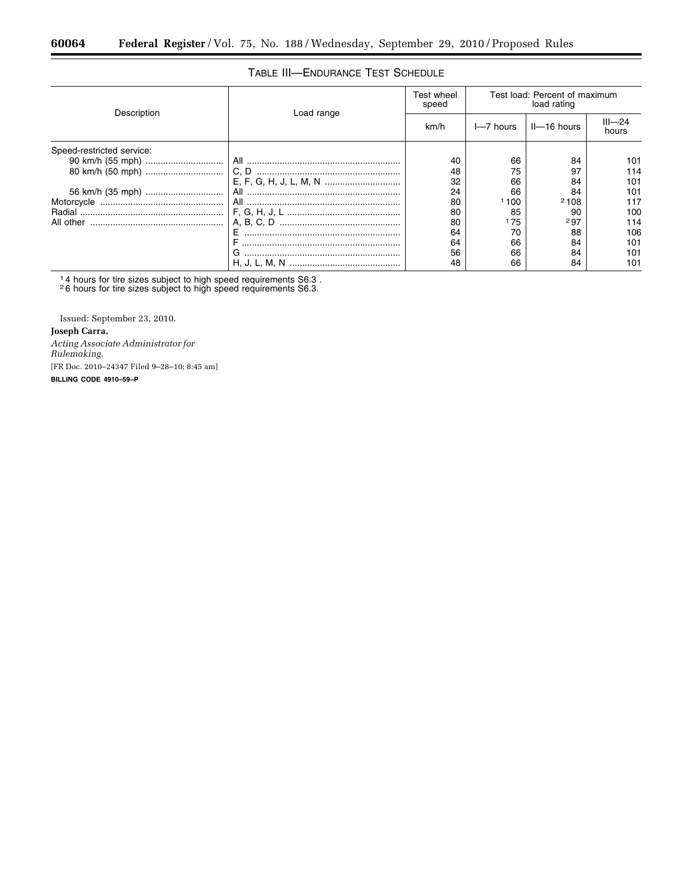TABLE III—ENDURANCE TEST SCHEDULE

| Description | Load range | Test wheel speed | Test load: Percent of maximum load rating | | |
|---|---|---|---|---|---|
| | | km/h | I—7 hours | II—16 hours | III—24 hours |
| Speed-restricted service: | | | | | |
| 90 km/h (55 mph) | All | 40 | 66 | 84 | 101 |
| 80 km/h (50 mph) | C, D | 48 | 75 | 97 | 114 |
| | E, F, G, H, J, L, M, N | 32 | 66 | 84 | 101 |
| 56 km/h (35 mph) | All | 24 | 66 | 84 | 101 |
| Motorcycle | All | 80 | [1] 100 | [2] 108 | 117 |
| Radial | F, G, H, J, L | 80 | 85 | 90 | 100 |
| All other | A, B, C, D | 80 | [1] 75 | [2] 97 | 114 |
| | E | 64 | 70 | 88 | 106 |
| | F | 64 | 66 | 84 | 101 |
| | G | 56 | 66 | 84 | 101 |
| | H, J, L, M, N | 48 | 66 | 84 | 101 |

[1] 4 hours for tire sizes subject to high speed requirements S6.3 .
[2] 6 hours for tire sizes subject to high speed requirements S6.3.

Issued: September 23, 2010.

**Joseph Carra,**

*Acting Associate Administrator for Rulemaking.*

[FR Doc. 2010–24347 Filed 9–28–10; 8:45 am]

**BILLING CODE 4910–59–P**